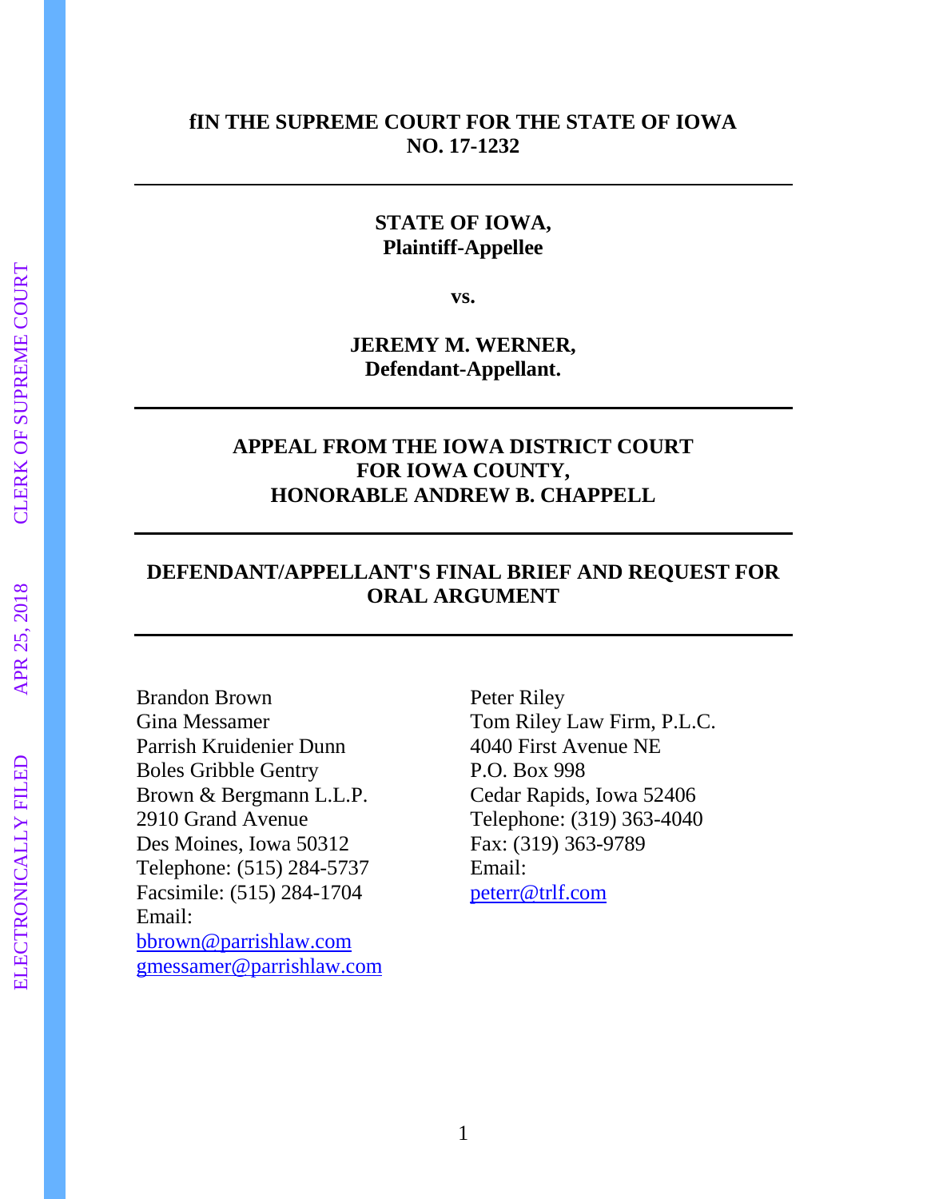**fIN THE SUPREME COURT FOR THE STATE OF IOWA**
**NO. 17-1232**

---

**STATE OF IOWA,**
**Plaintiff-Appellee**

**vs.**

**JEREMY M. WERNER,**
**Defendant-Appellant.**

---

**APPEAL FROM THE IOWA DISTRICT COURT**
**FOR IOWA COUNTY,**
**HONORABLE ANDREW B. CHAPPELL**

---

**DEFENDANT/APPELLANT'S FINAL BRIEF AND REQUEST FOR ORAL ARGUMENT**

---

Brandon Brown
Gina Messamer
Parrish Kruidenier Dunn
Boles Gribble Gentry
Brown & Bergmann L.L.P.
2910 Grand Avenue
Des Moines, Iowa 50312
Telephone: (515) 284-5737
Facsimile: (515) 284-1704
Email:
bbrown@parrishlaw.com
gmessamer@parrishlaw.com

Peter Riley
Tom Riley Law Firm, P.L.C.
4040 First Avenue NE
P.O. Box 998
Cedar Rapids, Iowa 52406
Telephone: (319) 363-4040
Fax: (319) 363-9789
Email:
peterr@trlf.com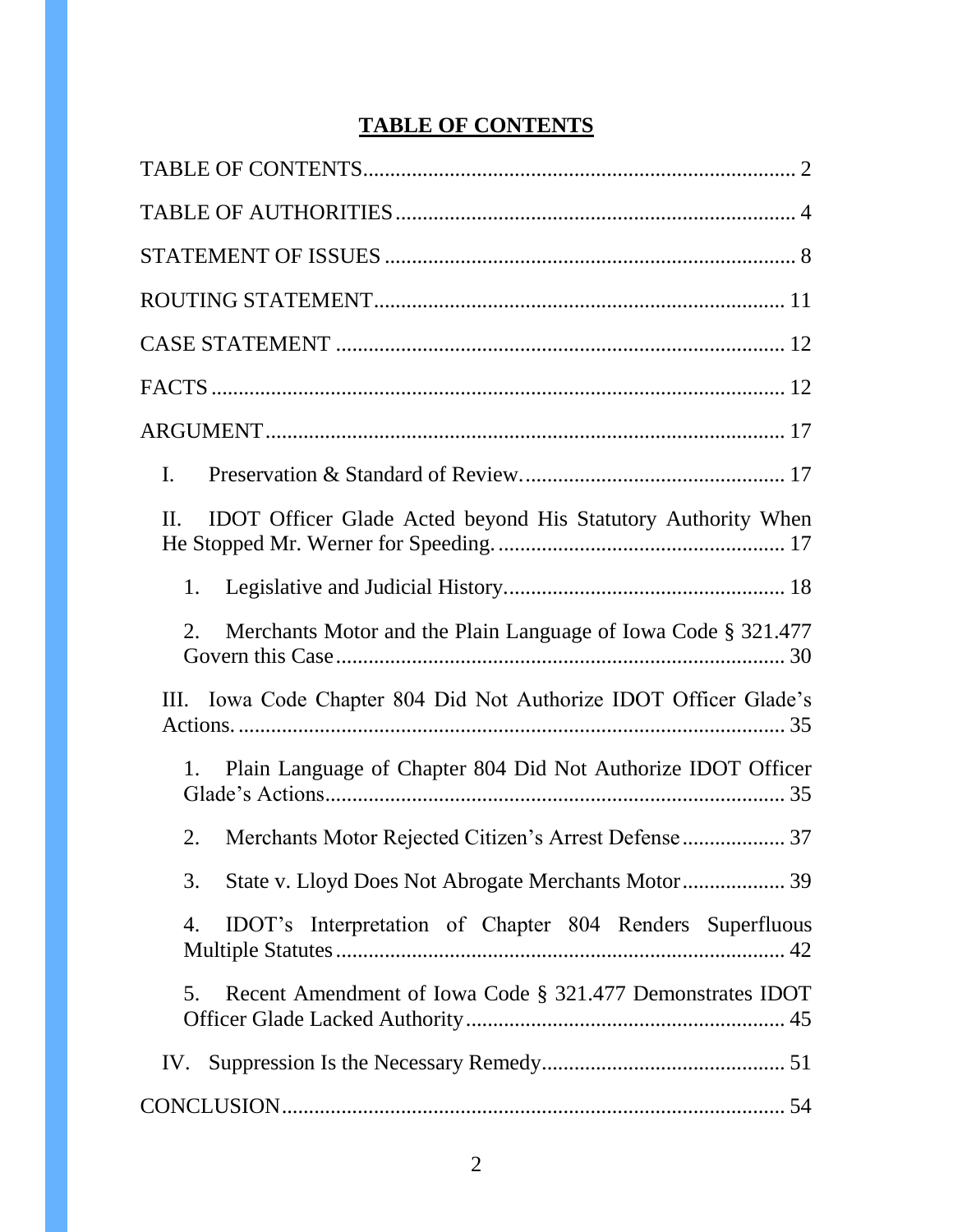# TABLE OF CONTENTS

TABLE OF CONTENTS ........................................................................ 2

TABLE OF AUTHORITIES ................................................................. 4

STATEMENT OF ISSUES ................................................................... 8

ROUTING STATEMENT .................................................................... 11

CASE STATEMENT ........................................................................... 12

FACTS ............................................................................................... 12

ARGUMENT ...................................................................................... 17

I. Preservation & Standard of Review. ............................................. 17

II. IDOT Officer Glade Acted beyond His Statutory Authority When He Stopped Mr. Werner for Speeding. ............................................. 17

1. Legislative and Judicial History. ................................................ 18

2. Merchants Motor and the Plain Language of Iowa Code § 321.477 Govern this Case .......................................................................... 30

III. Iowa Code Chapter 804 Did Not Authorize IDOT Officer Glade's Actions. ......................................................................................... 35

1. Plain Language of Chapter 804 Did Not Authorize IDOT Officer Glade's Actions ............................................................................. 35

2. Merchants Motor Rejected Citizen's Arrest Defense ................... 37

3. State v. Lloyd Does Not Abrogate Merchants Motor .................. 39

4. IDOT's Interpretation of Chapter 804 Renders Superfluous Multiple Statutes ........................................................................... 42

5. Recent Amendment of Iowa Code § 321.477 Demonstrates IDOT Officer Glade Lacked Authority .................................................... 45

IV. Suppression Is the Necessary Remedy ......................................... 51

CONCLUSION .................................................................................. 54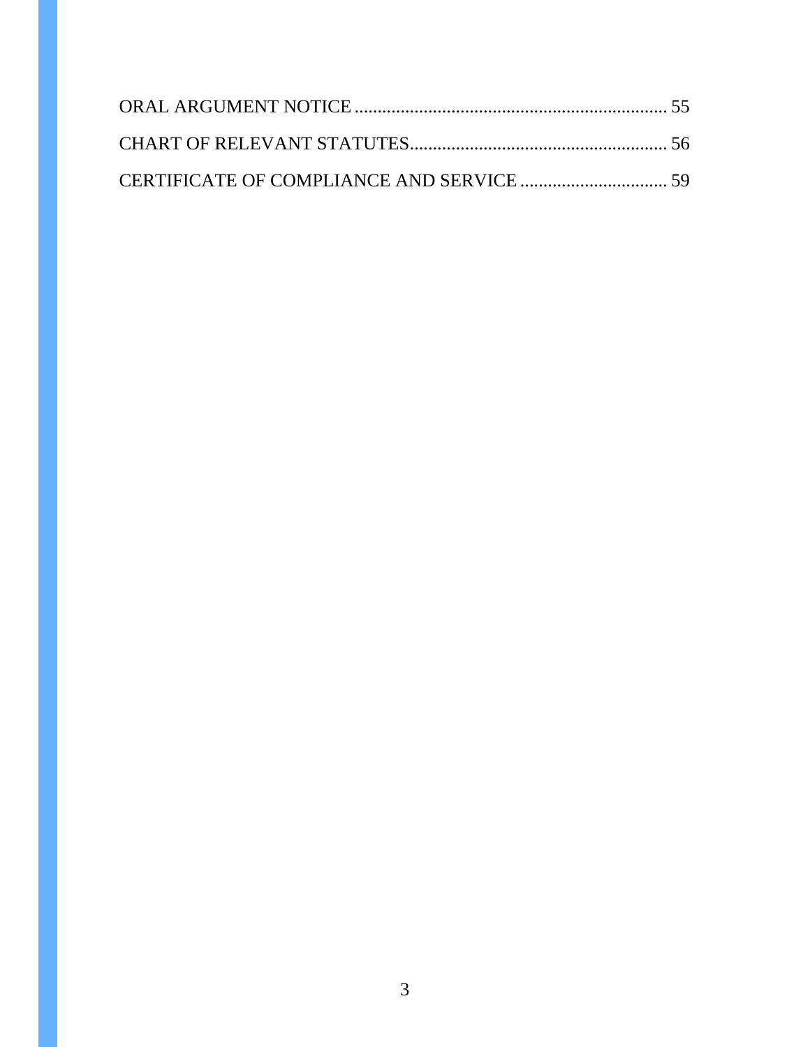ORAL ARGUMENT NOTICE .................................................................... 55

CHART OF RELEVANT STATUTES........................................................ 56

CERTIFICATE OF COMPLIANCE AND SERVICE ................................ 59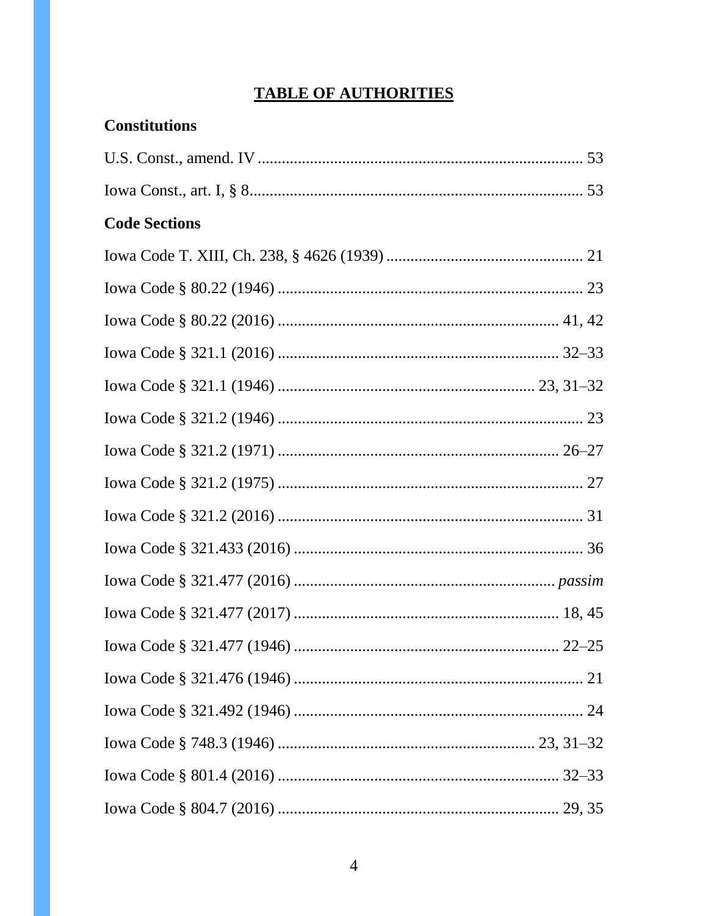# TABLE OF AUTHORITIES

**Constitutions**

U.S. Const., amend. IV ................................................................................ 53

Iowa Const., art. I, § 8.................................................................................. 53

**Code Sections**

Iowa Code T. XIII, Ch. 238, § 4626 (1939) ................................................ 21

Iowa Code § 80.22 (1946) ........................................................................... 23

Iowa Code § 80.22 (2016) ...................................................................... 41, 42

Iowa Code § 321.1 (2016) ...................................................................... 32–33

Iowa Code § 321.1 (1946) ............................................................... 23, 31–32

Iowa Code § 321.2 (1946) ........................................................................... 23

Iowa Code § 321.2 (1971) ...................................................................... 26–27

Iowa Code § 321.2 (1975) ........................................................................... 27

Iowa Code § 321.2 (2016) ........................................................................... 31

Iowa Code § 321.433 (2016) ....................................................................... 36

Iowa Code § 321.477 (2016) ................................................................ *passim*

Iowa Code § 321.477 (2017) .................................................................. 18, 45

Iowa Code § 321.477 (1946) .................................................................. 22–25

Iowa Code § 321.476 (1946) ....................................................................... 21

Iowa Code § 321.492 (1946) ....................................................................... 24

Iowa Code § 748.3 (1946) ................................................................ 23, 31–32

Iowa Code § 801.4 (2016) ...................................................................... 32–33

Iowa Code § 804.7 (2016) ...................................................................... 29, 35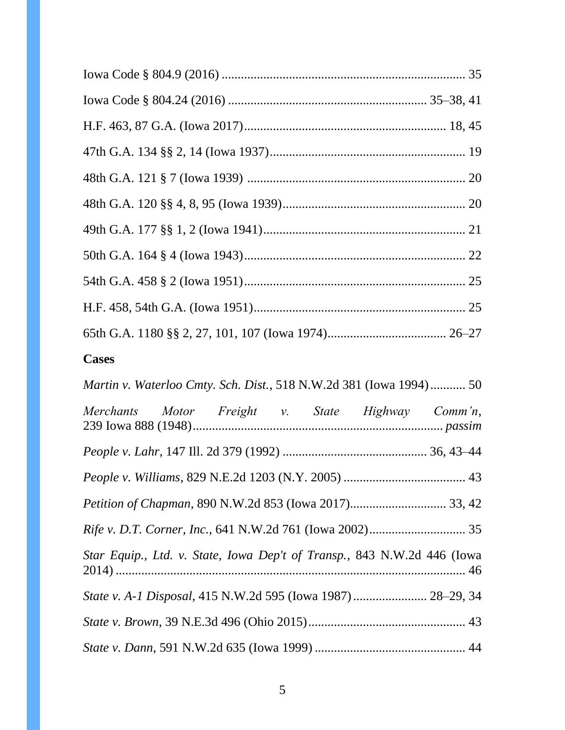Iowa Code § 804.9 (2016) ........................................................................... 35

Iowa Code § 804.24 (2016) ............................................................. 35–38, 41

H.F. 463, 87 G.A. (Iowa 2017)............................................................... 18, 45

47th G.A. 134 §§ 2, 14 (Iowa 1937)............................................................ 19

48th G.A. 121 § 7 (Iowa 1939) ................................................................... 20

48th G.A. 120 §§ 4, 8, 95 (Iowa 1939)........................................................ 20

49th G.A. 177 §§ 1, 2 (Iowa 1941).............................................................. 21

50th G.A. 164 § 4 (Iowa 1943).................................................................... 22

54th G.A. 458 § 2 (Iowa 1951).................................................................... 25

H.F. 458, 54th G.A. (Iowa 1951)................................................................. 25

65th G.A. 1180 §§ 2, 27, 101, 107 (Iowa 1974).................................... 26–27

**Cases**

*Martin v. Waterloo Cmty. Sch. Dist.*, 518 N.W.2d 381 (Iowa 1994)........... 50

*Merchants Motor Freight v. State Highway Comm'n*, 239 Iowa 888 (1948)............................................................................ *passim*

*People v. Lahr*, 147 Ill. 2d 379 (1992) ............................................. 36, 43–44

*People v. Williams*, 829 N.E.2d 1203 (N.Y. 2005) ...................................... 43

*Petition of Chapman*, 890 N.W.2d 853 (Iowa 2017).............................. 33, 42

*Rife v. D.T. Corner, Inc.*, 641 N.W.2d 761 (Iowa 2002).............................. 35

*Star Equip., Ltd. v. State, Iowa Dep't of Transp.*, 843 N.W.2d 446 (Iowa 2014) ............................................................................................... 46

*State v. A-1 Disposal*, 415 N.W.2d 595 (Iowa 1987) ....................... 28–29, 34

*State v. Brown*, 39 N.E.3d 496 (Ohio 2015)................................................ 43

*State v. Dann*, 591 N.W.2d 635 (Iowa 1999) .............................................. 44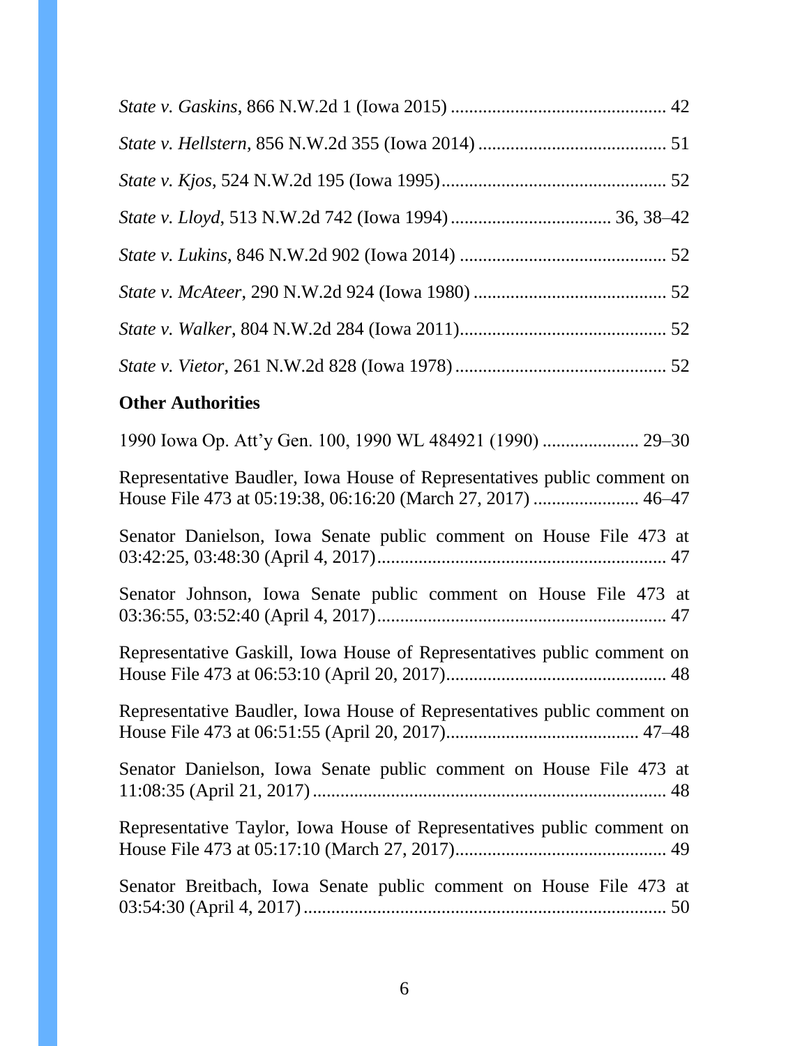*State v. Gaskins*, 866 N.W.2d 1 (Iowa 2015) .............................................. 42

*State v. Hellstern*, 856 N.W.2d 355 (Iowa 2014) ......................................... 51

*State v. Kjos*, 524 N.W.2d 195 (Iowa 1995)................................................. 52

*State v. Lloyd*, 513 N.W.2d 742 (Iowa 1994) .................................. 36, 38–42

*State v. Lukins*, 846 N.W.2d 902 (Iowa 2014) ............................................ 52

*State v. McAteer*, 290 N.W.2d 924 (Iowa 1980) .......................................... 52

*State v. Walker*, 804 N.W.2d 284 (Iowa 2011)............................................. 52

*State v. Vietor*, 261 N.W.2d 828 (Iowa 1978) .............................................. 52

**Other Authorities**

1990 Iowa Op. Att'y Gen. 100, 1990 WL 484921 (1990) .................... 29–30

Representative Baudler, Iowa House of Representatives public comment on House File 473 at 05:19:38, 06:16:20 (March 27, 2017) ...................... 46–47

Senator Danielson, Iowa Senate public comment on House File 473 at 03:42:25, 03:48:30 (April 4, 2017).............................................................. 47

Senator Johnson, Iowa Senate public comment on House File 473 at 03:36:55, 03:52:40 (April 4, 2017).............................................................. 47

Representative Gaskill, Iowa House of Representatives public comment on House File 473 at 06:53:10 (April 20, 2017)............................................... 48

Representative Baudler, Iowa House of Representatives public comment on House File 473 at 06:51:55 (April 20, 2017)......................................... 47–48

Senator Danielson, Iowa Senate public comment on House File 473 at 11:08:35 (April 21, 2017)........................................................................... 48

Representative Taylor, Iowa House of Representatives public comment on House File 473 at 05:17:10 (March 27, 2017)............................................. 49

Senator Breitbach, Iowa Senate public comment on House File 473 at 03:54:30 (April 4, 2017)............................................................................. 50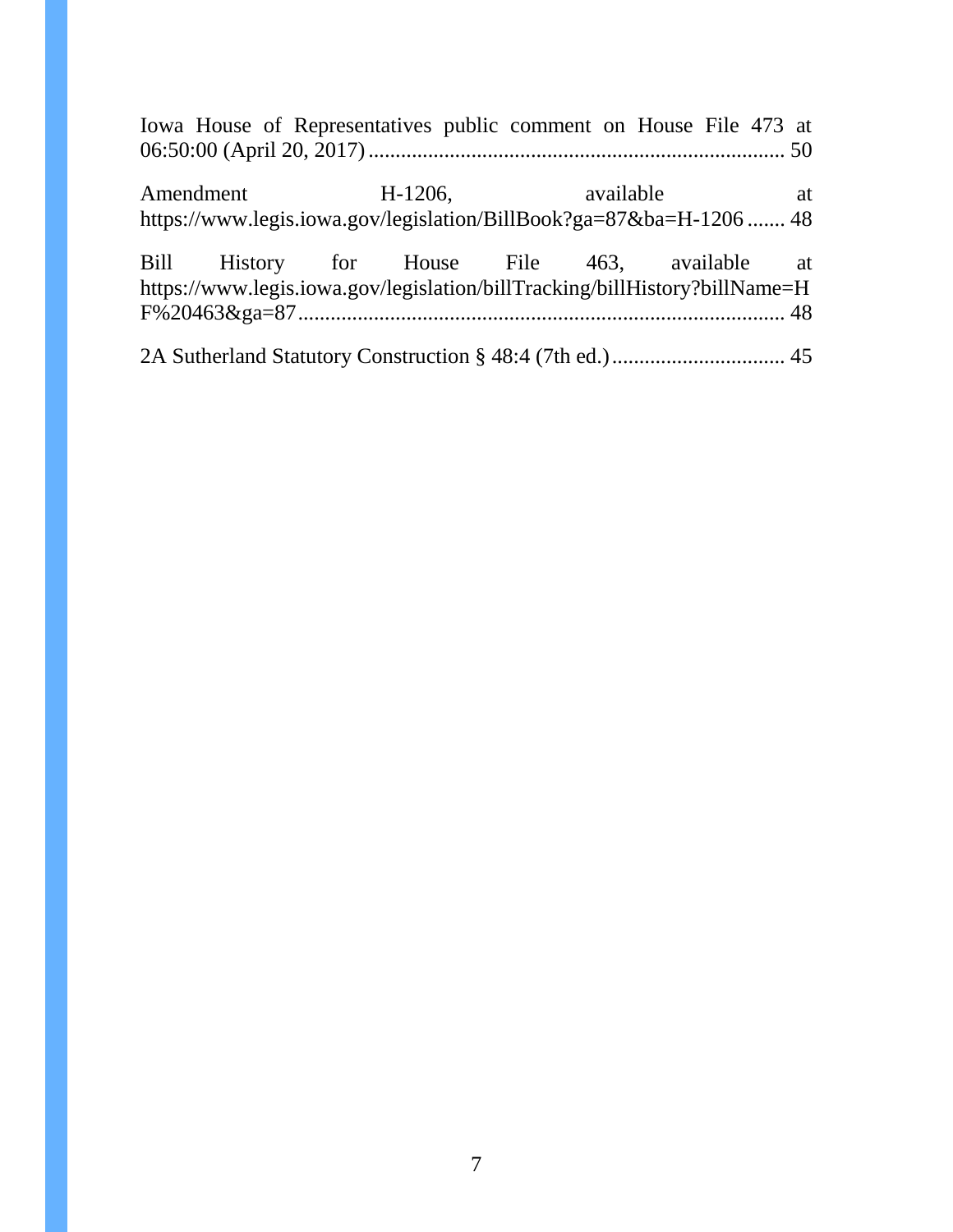Iowa House of Representatives public comment on House File 473 at 06:50:00 (April 20, 2017) ............................................................................ 50

Amendment H-1206, available at https://www.legis.iowa.gov/legislation/BillBook?ga=87&ba=H-1206 ....... 48

Bill History for House File 463, available at https://www.legis.iowa.gov/legislation/billTracking/billHistory?billName=HF%20463&ga=87 .......................................................................................... 48

2A Sutherland Statutory Construction § 48:4 (7th ed.) ................................ 45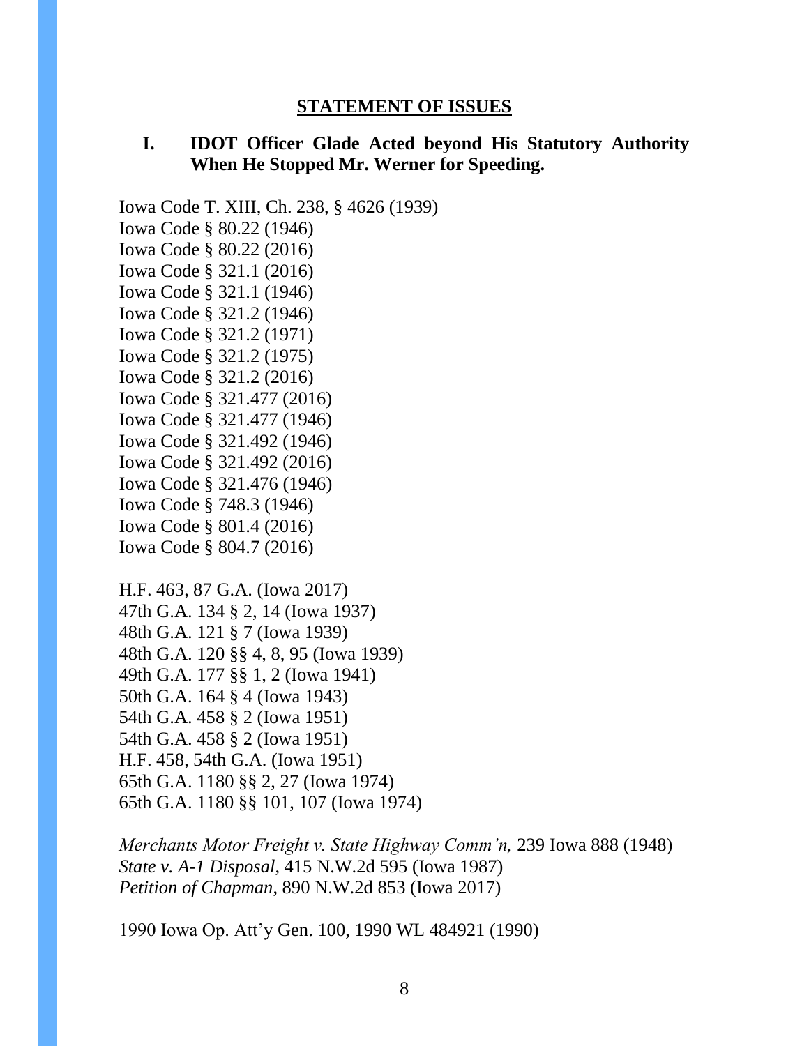## STATEMENT OF ISSUES

### I. IDOT Officer Glade Acted beyond His Statutory Authority When He Stopped Mr. Werner for Speeding.

Iowa Code T. XIII, Ch. 238, § 4626 (1939)
Iowa Code § 80.22 (1946)
Iowa Code § 80.22 (2016)
Iowa Code § 321.1 (2016)
Iowa Code § 321.1 (1946)
Iowa Code § 321.2 (1946)
Iowa Code § 321.2 (1971)
Iowa Code § 321.2 (1975)
Iowa Code § 321.2 (2016)
Iowa Code § 321.477 (2016)
Iowa Code § 321.477 (1946)
Iowa Code § 321.492 (1946)
Iowa Code § 321.492 (2016)
Iowa Code § 321.476 (1946)
Iowa Code § 748.3 (1946)
Iowa Code § 801.4 (2016)
Iowa Code § 804.7 (2016)

H.F. 463, 87 G.A. (Iowa 2017)
47th G.A. 134 § 2, 14 (Iowa 1937)
48th G.A. 121 § 7 (Iowa 1939)
48th G.A. 120 §§ 4, 8, 95 (Iowa 1939)
49th G.A. 177 §§ 1, 2 (Iowa 1941)
50th G.A. 164 § 4 (Iowa 1943)
54th G.A. 458 § 2 (Iowa 1951)
54th G.A. 458 § 2 (Iowa 1951)
H.F. 458, 54th G.A. (Iowa 1951)
65th G.A. 1180 §§ 2, 27 (Iowa 1974)
65th G.A. 1180 §§ 101, 107 (Iowa 1974)

*Merchants Motor Freight v. State Highway Comm'n,* 239 Iowa 888 (1948)
*State v. A-1 Disposal*, 415 N.W.2d 595 (Iowa 1987)
*Petition of Chapman*, 890 N.W.2d 853 (Iowa 2017)

1990 Iowa Op. Att'y Gen. 100, 1990 WL 484921 (1990)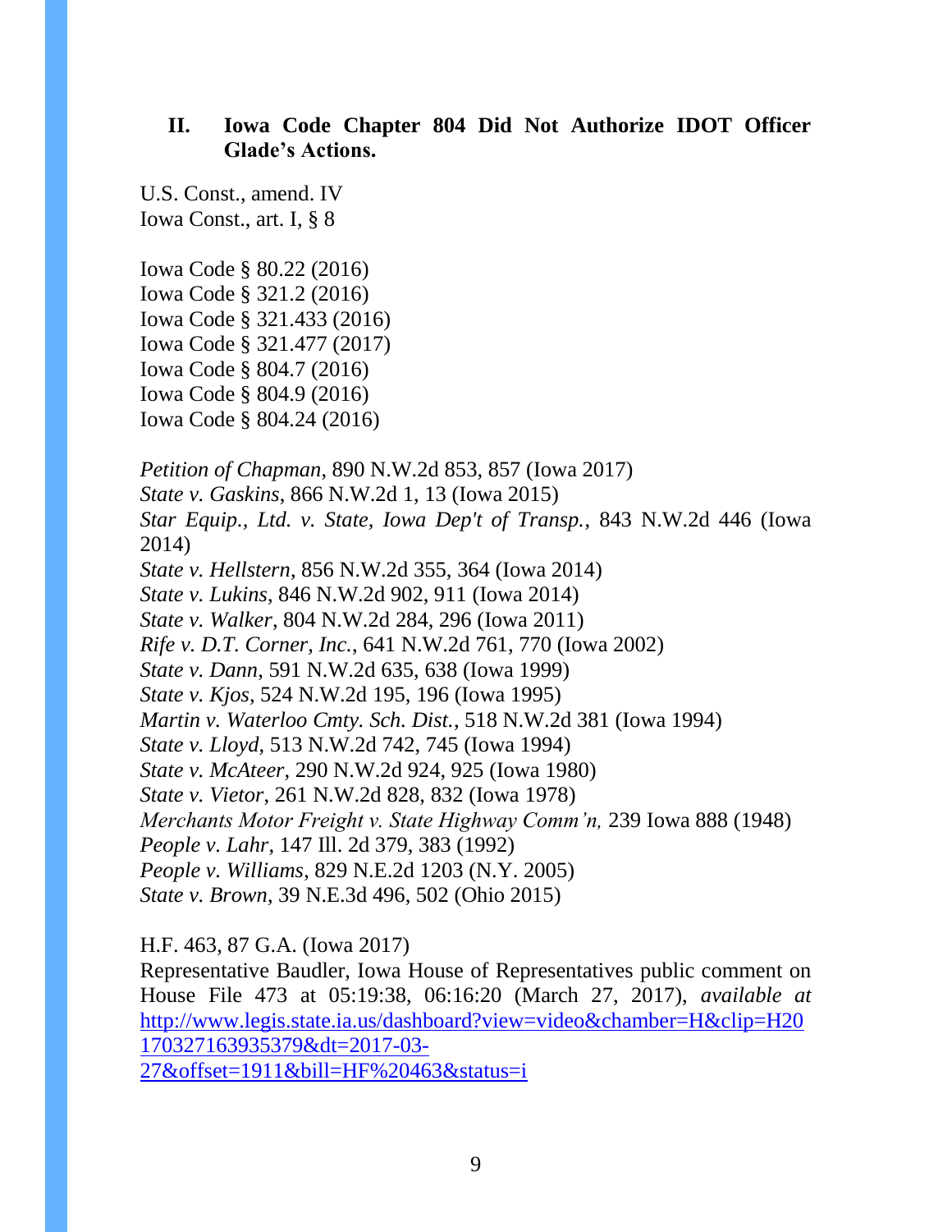## II. Iowa Code Chapter 804 Did Not Authorize IDOT Officer Glade's Actions.

U.S. Const., amend. IV
Iowa Const., art. I, § 8

Iowa Code § 80.22 (2016)
Iowa Code § 321.2 (2016)
Iowa Code § 321.433 (2016)
Iowa Code § 321.477 (2017)
Iowa Code § 804.7 (2016)
Iowa Code § 804.9 (2016)
Iowa Code § 804.24 (2016)

*Petition of Chapman*, 890 N.W.2d 853, 857 (Iowa 2017)
*State v. Gaskins*, 866 N.W.2d 1, 13 (Iowa 2015)
*Star Equip., Ltd. v. State, Iowa Dep't of Transp.*, 843 N.W.2d 446 (Iowa 2014)
*State v. Hellstern*, 856 N.W.2d 355, 364 (Iowa 2014)
*State v. Lukins*, 846 N.W.2d 902, 911 (Iowa 2014)
*State v. Walker*, 804 N.W.2d 284, 296 (Iowa 2011)
*Rife v. D.T. Corner, Inc.*, 641 N.W.2d 761, 770 (Iowa 2002)
*State v. Dann*, 591 N.W.2d 635, 638 (Iowa 1999)
*State v. Kjos*, 524 N.W.2d 195, 196 (Iowa 1995)
*Martin v. Waterloo Cmty. Sch. Dist.*, 518 N.W.2d 381 (Iowa 1994)
*State v. Lloyd*, 513 N.W.2d 742, 745 (Iowa 1994)
*State v. McAteer*, 290 N.W.2d 924, 925 (Iowa 1980)
*State v. Vietor*, 261 N.W.2d 828, 832 (Iowa 1978)
*Merchants Motor Freight v. State Highway Comm'n*, 239 Iowa 888 (1948)
*People v. Lahr*, 147 Ill. 2d 379, 383 (1992)
*People v. Williams*, 829 N.E.2d 1203 (N.Y. 2005)
*State v. Brown*, 39 N.E.3d 496, 502 (Ohio 2015)

H.F. 463, 87 G.A. (Iowa 2017)
Representative Baudler, Iowa House of Representatives public comment on House File 473 at 05:19:38, 06:16:20 (March 27, 2017), *available at* http://www.legis.state.ia.us/dashboard?view=video&chamber=H&clip=H20170327163935379&dt=2017-03-27&offset=1911&bill=HF%20463&status=i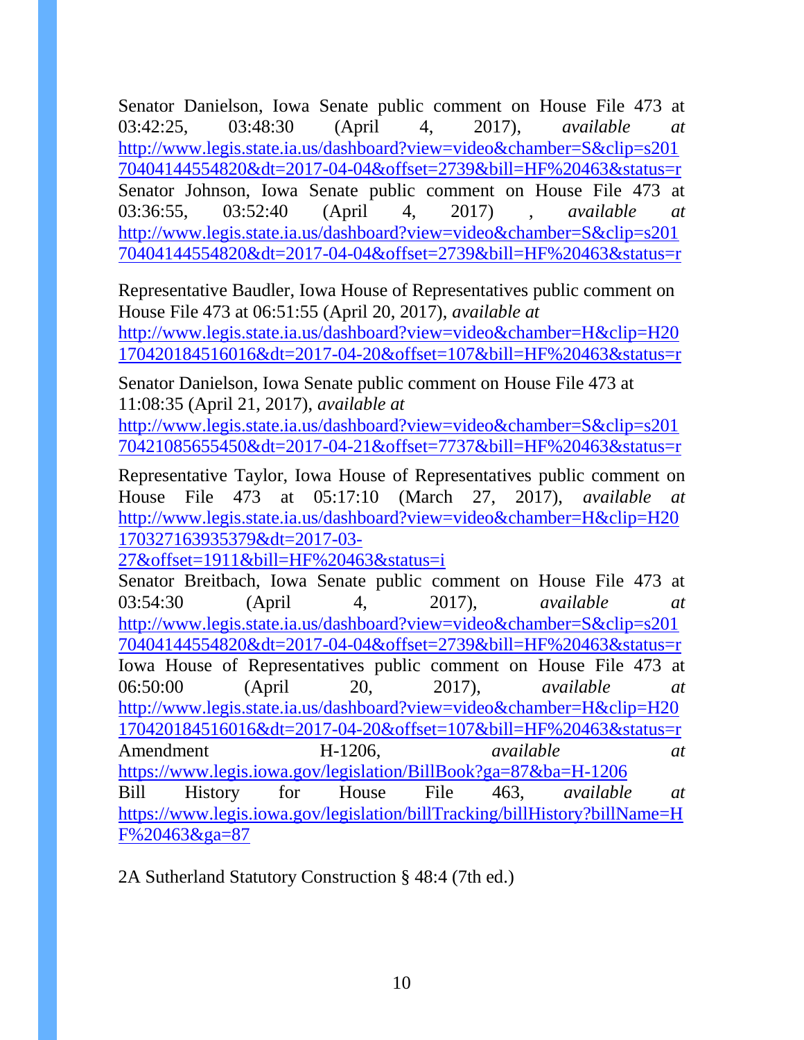Senator Danielson, Iowa Senate public comment on House File 473 at 03:42:25, 03:48:30 (April 4, 2017), *available at* http://www.legis.state.ia.us/dashboard?view=video&chamber=S&clip=s20170404144554820&dt=2017-04-04&offset=2739&bill=HF%20463&status=r

Senator Johnson, Iowa Senate public comment on House File 473 at 03:36:55, 03:52:40 (April 4, 2017) , *available at* http://www.legis.state.ia.us/dashboard?view=video&chamber=S&clip=s20170404144554820&dt=2017-04-04&offset=2739&bill=HF%20463&status=r

Representative Baudler, Iowa House of Representatives public comment on House File 473 at 06:51:55 (April 20, 2017), *available at* http://www.legis.state.ia.us/dashboard?view=video&chamber=H&clip=H20170420184516016&dt=2017-04-20&offset=107&bill=HF%20463&status=r

Senator Danielson, Iowa Senate public comment on House File 473 at 11:08:35 (April 21, 2017), *available at* http://www.legis.state.ia.us/dashboard?view=video&chamber=S&clip=s20170421085655450&dt=2017-04-21&offset=7737&bill=HF%20463&status=r

Representative Taylor, Iowa House of Representatives public comment on House File 473 at 05:17:10 (March 27, 2017), *available at* http://www.legis.state.ia.us/dashboard?view=video&chamber=H&clip=H20170327163935379&dt=2017-03-27&offset=1911&bill=HF%20463&status=i

Senator Breitbach, Iowa Senate public comment on House File 473 at 03:54:30 (April 4, 2017), *available at* http://www.legis.state.ia.us/dashboard?view=video&chamber=S&clip=s20170404144554820&dt=2017-04-04&offset=2739&bill=HF%20463&status=r

Iowa House of Representatives public comment on House File 473 at 06:50:00 (April 20, 2017), *available at* http://www.legis.state.ia.us/dashboard?view=video&chamber=H&clip=H20170420184516016&dt=2017-04-20&offset=107&bill=HF%20463&status=r

Amendment H-1206, *available at* https://www.legis.iowa.gov/legislation/BillBook?ga=87&ba=H-1206

Bill History for House File 463, *available at* https://www.legis.iowa.gov/legislation/billTracking/billHistory?billName=HF%20463&ga=87

2A Sutherland Statutory Construction § 48:4 (7th ed.)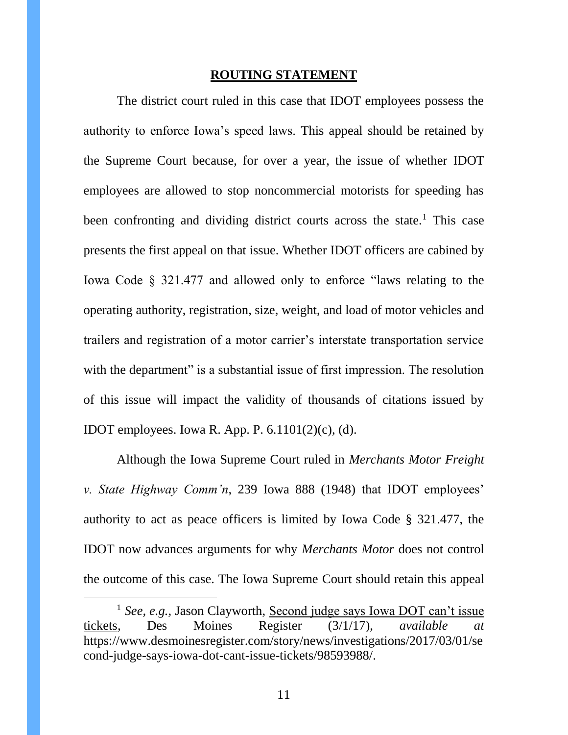## ROUTING STATEMENT

The district court ruled in this case that IDOT employees possess the authority to enforce Iowa's speed laws. This appeal should be retained by the Supreme Court because, for over a year, the issue of whether IDOT employees are allowed to stop noncommercial motorists for speeding has been confronting and dividing district courts across the state.[1] This case presents the first appeal on that issue. Whether IDOT officers are cabined by Iowa Code § 321.477 and allowed only to enforce "laws relating to the operating authority, registration, size, weight, and load of motor vehicles and trailers and registration of a motor carrier's interstate transportation service with the department" is a substantial issue of first impression. The resolution of this issue will impact the validity of thousands of citations issued by IDOT employees. Iowa R. App. P. 6.1101(2)(c), (d).

Although the Iowa Supreme Court ruled in *Merchants Motor Freight v. State Highway Comm'n*, 239 Iowa 888 (1948) that IDOT employees' authority to act as peace officers is limited by Iowa Code § 321.477, the IDOT now advances arguments for why *Merchants Motor* does not control the outcome of this case. The Iowa Supreme Court should retain this appeal

---

[1] *See, e.g.*, Jason Clayworth, Second judge says Iowa DOT can't issue tickets, Des Moines Register (3/1/17), *available at* https://www.desmoinesregister.com/story/news/investigations/2017/03/01/second-judge-says-iowa-dot-cant-issue-tickets/98593988/.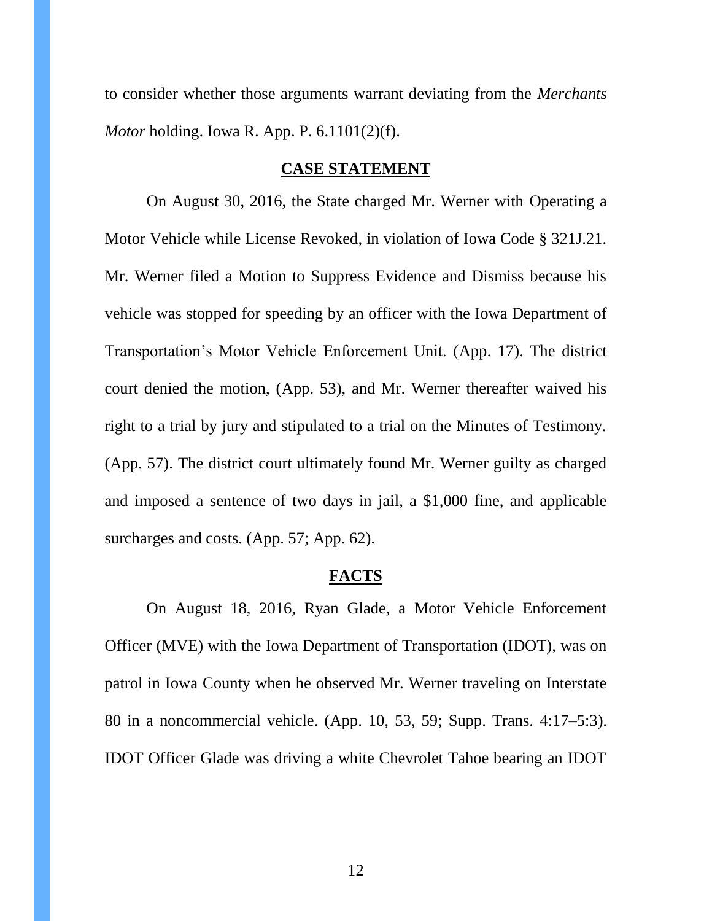to consider whether those arguments warrant deviating from the *Merchants Motor* holding. Iowa R. App. P. 6.1101(2)(f).

## **CASE STATEMENT**

On August 30, 2016, the State charged Mr. Werner with Operating a Motor Vehicle while License Revoked, in violation of Iowa Code § 321J.21. Mr. Werner filed a Motion to Suppress Evidence and Dismiss because his vehicle was stopped for speeding by an officer with the Iowa Department of Transportation's Motor Vehicle Enforcement Unit. (App. 17). The district court denied the motion, (App. 53), and Mr. Werner thereafter waived his right to a trial by jury and stipulated to a trial on the Minutes of Testimony. (App. 57). The district court ultimately found Mr. Werner guilty as charged and imposed a sentence of two days in jail, a $1,000 fine, and applicable surcharges and costs. (App. 57; App. 62).

## **FACTS**

On August 18, 2016, Ryan Glade, a Motor Vehicle Enforcement Officer (MVE) with the Iowa Department of Transportation (IDOT), was on patrol in Iowa County when he observed Mr. Werner traveling on Interstate 80 in a noncommercial vehicle. (App. 10, 53, 59; Supp. Trans. 4:17–5:3). IDOT Officer Glade was driving a white Chevrolet Tahoe bearing an IDOT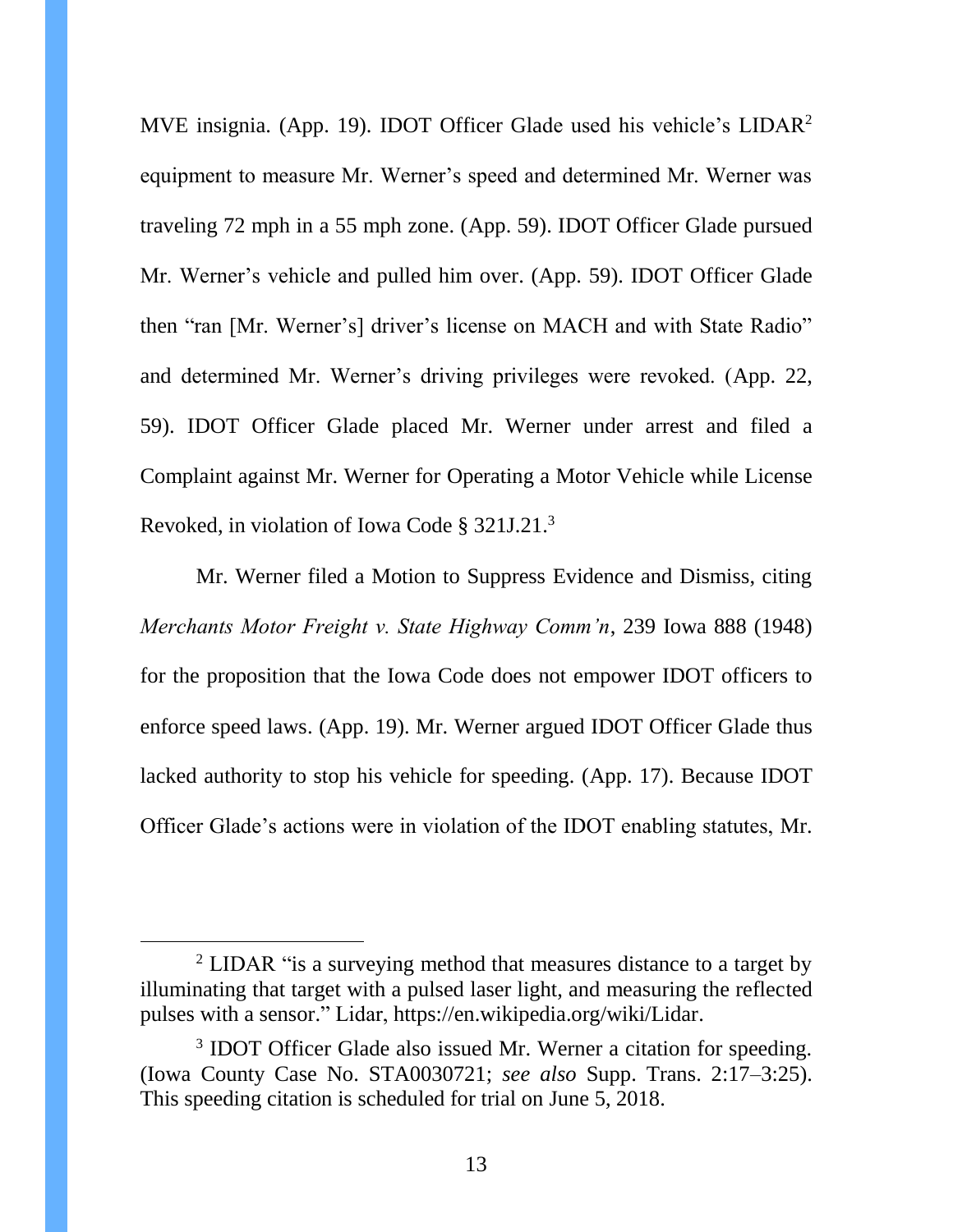MVE insignia. (App. 19). IDOT Officer Glade used his vehicle's LIDAR[2] equipment to measure Mr. Werner's speed and determined Mr. Werner was traveling 72 mph in a 55 mph zone. (App. 59). IDOT Officer Glade pursued Mr. Werner's vehicle and pulled him over. (App. 59). IDOT Officer Glade then "ran [Mr. Werner's] driver's license on MACH and with State Radio" and determined Mr. Werner's driving privileges were revoked. (App. 22, 59). IDOT Officer Glade placed Mr. Werner under arrest and filed a Complaint against Mr. Werner for Operating a Motor Vehicle while License Revoked, in violation of Iowa Code § 321J.21.[3]

Mr. Werner filed a Motion to Suppress Evidence and Dismiss, citing *Merchants Motor Freight v. State Highway Comm'n*, 239 Iowa 888 (1948) for the proposition that the Iowa Code does not empower IDOT officers to enforce speed laws. (App. 19). Mr. Werner argued IDOT Officer Glade thus lacked authority to stop his vehicle for speeding. (App. 17). Because IDOT Officer Glade's actions were in violation of the IDOT enabling statutes, Mr.

---

[2] LIDAR "is a surveying method that measures distance to a target by illuminating that target with a pulsed laser light, and measuring the reflected pulses with a sensor." Lidar, https://en.wikipedia.org/wiki/Lidar.

[3] IDOT Officer Glade also issued Mr. Werner a citation for speeding. (Iowa County Case No. STA0030721; *see also* Supp. Trans. 2:17–3:25). This speeding citation is scheduled for trial on June 5, 2018.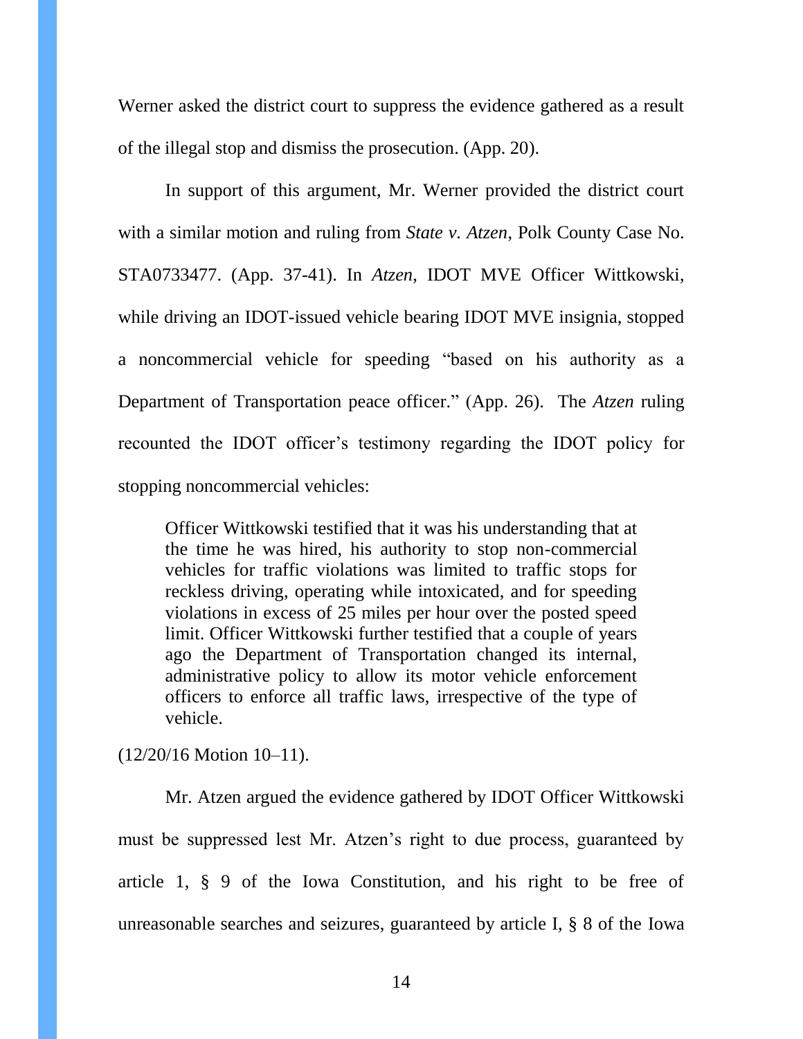Werner asked the district court to suppress the evidence gathered as a result of the illegal stop and dismiss the prosecution. (App. 20).

In support of this argument, Mr. Werner provided the district court with a similar motion and ruling from *State v. Atzen*, Polk County Case No. STA0733477. (App. 37-41). In *Atzen*, IDOT MVE Officer Wittkowski, while driving an IDOT-issued vehicle bearing IDOT MVE insignia, stopped a noncommercial vehicle for speeding "based on his authority as a Department of Transportation peace officer." (App. 26). The *Atzen* ruling recounted the IDOT officer's testimony regarding the IDOT policy for stopping noncommercial vehicles:

> Officer Wittkowski testified that it was his understanding that at the time he was hired, his authority to stop non-commercial vehicles for traffic violations was limited to traffic stops for reckless driving, operating while intoxicated, and for speeding violations in excess of 25 miles per hour over the posted speed limit. Officer Wittkowski further testified that a couple of years ago the Department of Transportation changed its internal, administrative policy to allow its motor vehicle enforcement officers to enforce all traffic laws, irrespective of the type of vehicle.

(12/20/16 Motion 10–11).

Mr. Atzen argued the evidence gathered by IDOT Officer Wittkowski must be suppressed lest Mr. Atzen's right to due process, guaranteed by article 1, § 9 of the Iowa Constitution, and his right to be free of unreasonable searches and seizures, guaranteed by article I, § 8 of the Iowa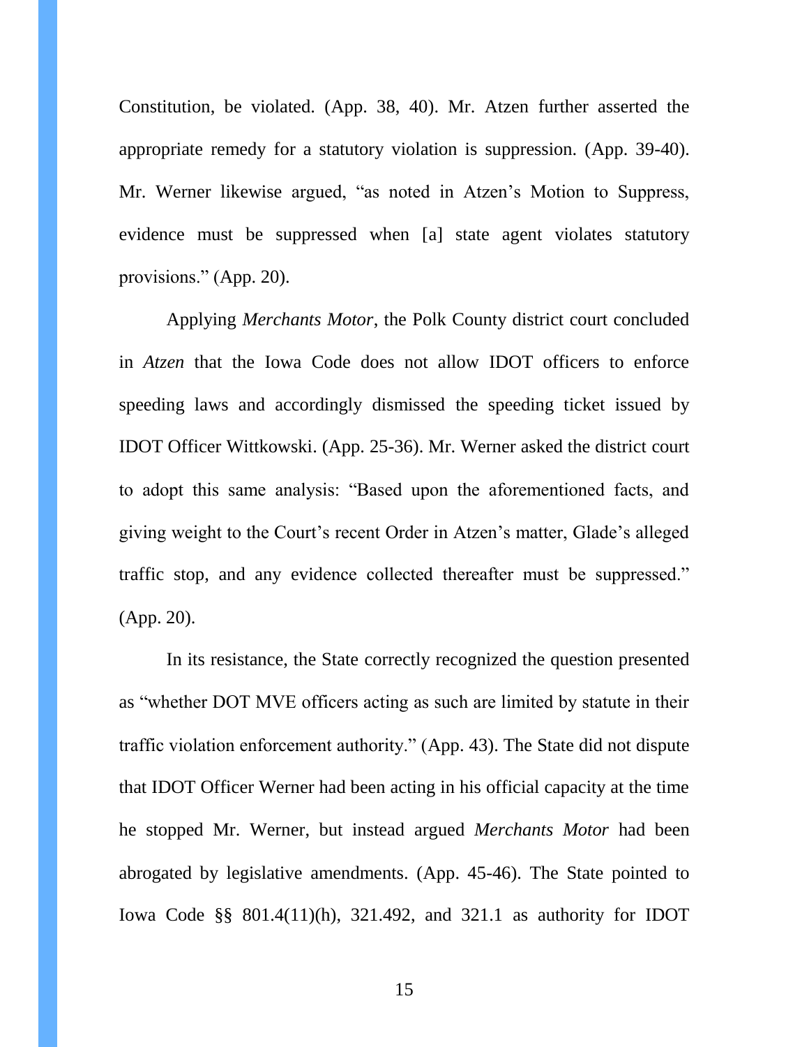Constitution, be violated. (App. 38, 40). Mr. Atzen further asserted the appropriate remedy for a statutory violation is suppression. (App. 39-40). Mr. Werner likewise argued, "as noted in Atzen's Motion to Suppress, evidence must be suppressed when [a] state agent violates statutory provisions." (App. 20).

Applying *Merchants Motor*, the Polk County district court concluded in *Atzen* that the Iowa Code does not allow IDOT officers to enforce speeding laws and accordingly dismissed the speeding ticket issued by IDOT Officer Wittkowski. (App. 25-36). Mr. Werner asked the district court to adopt this same analysis: "Based upon the aforementioned facts, and giving weight to the Court's recent Order in Atzen's matter, Glade's alleged traffic stop, and any evidence collected thereafter must be suppressed." (App. 20).

In its resistance, the State correctly recognized the question presented as "whether DOT MVE officers acting as such are limited by statute in their traffic violation enforcement authority." (App. 43). The State did not dispute that IDOT Officer Werner had been acting in his official capacity at the time he stopped Mr. Werner, but instead argued *Merchants Motor* had been abrogated by legislative amendments. (App. 45-46). The State pointed to Iowa Code §§ 801.4(11)(h), 321.492, and 321.1 as authority for IDOT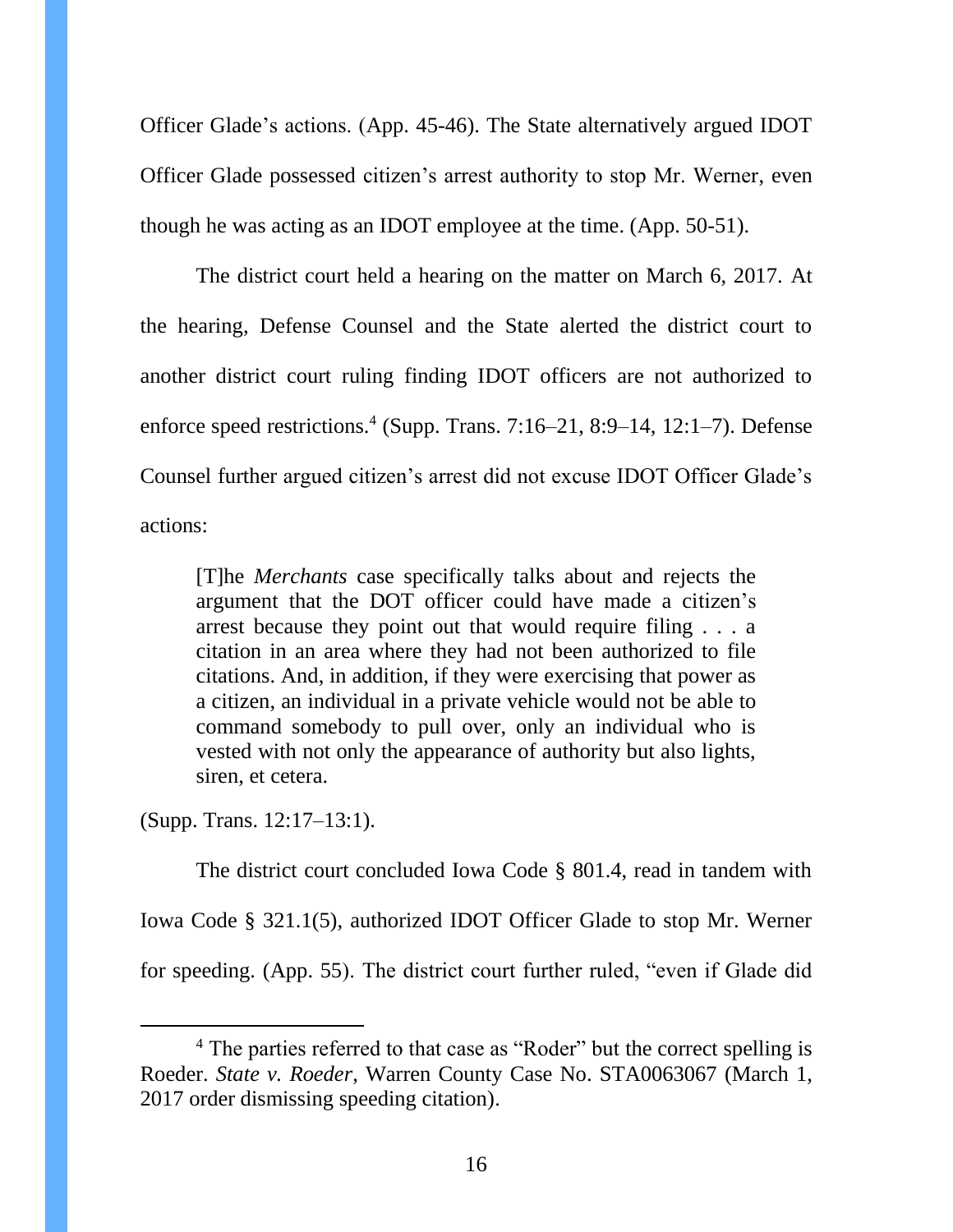Officer Glade's actions. (App. 45-46). The State alternatively argued IDOT Officer Glade possessed citizen's arrest authority to stop Mr. Werner, even though he was acting as an IDOT employee at the time. (App. 50-51).

The district court held a hearing on the matter on March 6, 2017. At the hearing, Defense Counsel and the State alerted the district court to another district court ruling finding IDOT officers are not authorized to enforce speed restrictions.[4] (Supp. Trans. 7:16–21, 8:9–14, 12:1–7). Defense Counsel further argued citizen's arrest did not excuse IDOT Officer Glade's actions:

> [T]he *Merchants* case specifically talks about and rejects the argument that the DOT officer could have made a citizen's arrest because they point out that would require filing . . . a citation in an area where they had not been authorized to file citations. And, in addition, if they were exercising that power as a citizen, an individual in a private vehicle would not be able to command somebody to pull over, only an individual who is vested with not only the appearance of authority but also lights, siren, et cetera.

(Supp. Trans. 12:17–13:1).

The district court concluded Iowa Code § 801.4, read in tandem with Iowa Code § 321.1(5), authorized IDOT Officer Glade to stop Mr. Werner for speeding. (App. 55). The district court further ruled, "even if Glade did

---

[4] The parties referred to that case as "Roder" but the correct spelling is Roeder. *State v. Roeder*, Warren County Case No. STA0063067 (March 1, 2017 order dismissing speeding citation).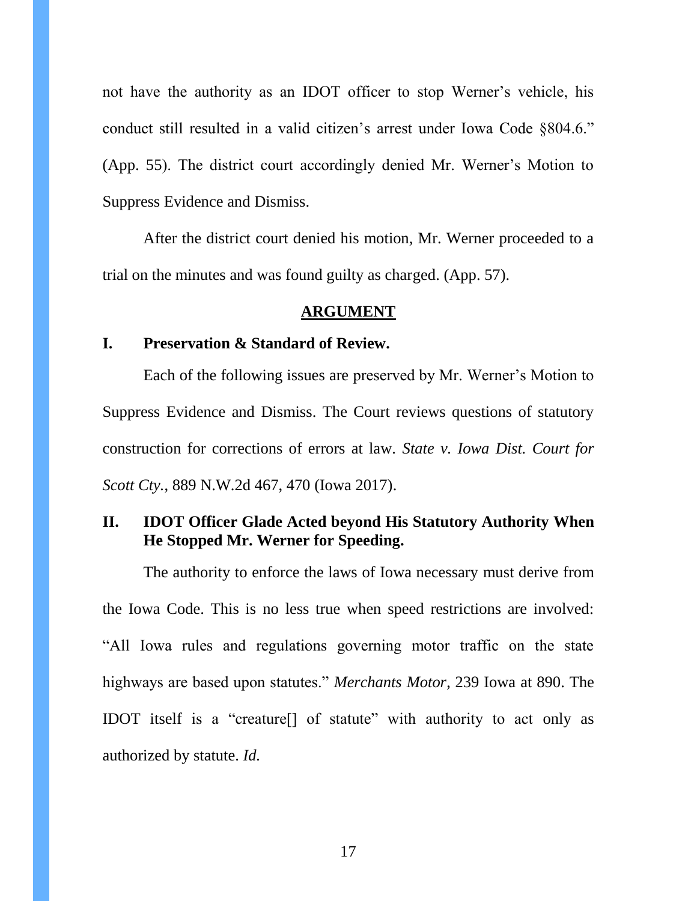not have the authority as an IDOT officer to stop Werner's vehicle, his conduct still resulted in a valid citizen's arrest under Iowa Code §804.6." (App. 55). The district court accordingly denied Mr. Werner's Motion to Suppress Evidence and Dismiss.

After the district court denied his motion, Mr. Werner proceeded to a trial on the minutes and was found guilty as charged. (App. 57).

## ARGUMENT

### I. Preservation & Standard of Review.

Each of the following issues are preserved by Mr. Werner's Motion to Suppress Evidence and Dismiss. The Court reviews questions of statutory construction for corrections of errors at law. *State v. Iowa Dist. Court for Scott Cty.*, 889 N.W.2d 467, 470 (Iowa 2017).

### II. IDOT Officer Glade Acted beyond His Statutory Authority When He Stopped Mr. Werner for Speeding.

The authority to enforce the laws of Iowa necessary must derive from the Iowa Code. This is no less true when speed restrictions are involved: "All Iowa rules and regulations governing motor traffic on the state highways are based upon statutes." *Merchants Motor*, 239 Iowa at 890. The IDOT itself is a "creature[] of statute" with authority to act only as authorized by statute. *Id.*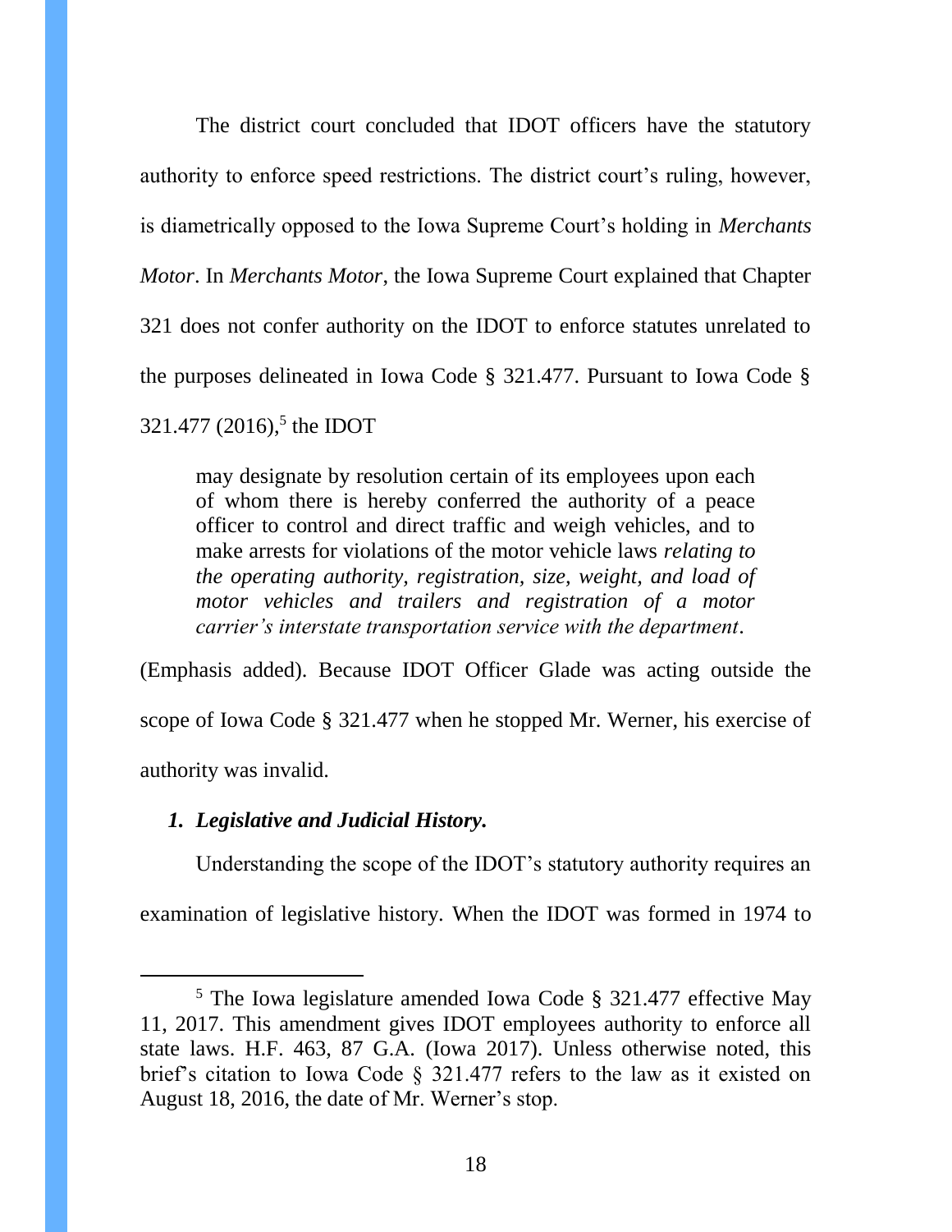The district court concluded that IDOT officers have the statutory authority to enforce speed restrictions. The district court's ruling, however, is diametrically opposed to the Iowa Supreme Court's holding in *Merchants Motor*. In *Merchants Motor*, the Iowa Supreme Court explained that Chapter 321 does not confer authority on the IDOT to enforce statutes unrelated to the purposes delineated in Iowa Code § 321.477. Pursuant to Iowa Code § 321.477 (2016),[5] the IDOT

> may designate by resolution certain of its employees upon each of whom there is hereby conferred the authority of a peace officer to control and direct traffic and weigh vehicles, and to make arrests for violations of the motor vehicle laws *relating to the operating authority, registration, size, weight, and load of motor vehicles and trailers and registration of a motor carrier's interstate transportation service with the department*.

(Emphasis added). Because IDOT Officer Glade was acting outside the scope of Iowa Code § 321.477 when he stopped Mr. Werner, his exercise of authority was invalid.

### *1. Legislative and Judicial History.*

Understanding the scope of the IDOT's statutory authority requires an examination of legislative history. When the IDOT was formed in 1974 to

---

[5] The Iowa legislature amended Iowa Code § 321.477 effective May 11, 2017. This amendment gives IDOT employees authority to enforce all state laws. H.F. 463, 87 G.A. (Iowa 2017). Unless otherwise noted, this brief's citation to Iowa Code § 321.477 refers to the law as it existed on August 18, 2016, the date of Mr. Werner's stop.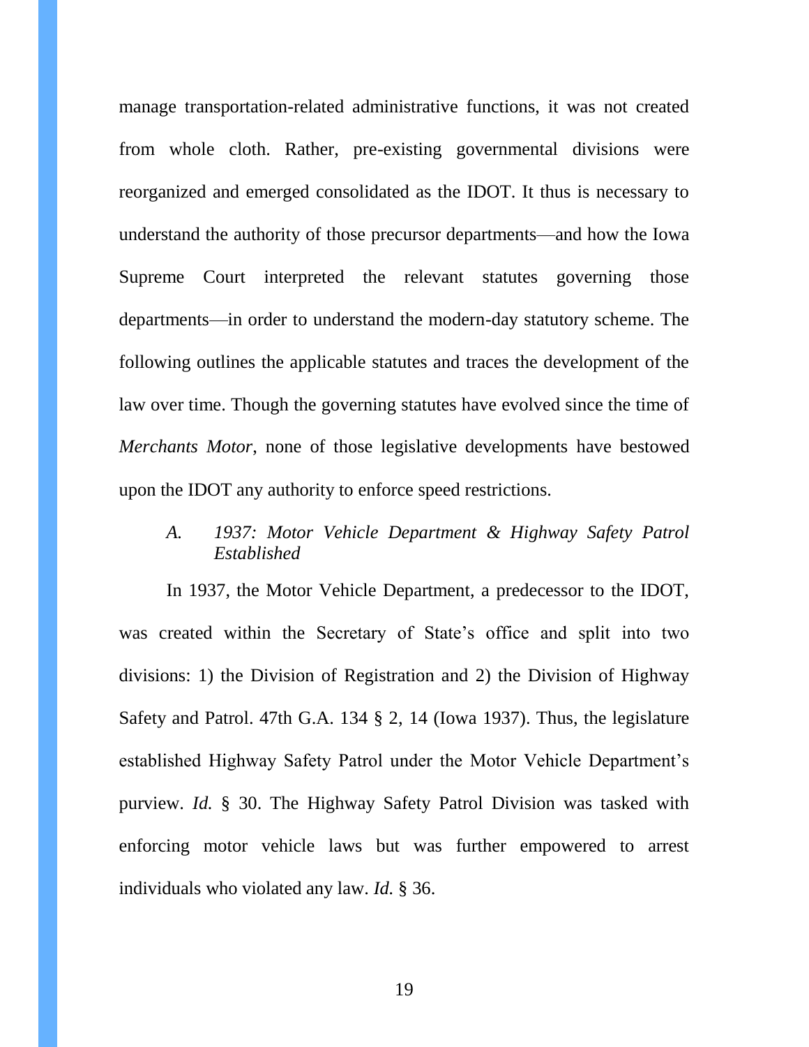manage transportation-related administrative functions, it was not created from whole cloth. Rather, pre-existing governmental divisions were reorganized and emerged consolidated as the IDOT. It thus is necessary to understand the authority of those precursor departments—and how the Iowa Supreme Court interpreted the relevant statutes governing those departments—in order to understand the modern-day statutory scheme. The following outlines the applicable statutes and traces the development of the law over time. Though the governing statutes have evolved since the time of *Merchants Motor*, none of those legislative developments have bestowed upon the IDOT any authority to enforce speed restrictions.

### *A. 1937: Motor Vehicle Department & Highway Safety Patrol Established*

In 1937, the Motor Vehicle Department, a predecessor to the IDOT, was created within the Secretary of State's office and split into two divisions: 1) the Division of Registration and 2) the Division of Highway Safety and Patrol. 47th G.A. 134 § 2, 14 (Iowa 1937). Thus, the legislature established Highway Safety Patrol under the Motor Vehicle Department's purview. *Id.* § 30. The Highway Safety Patrol Division was tasked with enforcing motor vehicle laws but was further empowered to arrest individuals who violated any law. *Id.* § 36.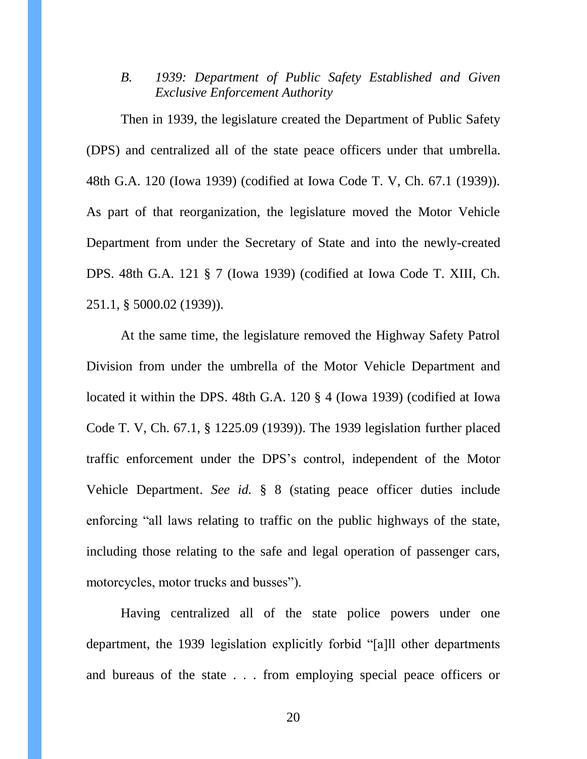### *B. 1939: Department of Public Safety Established and Given Exclusive Enforcement Authority*

Then in 1939, the legislature created the Department of Public Safety (DPS) and centralized all of the state peace officers under that umbrella. 48th G.A. 120 (Iowa 1939) (codified at Iowa Code T. V, Ch. 67.1 (1939)). As part of that reorganization, the legislature moved the Motor Vehicle Department from under the Secretary of State and into the newly-created DPS. 48th G.A. 121 § 7 (Iowa 1939) (codified at Iowa Code T. XIII, Ch. 251.1, § 5000.02 (1939)).

At the same time, the legislature removed the Highway Safety Patrol Division from under the umbrella of the Motor Vehicle Department and located it within the DPS. 48th G.A. 120 § 4 (Iowa 1939) (codified at Iowa Code T. V, Ch. 67.1, § 1225.09 (1939)). The 1939 legislation further placed traffic enforcement under the DPS's control, independent of the Motor Vehicle Department. *See id.* § 8 (stating peace officer duties include enforcing "all laws relating to traffic on the public highways of the state, including those relating to the safe and legal operation of passenger cars, motorcycles, motor trucks and busses").

Having centralized all of the state police powers under one department, the 1939 legislation explicitly forbid "[a]ll other departments and bureaus of the state . . . from employing special peace officers or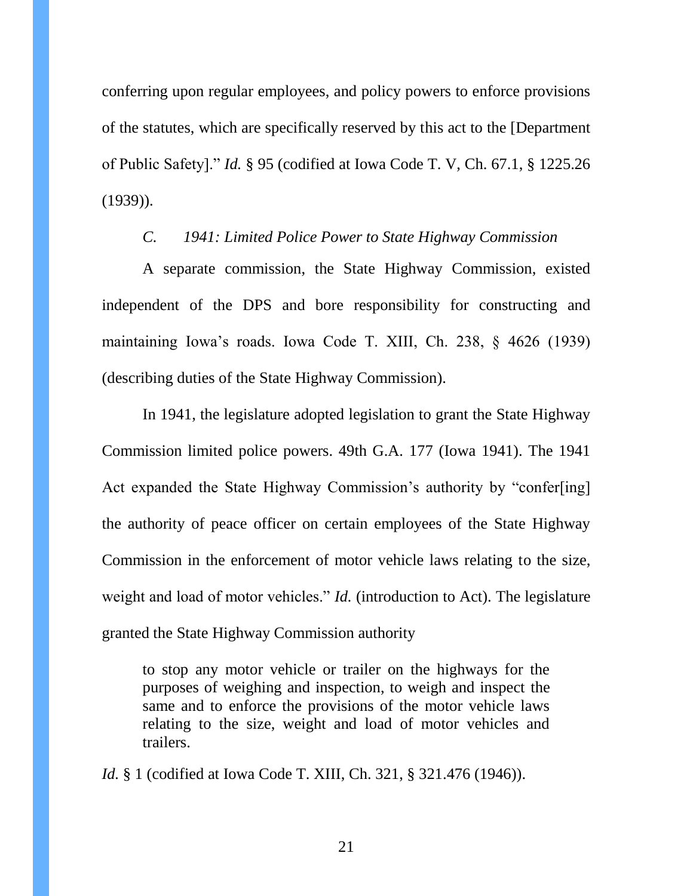conferring upon regular employees, and policy powers to enforce provisions of the statutes, which are specifically reserved by this act to the [Department of Public Safety]." *Id.* § 95 (codified at Iowa Code T. V, Ch. 67.1, § 1225.26 (1939)).

### *C. 1941: Limited Police Power to State Highway Commission*

A separate commission, the State Highway Commission, existed independent of the DPS and bore responsibility for constructing and maintaining Iowa's roads. Iowa Code T. XIII, Ch. 238, § 4626 (1939) (describing duties of the State Highway Commission).

In 1941, the legislature adopted legislation to grant the State Highway Commission limited police powers. 49th G.A. 177 (Iowa 1941). The 1941 Act expanded the State Highway Commission's authority by "confer[ing] the authority of peace officer on certain employees of the State Highway Commission in the enforcement of motor vehicle laws relating to the size, weight and load of motor vehicles." *Id.* (introduction to Act). The legislature granted the State Highway Commission authority

> to stop any motor vehicle or trailer on the highways for the purposes of weighing and inspection, to weigh and inspect the same and to enforce the provisions of the motor vehicle laws relating to the size, weight and load of motor vehicles and trailers.

*Id.* § 1 (codified at Iowa Code T. XIII, Ch. 321, § 321.476 (1946)).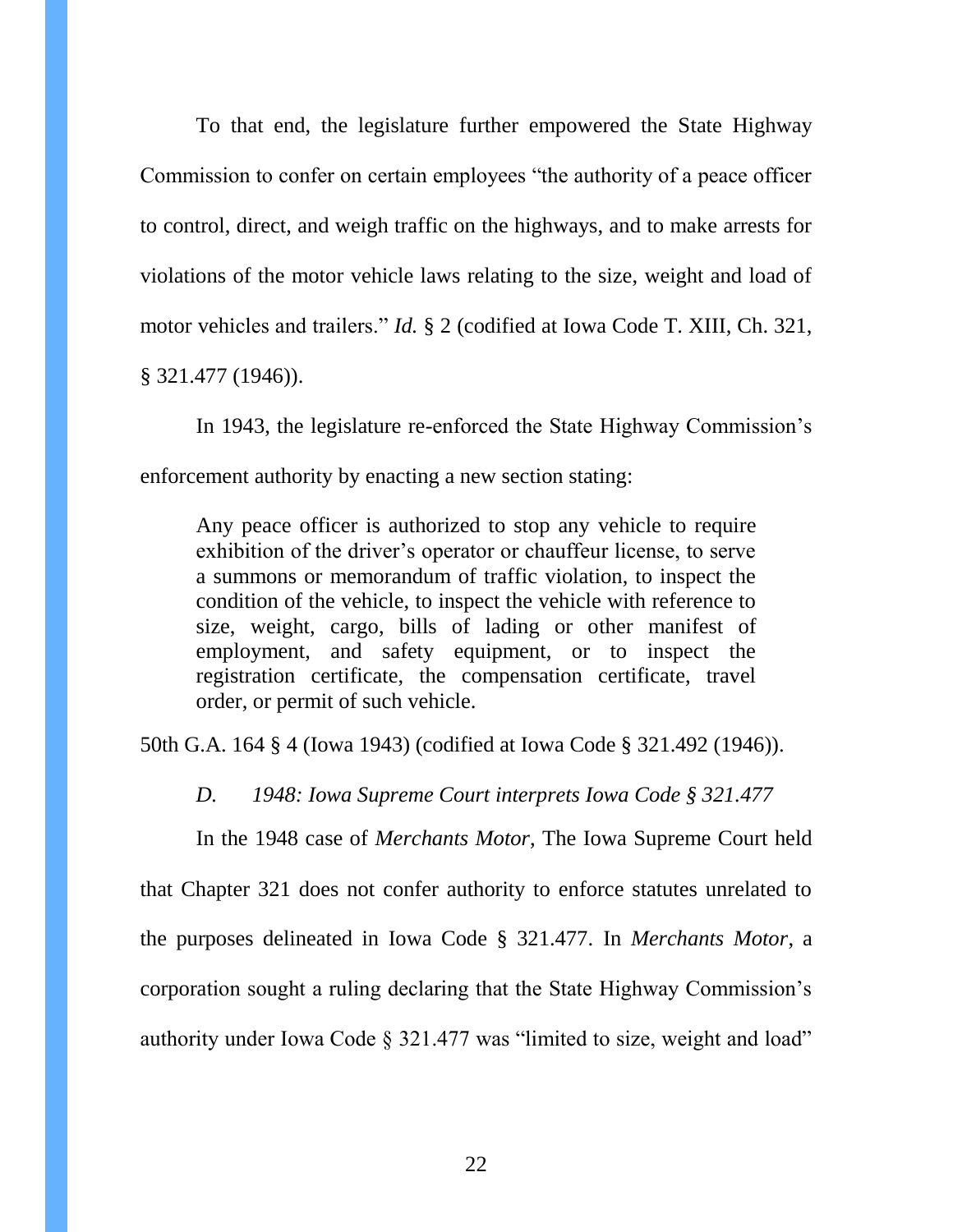To that end, the legislature further empowered the State Highway Commission to confer on certain employees "the authority of a peace officer to control, direct, and weigh traffic on the highways, and to make arrests for violations of the motor vehicle laws relating to the size, weight and load of motor vehicles and trailers." *Id.* § 2 (codified at Iowa Code T. XIII, Ch. 321, § 321.477 (1946)).

In 1943, the legislature re-enforced the State Highway Commission's enforcement authority by enacting a new section stating:

> Any peace officer is authorized to stop any vehicle to require exhibition of the driver's operator or chauffeur license, to serve a summons or memorandum of traffic violation, to inspect the condition of the vehicle, to inspect the vehicle with reference to size, weight, cargo, bills of lading or other manifest of employment, and safety equipment, or to inspect the registration certificate, the compensation certificate, travel order, or permit of such vehicle.

50th G.A. 164 § 4 (Iowa 1943) (codified at Iowa Code § 321.492 (1946)).

*D. 1948: Iowa Supreme Court interprets Iowa Code § 321.477*

In the 1948 case of *Merchants Motor*, The Iowa Supreme Court held that Chapter 321 does not confer authority to enforce statutes unrelated to the purposes delineated in Iowa Code § 321.477. In *Merchants Motor*, a corporation sought a ruling declaring that the State Highway Commission's authority under Iowa Code § 321.477 was "limited to size, weight and load"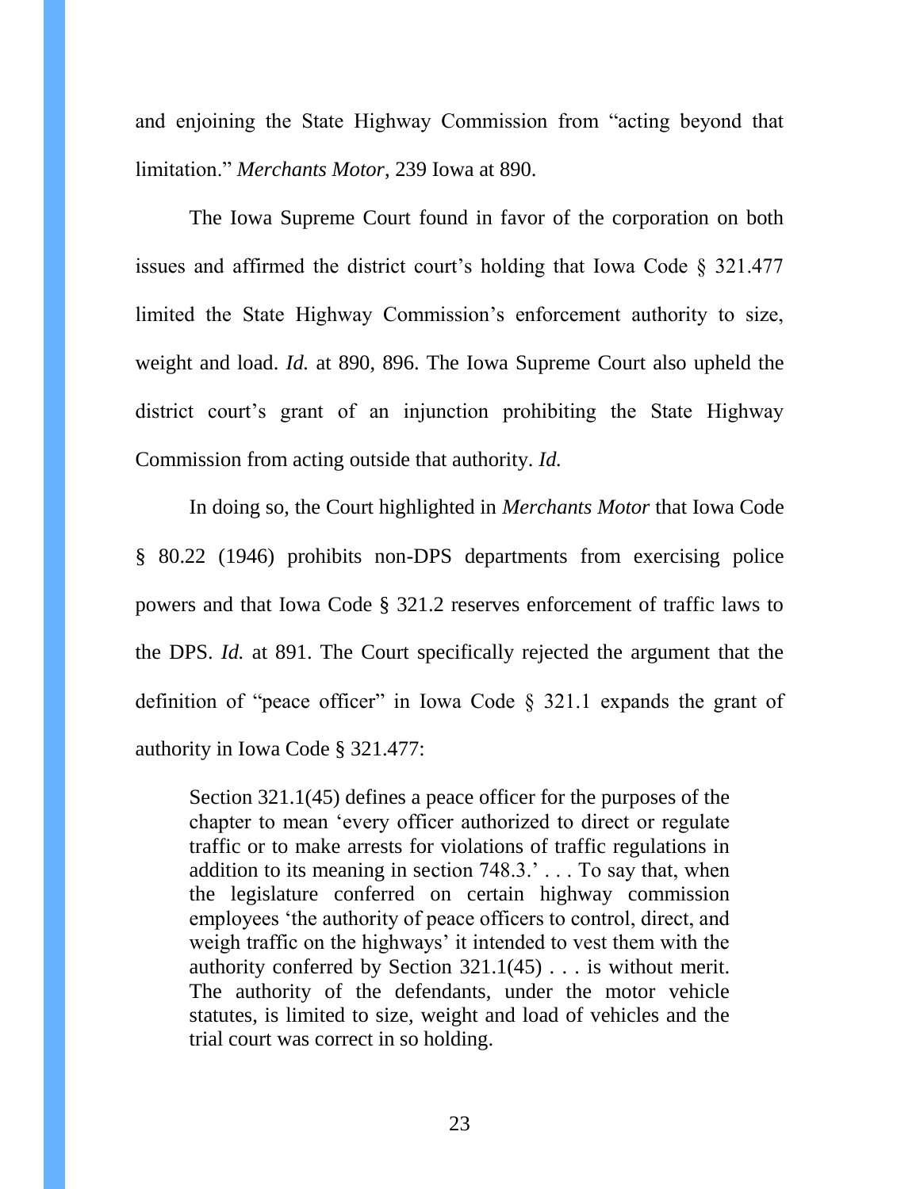and enjoining the State Highway Commission from "acting beyond that limitation." *Merchants Motor*, 239 Iowa at 890.

The Iowa Supreme Court found in favor of the corporation on both issues and affirmed the district court's holding that Iowa Code § 321.477 limited the State Highway Commission's enforcement authority to size, weight and load. *Id.* at 890, 896. The Iowa Supreme Court also upheld the district court's grant of an injunction prohibiting the State Highway Commission from acting outside that authority. *Id.*

In doing so, the Court highlighted in *Merchants Motor* that Iowa Code § 80.22 (1946) prohibits non-DPS departments from exercising police powers and that Iowa Code § 321.2 reserves enforcement of traffic laws to the DPS. *Id.* at 891. The Court specifically rejected the argument that the definition of "peace officer" in Iowa Code § 321.1 expands the grant of authority in Iowa Code § 321.477:

> Section 321.1(45) defines a peace officer for the purposes of the chapter to mean 'every officer authorized to direct or regulate traffic or to make arrests for violations of traffic regulations in addition to its meaning in section 748.3.' . . . To say that, when the legislature conferred on certain highway commission employees 'the authority of peace officers to control, direct, and weigh traffic on the highways' it intended to vest them with the authority conferred by Section 321.1(45) . . . is without merit. The authority of the defendants, under the motor vehicle statutes, is limited to size, weight and load of vehicles and the trial court was correct in so holding.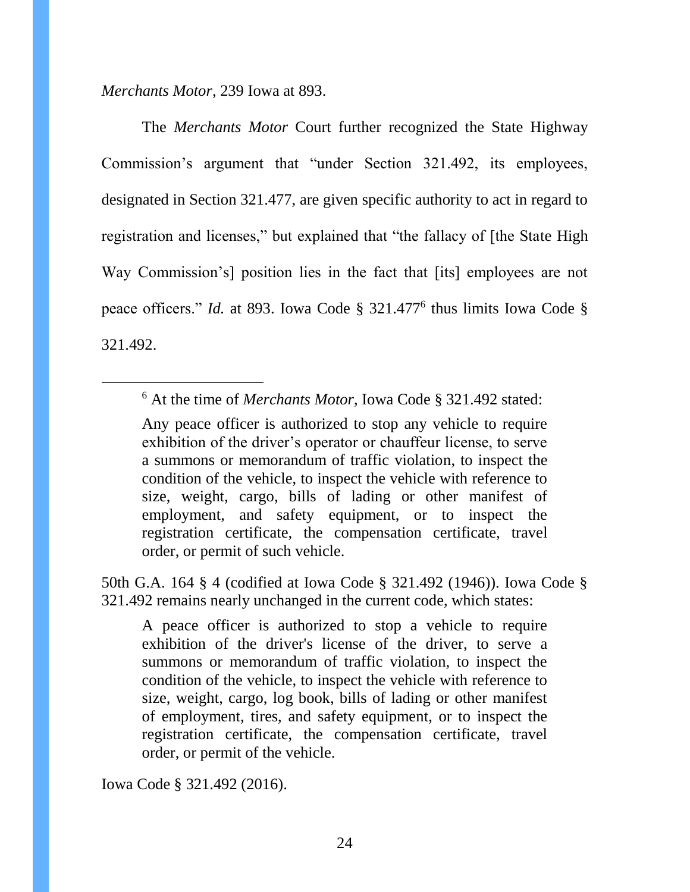*Merchants Motor*, 239 Iowa at 893.

The *Merchants Motor* Court further recognized the State Highway Commission's argument that "under Section 321.492, its employees, designated in Section 321.477, are given specific authority to act in regard to registration and licenses," but explained that "the fallacy of [the State High Way Commission's] position lies in the fact that [its] employees are not peace officers." *Id.* at 893. Iowa Code § 321.477[6] thus limits Iowa Code § 321.492.

---

[6] At the time of *Merchants Motor*, Iowa Code § 321.492 stated:

> Any peace officer is authorized to stop any vehicle to require exhibition of the driver's operator or chauffeur license, to serve a summons or memorandum of traffic violation, to inspect the condition of the vehicle, to inspect the vehicle with reference to size, weight, cargo, bills of lading or other manifest of employment, and safety equipment, or to inspect the registration certificate, the compensation certificate, travel order, or permit of such vehicle.

50th G.A. 164 § 4 (codified at Iowa Code § 321.492 (1946)). Iowa Code § 321.492 remains nearly unchanged in the current code, which states:

> A peace officer is authorized to stop a vehicle to require exhibition of the driver's license of the driver, to serve a summons or memorandum of traffic violation, to inspect the condition of the vehicle, to inspect the vehicle with reference to size, weight, cargo, log book, bills of lading or other manifest of employment, tires, and safety equipment, or to inspect the registration certificate, the compensation certificate, travel order, or permit of the vehicle.

Iowa Code § 321.492 (2016).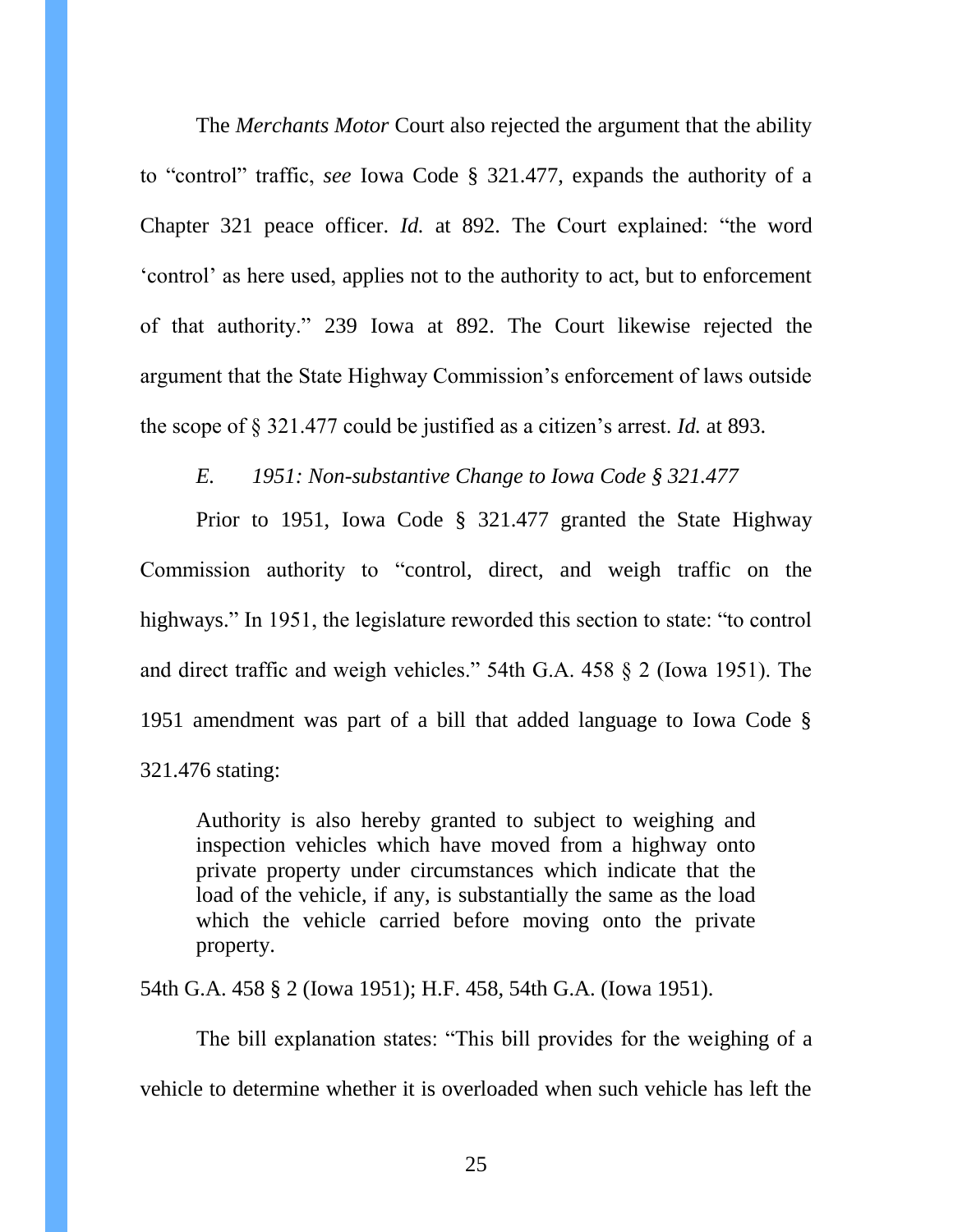The *Merchants Motor* Court also rejected the argument that the ability to "control" traffic, *see* Iowa Code § 321.477, expands the authority of a Chapter 321 peace officer. *Id.* at 892. The Court explained: "the word 'control' as here used, applies not to the authority to act, but to enforcement of that authority." 239 Iowa at 892. The Court likewise rejected the argument that the State Highway Commission's enforcement of laws outside the scope of § 321.477 could be justified as a citizen's arrest. *Id.* at 893.

*E. 1951: Non-substantive Change to Iowa Code § 321.477*

Prior to 1951, Iowa Code § 321.477 granted the State Highway Commission authority to "control, direct, and weigh traffic on the highways." In 1951, the legislature reworded this section to state: "to control and direct traffic and weigh vehicles." 54th G.A. 458 § 2 (Iowa 1951). The 1951 amendment was part of a bill that added language to Iowa Code § 321.476 stating:

> Authority is also hereby granted to subject to weighing and inspection vehicles which have moved from a highway onto private property under circumstances which indicate that the load of the vehicle, if any, is substantially the same as the load which the vehicle carried before moving onto the private property.

54th G.A. 458 § 2 (Iowa 1951); H.F. 458, 54th G.A. (Iowa 1951).

The bill explanation states: "This bill provides for the weighing of a vehicle to determine whether it is overloaded when such vehicle has left the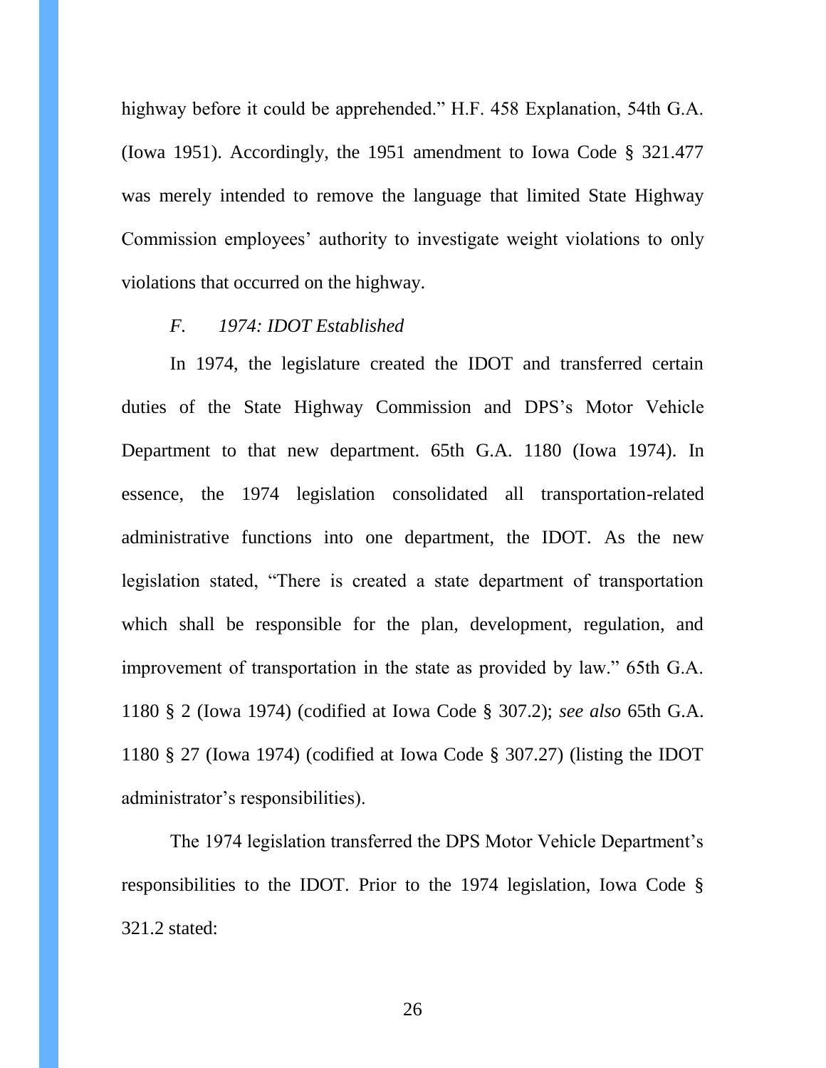highway before it could be apprehended." H.F. 458 Explanation, 54th G.A. (Iowa 1951). Accordingly, the 1951 amendment to Iowa Code § 321.477 was merely intended to remove the language that limited State Highway Commission employees' authority to investigate weight violations to only violations that occurred on the highway.

### *F. 1974: IDOT Established*

In 1974, the legislature created the IDOT and transferred certain duties of the State Highway Commission and DPS's Motor Vehicle Department to that new department. 65th G.A. 1180 (Iowa 1974). In essence, the 1974 legislation consolidated all transportation-related administrative functions into one department, the IDOT. As the new legislation stated, "There is created a state department of transportation which shall be responsible for the plan, development, regulation, and improvement of transportation in the state as provided by law." 65th G.A. 1180 § 2 (Iowa 1974) (codified at Iowa Code § 307.2); *see also* 65th G.A. 1180 § 27 (Iowa 1974) (codified at Iowa Code § 307.27) (listing the IDOT administrator's responsibilities).

The 1974 legislation transferred the DPS Motor Vehicle Department's responsibilities to the IDOT. Prior to the 1974 legislation, Iowa Code § 321.2 stated: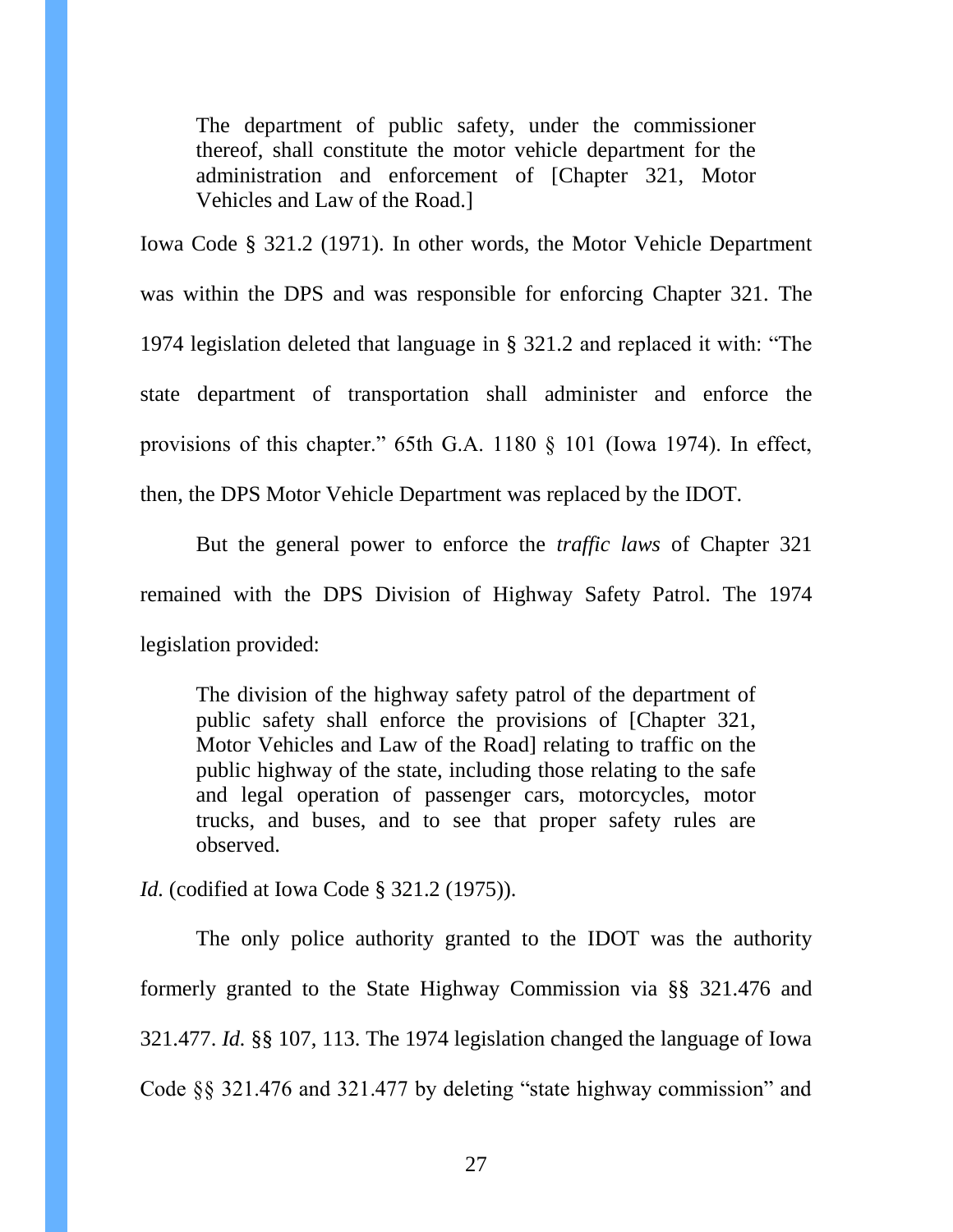> The department of public safety, under the commissioner thereof, shall constitute the motor vehicle department for the administration and enforcement of [Chapter 321, Motor Vehicles and Law of the Road.]

Iowa Code § 321.2 (1971). In other words, the Motor Vehicle Department was within the DPS and was responsible for enforcing Chapter 321. The 1974 legislation deleted that language in § 321.2 and replaced it with: "The state department of transportation shall administer and enforce the provisions of this chapter." 65th G.A. 1180 § 101 (Iowa 1974). In effect, then, the DPS Motor Vehicle Department was replaced by the IDOT.

But the general power to enforce the *traffic laws* of Chapter 321 remained with the DPS Division of Highway Safety Patrol. The 1974 legislation provided:

> The division of the highway safety patrol of the department of public safety shall enforce the provisions of [Chapter 321, Motor Vehicles and Law of the Road] relating to traffic on the public highway of the state, including those relating to the safe and legal operation of passenger cars, motorcycles, motor trucks, and buses, and to see that proper safety rules are observed.

*Id.* (codified at Iowa Code § 321.2 (1975)).

The only police authority granted to the IDOT was the authority formerly granted to the State Highway Commission via §§ 321.476 and 321.477. *Id.* §§ 107, 113. The 1974 legislation changed the language of Iowa Code §§ 321.476 and 321.477 by deleting "state highway commission" and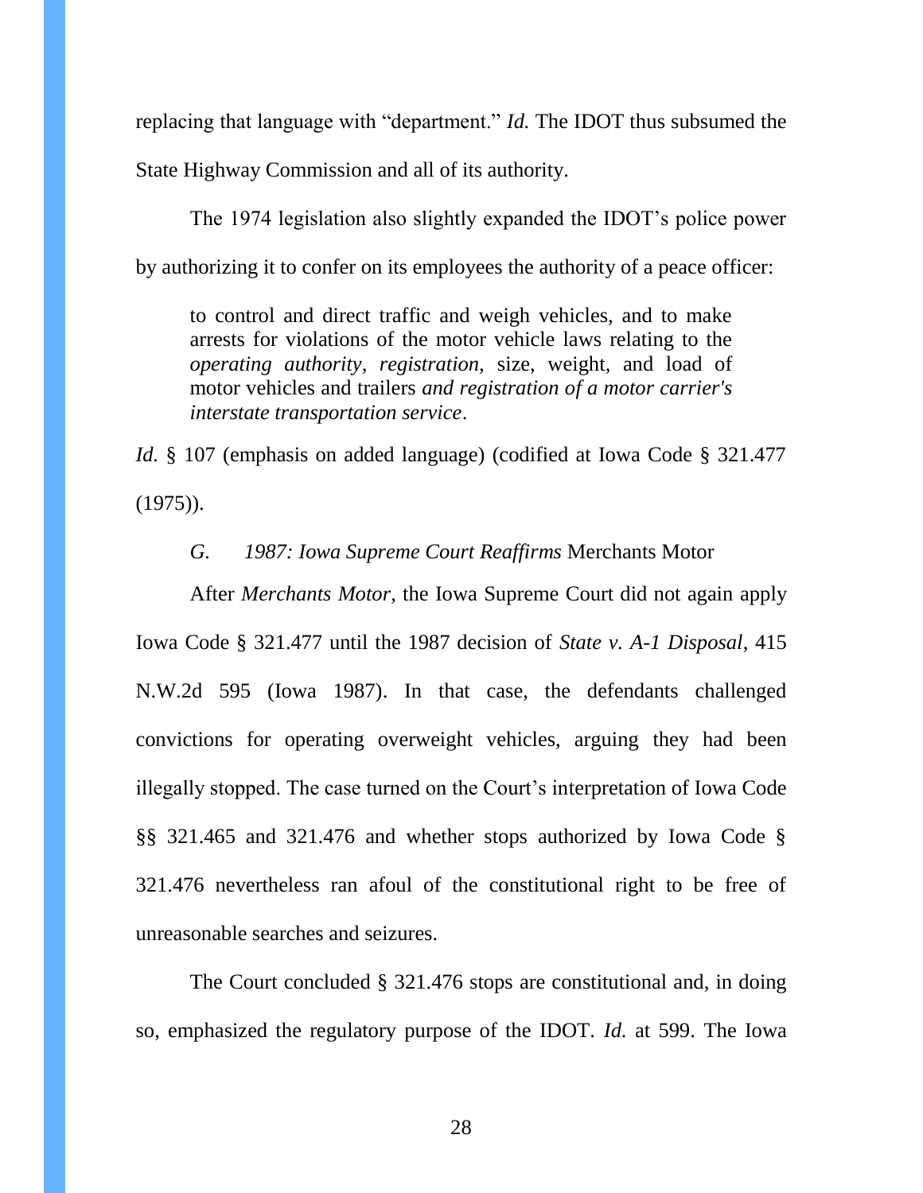replacing that language with "department." *Id.* The IDOT thus subsumed the State Highway Commission and all of its authority.

The 1974 legislation also slightly expanded the IDOT's police power by authorizing it to confer on its employees the authority of a peace officer:

> to control and direct traffic and weigh vehicles, and to make arrests for violations of the motor vehicle laws relating to the *operating authority, registration,* size, weight, and load of motor vehicles and trailers *and registration of a motor carrier's interstate transportation service*.

*Id.* § 107 (emphasis on added language) (codified at Iowa Code § 321.477 (1975)).

### *G. 1987: Iowa Supreme Court Reaffirms* Merchants Motor

After *Merchants Motor,* the Iowa Supreme Court did not again apply Iowa Code § 321.477 until the 1987 decision of *State v. A-1 Disposal*, 415 N.W.2d 595 (Iowa 1987). In that case, the defendants challenged convictions for operating overweight vehicles, arguing they had been illegally stopped. The case turned on the Court's interpretation of Iowa Code §§ 321.465 and 321.476 and whether stops authorized by Iowa Code § 321.476 nevertheless ran afoul of the constitutional right to be free of unreasonable searches and seizures.

The Court concluded § 321.476 stops are constitutional and, in doing so, emphasized the regulatory purpose of the IDOT. *Id.* at 599. The Iowa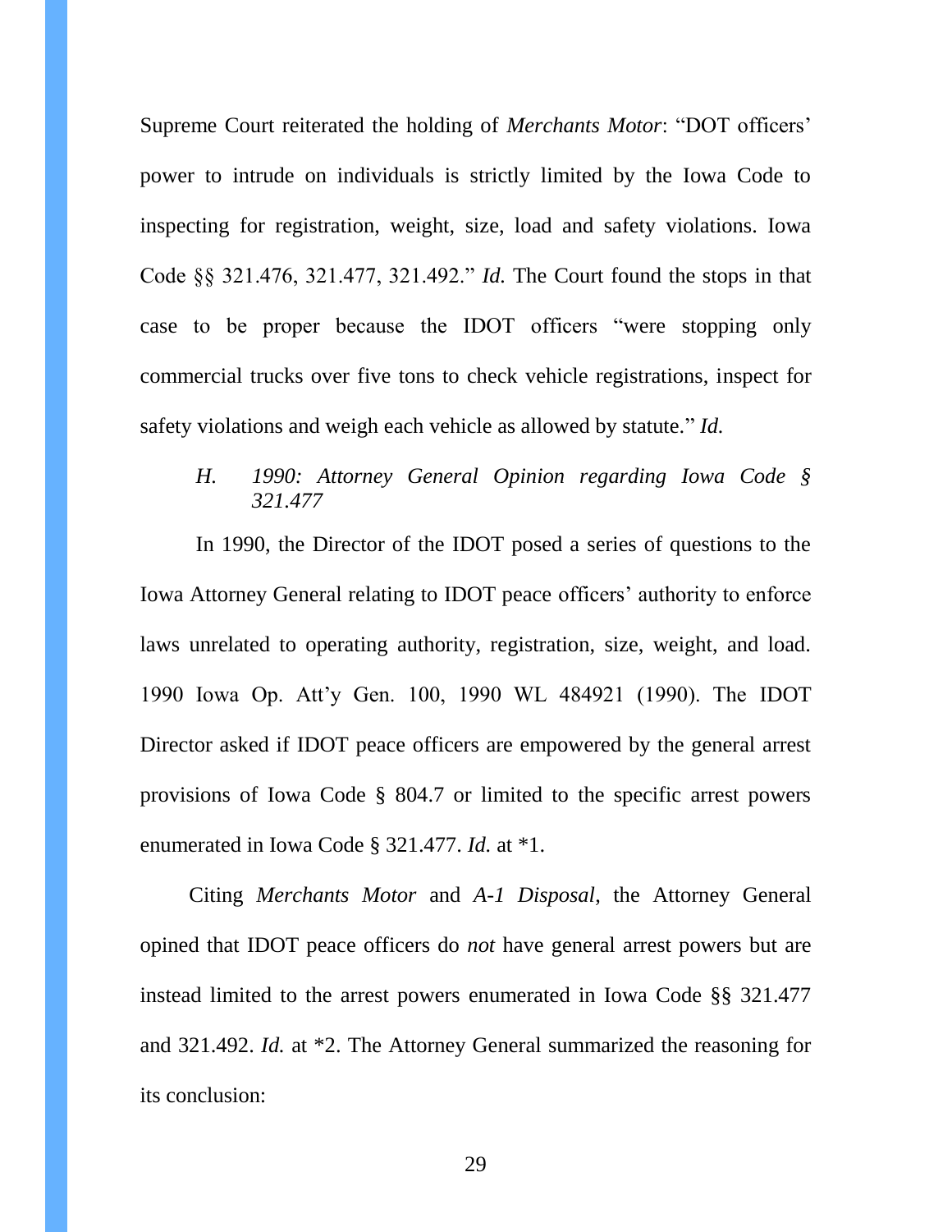Supreme Court reiterated the holding of *Merchants Motor*: "DOT officers' power to intrude on individuals is strictly limited by the Iowa Code to inspecting for registration, weight, size, load and safety violations. Iowa Code §§ 321.476, 321.477, 321.492." *Id.* The Court found the stops in that case to be proper because the IDOT officers "were stopping only commercial trucks over five tons to check vehicle registrations, inspect for safety violations and weigh each vehicle as allowed by statute." *Id.*

### *H. 1990: Attorney General Opinion regarding Iowa Code § 321.477*

In 1990, the Director of the IDOT posed a series of questions to the Iowa Attorney General relating to IDOT peace officers' authority to enforce laws unrelated to operating authority, registration, size, weight, and load. 1990 Iowa Op. Att'y Gen. 100, 1990 WL 484921 (1990). The IDOT Director asked if IDOT peace officers are empowered by the general arrest provisions of Iowa Code § 804.7 or limited to the specific arrest powers enumerated in Iowa Code § 321.477. *Id.* at \*1.

Citing *Merchants Motor* and *A-1 Disposal*, the Attorney General opined that IDOT peace officers do *not* have general arrest powers but are instead limited to the arrest powers enumerated in Iowa Code §§ 321.477 and 321.492. *Id.* at \*2. The Attorney General summarized the reasoning for its conclusion: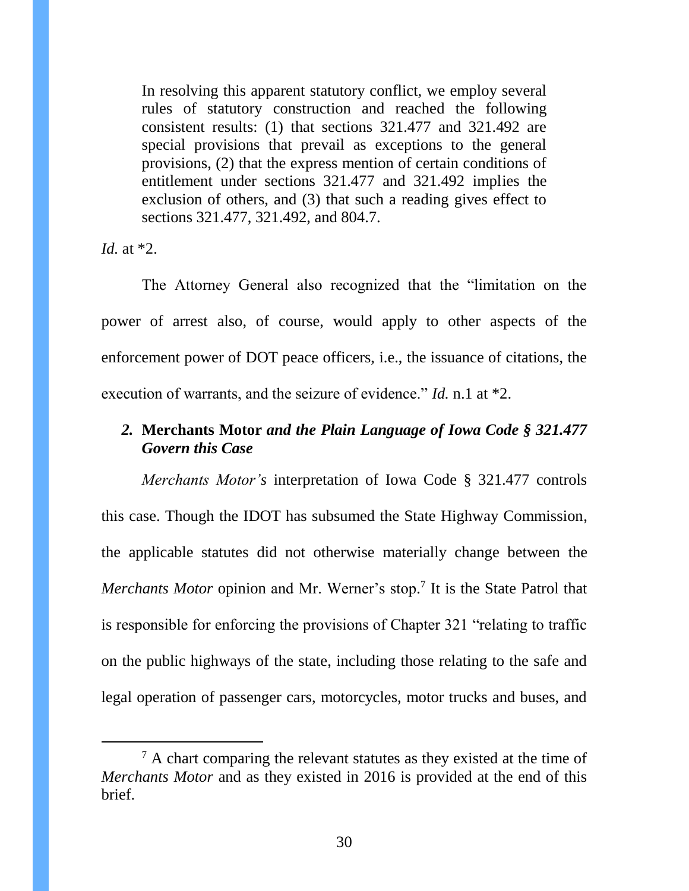> In resolving this apparent statutory conflict, we employ several rules of statutory construction and reached the following consistent results: (1) that sections 321.477 and 321.492 are special provisions that prevail as exceptions to the general provisions, (2) that the express mention of certain conditions of entitlement under sections 321.477 and 321.492 implies the exclusion of others, and (3) that such a reading gives effect to sections 321.477, 321.492, and 804.7.

*Id.* at *2.

The Attorney General also recognized that the "limitation on the power of arrest also, of course, would apply to other aspects of the enforcement power of DOT peace officers, i.e., the issuance of citations, the execution of warrants, and the seizure of evidence." *Id.* n.1 at *2.

### *2.* **Merchants Motor** *and the Plain Language of Iowa Code § 321.477 Govern this Case*

*Merchants Motor's* interpretation of Iowa Code § 321.477 controls this case. Though the IDOT has subsumed the State Highway Commission, the applicable statutes did not otherwise materially change between the *Merchants Motor* opinion and Mr. Werner's stop.[7] It is the State Patrol that is responsible for enforcing the provisions of Chapter 321 "relating to traffic on the public highways of the state, including those relating to the safe and legal operation of passenger cars, motorcycles, motor trucks and buses, and

---

[7] A chart comparing the relevant statutes as they existed at the time of *Merchants Motor* and as they existed in 2016 is provided at the end of this brief.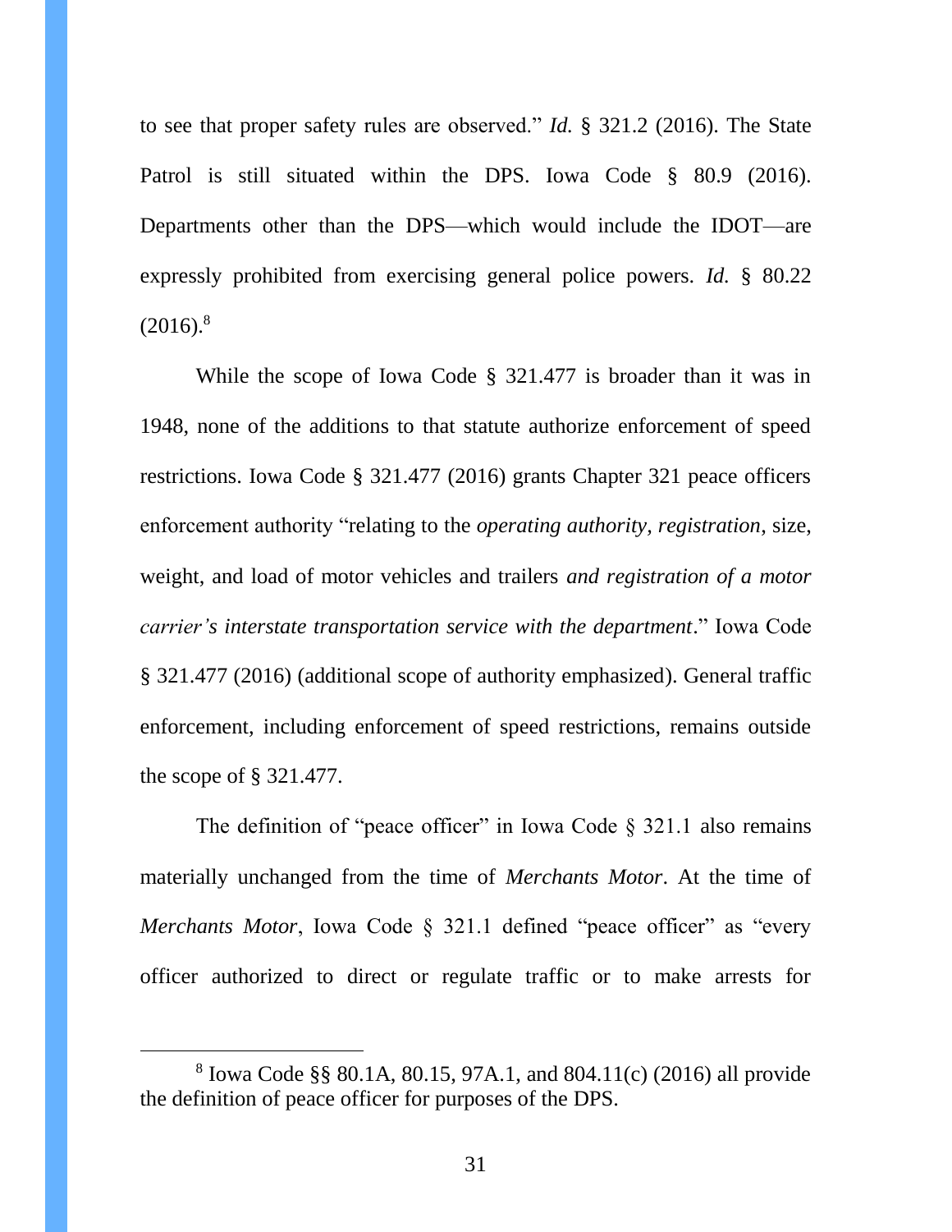to see that proper safety rules are observed." *Id.* § 321.2 (2016). The State Patrol is still situated within the DPS. Iowa Code § 80.9 (2016). Departments other than the DPS—which would include the IDOT—are expressly prohibited from exercising general police powers. *Id.* § 80.22 (2016).[8]

While the scope of Iowa Code § 321.477 is broader than it was in 1948, none of the additions to that statute authorize enforcement of speed restrictions. Iowa Code § 321.477 (2016) grants Chapter 321 peace officers enforcement authority "relating to the *operating authority, registration*, size, weight, and load of motor vehicles and trailers *and registration of a motor carrier's interstate transportation service with the department*." Iowa Code § 321.477 (2016) (additional scope of authority emphasized). General traffic enforcement, including enforcement of speed restrictions, remains outside the scope of § 321.477.

The definition of "peace officer" in Iowa Code § 321.1 also remains materially unchanged from the time of *Merchants Motor*. At the time of *Merchants Motor*, Iowa Code § 321.1 defined "peace officer" as "every officer authorized to direct or regulate traffic or to make arrests for

---

[8] Iowa Code §§ 80.1A, 80.15, 97A.1, and 804.11(c) (2016) all provide the definition of peace officer for purposes of the DPS.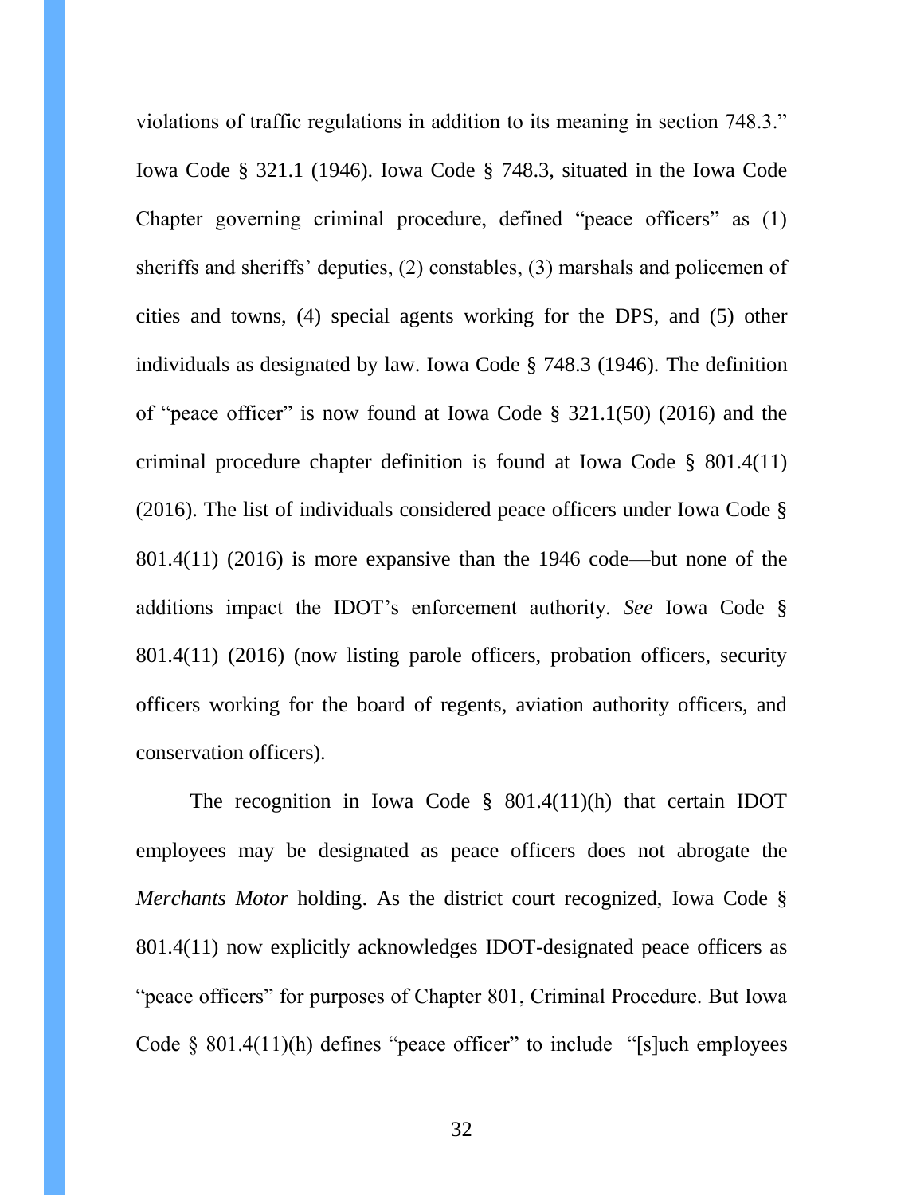violations of traffic regulations in addition to its meaning in section 748.3." Iowa Code § 321.1 (1946). Iowa Code § 748.3, situated in the Iowa Code Chapter governing criminal procedure, defined "peace officers" as (1) sheriffs and sheriffs' deputies, (2) constables, (3) marshals and policemen of cities and towns, (4) special agents working for the DPS, and (5) other individuals as designated by law. Iowa Code § 748.3 (1946). The definition of "peace officer" is now found at Iowa Code § 321.1(50) (2016) and the criminal procedure chapter definition is found at Iowa Code § 801.4(11) (2016). The list of individuals considered peace officers under Iowa Code § 801.4(11) (2016) is more expansive than the 1946 code—but none of the additions impact the IDOT's enforcement authority. *See* Iowa Code § 801.4(11) (2016) (now listing parole officers, probation officers, security officers working for the board of regents, aviation authority officers, and conservation officers).

The recognition in Iowa Code § 801.4(11)(h) that certain IDOT employees may be designated as peace officers does not abrogate the *Merchants Motor* holding. As the district court recognized, Iowa Code § 801.4(11) now explicitly acknowledges IDOT-designated peace officers as "peace officers" for purposes of Chapter 801, Criminal Procedure. But Iowa Code § 801.4(11)(h) defines "peace officer" to include "[s]uch employees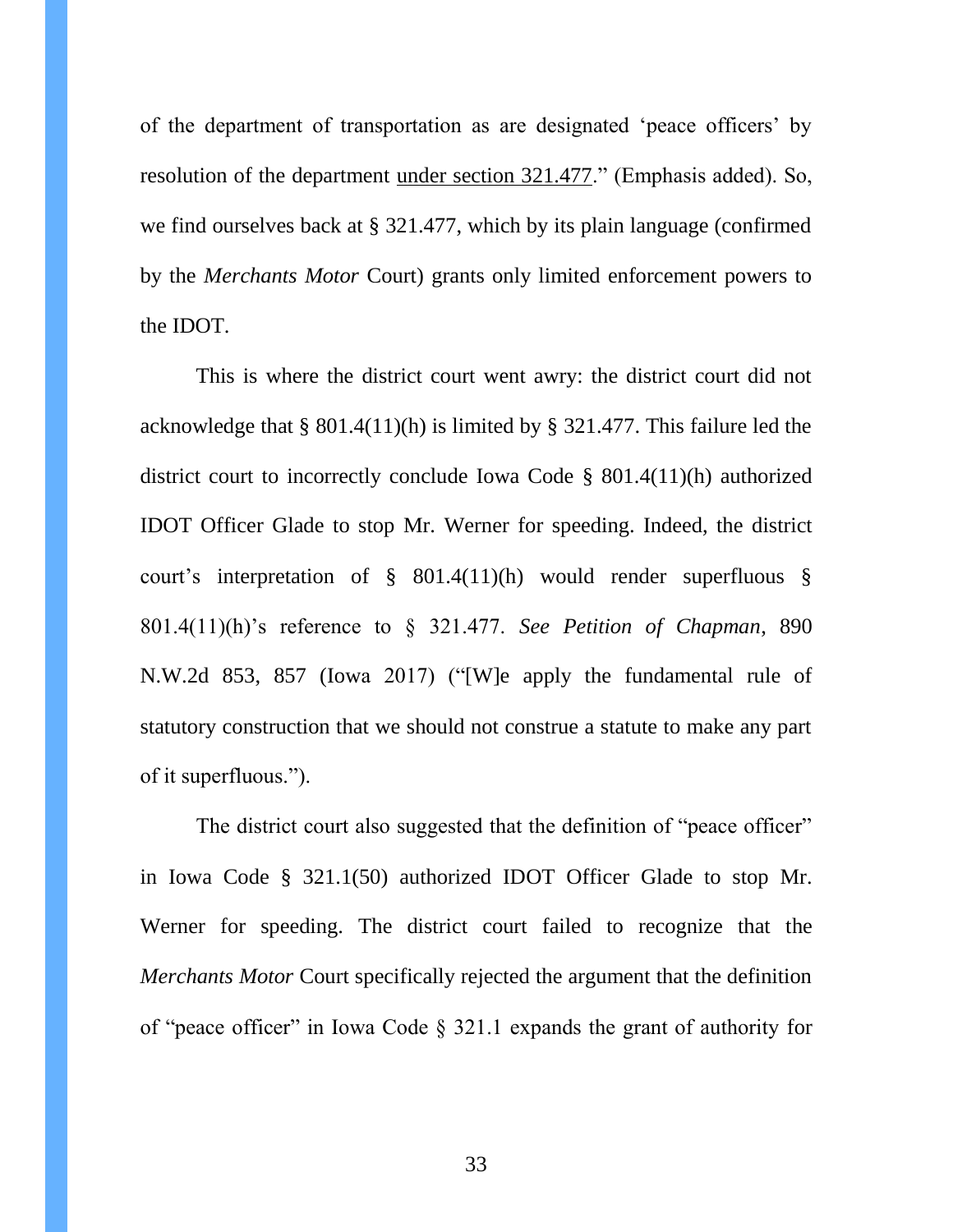of the department of transportation as are designated 'peace officers' by resolution of the department <u>under section 321.477</u>." (Emphasis added). So, we find ourselves back at § 321.477, which by its plain language (confirmed by the *Merchants Motor* Court) grants only limited enforcement powers to the IDOT.

This is where the district court went awry: the district court did not acknowledge that § 801.4(11)(h) is limited by § 321.477. This failure led the district court to incorrectly conclude Iowa Code § 801.4(11)(h) authorized IDOT Officer Glade to stop Mr. Werner for speeding. Indeed, the district court's interpretation of § 801.4(11)(h) would render superfluous § 801.4(11)(h)'s reference to § 321.477. *See Petition of Chapman*, 890 N.W.2d 853, 857 (Iowa 2017) ("[W]e apply the fundamental rule of statutory construction that we should not construe a statute to make any part of it superfluous.").

The district court also suggested that the definition of "peace officer" in Iowa Code § 321.1(50) authorized IDOT Officer Glade to stop Mr. Werner for speeding. The district court failed to recognize that the *Merchants Motor* Court specifically rejected the argument that the definition of "peace officer" in Iowa Code § 321.1 expands the grant of authority for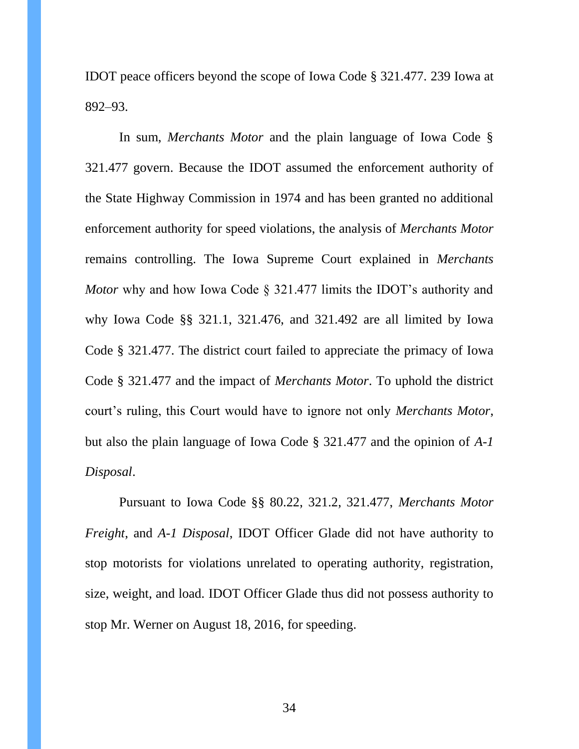IDOT peace officers beyond the scope of Iowa Code § 321.477. 239 Iowa at 892–93.

In sum, *Merchants Motor* and the plain language of Iowa Code § 321.477 govern. Because the IDOT assumed the enforcement authority of the State Highway Commission in 1974 and has been granted no additional enforcement authority for speed violations, the analysis of *Merchants Motor* remains controlling. The Iowa Supreme Court explained in *Merchants Motor* why and how Iowa Code § 321.477 limits the IDOT's authority and why Iowa Code §§ 321.1, 321.476, and 321.492 are all limited by Iowa Code § 321.477. The district court failed to appreciate the primacy of Iowa Code § 321.477 and the impact of *Merchants Motor*. To uphold the district court's ruling, this Court would have to ignore not only *Merchants Motor*, but also the plain language of Iowa Code § 321.477 and the opinion of *A-1 Disposal*.

Pursuant to Iowa Code §§ 80.22, 321.2, 321.477, *Merchants Motor Freight*, and *A-1 Disposal*, IDOT Officer Glade did not have authority to stop motorists for violations unrelated to operating authority, registration, size, weight, and load. IDOT Officer Glade thus did not possess authority to stop Mr. Werner on August 18, 2016, for speeding.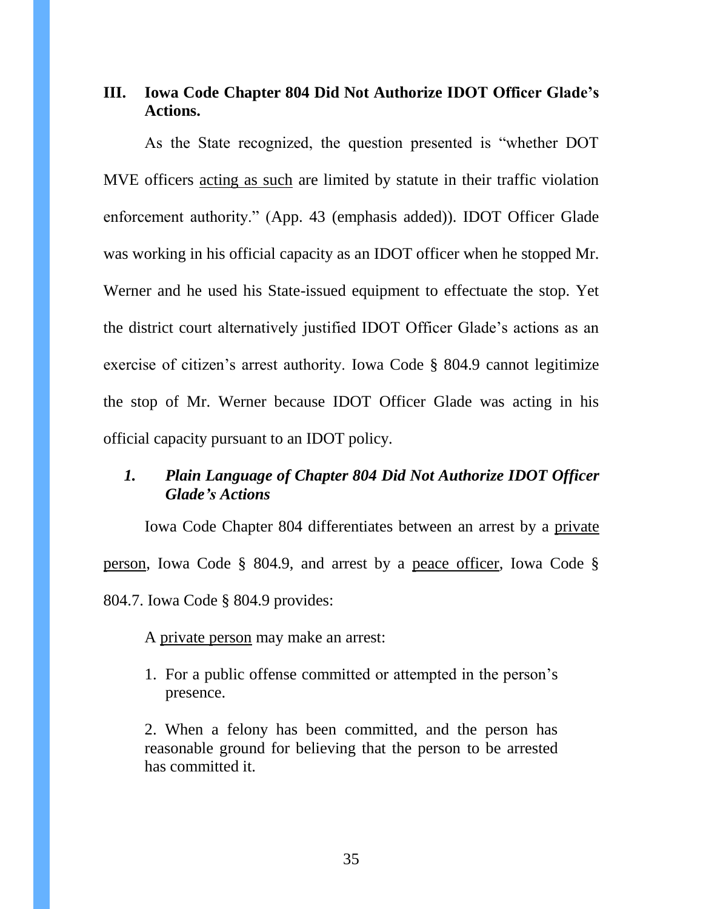## III. Iowa Code Chapter 804 Did Not Authorize IDOT Officer Glade's Actions.

As the State recognized, the question presented is "whether DOT MVE officers <u>acting as such</u> are limited by statute in their traffic violation enforcement authority." (App. 43 (emphasis added)). IDOT Officer Glade was working in his official capacity as an IDOT officer when he stopped Mr. Werner and he used his State-issued equipment to effectuate the stop. Yet the district court alternatively justified IDOT Officer Glade's actions as an exercise of citizen's arrest authority. Iowa Code § 804.9 cannot legitimize the stop of Mr. Werner because IDOT Officer Glade was acting in his official capacity pursuant to an IDOT policy.

### *1. Plain Language of Chapter 804 Did Not Authorize IDOT Officer Glade's Actions*

Iowa Code Chapter 804 differentiates between an arrest by a <u>private person</u>, Iowa Code § 804.9, and arrest by a <u>peace officer</u>, Iowa Code § 804.7. Iowa Code § 804.9 provides:

> A <u>private person</u> may make an arrest:
>
> 1. For a public offense committed or attempted in the person's presence.
>
> 2. When a felony has been committed, and the person has reasonable ground for believing that the person to be arrested has committed it.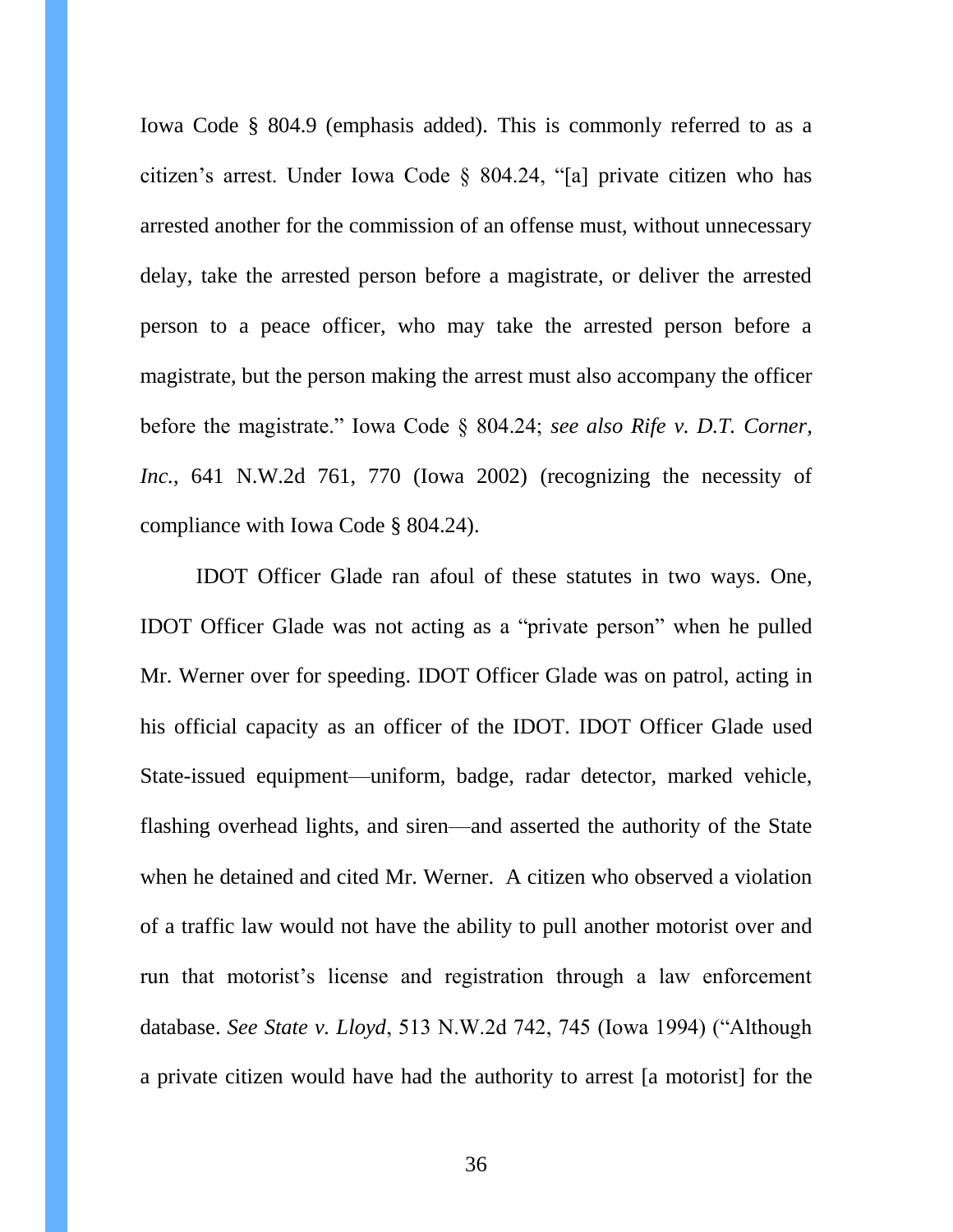Iowa Code § 804.9 (emphasis added). This is commonly referred to as a citizen's arrest. Under Iowa Code § 804.24, "[a] private citizen who has arrested another for the commission of an offense must, without unnecessary delay, take the arrested person before a magistrate, or deliver the arrested person to a peace officer, who may take the arrested person before a magistrate, but the person making the arrest must also accompany the officer before the magistrate." Iowa Code § 804.24; *see also Rife v. D.T. Corner, Inc.*, 641 N.W.2d 761, 770 (Iowa 2002) (recognizing the necessity of compliance with Iowa Code § 804.24).

IDOT Officer Glade ran afoul of these statutes in two ways. One, IDOT Officer Glade was not acting as a "private person" when he pulled Mr. Werner over for speeding. IDOT Officer Glade was on patrol, acting in his official capacity as an officer of the IDOT. IDOT Officer Glade used State-issued equipment—uniform, badge, radar detector, marked vehicle, flashing overhead lights, and siren—and asserted the authority of the State when he detained and cited Mr. Werner. A citizen who observed a violation of a traffic law would not have the ability to pull another motorist over and run that motorist's license and registration through a law enforcement database. *See State v. Lloyd*, 513 N.W.2d 742, 745 (Iowa 1994) ("Although a private citizen would have had the authority to arrest [a motorist] for the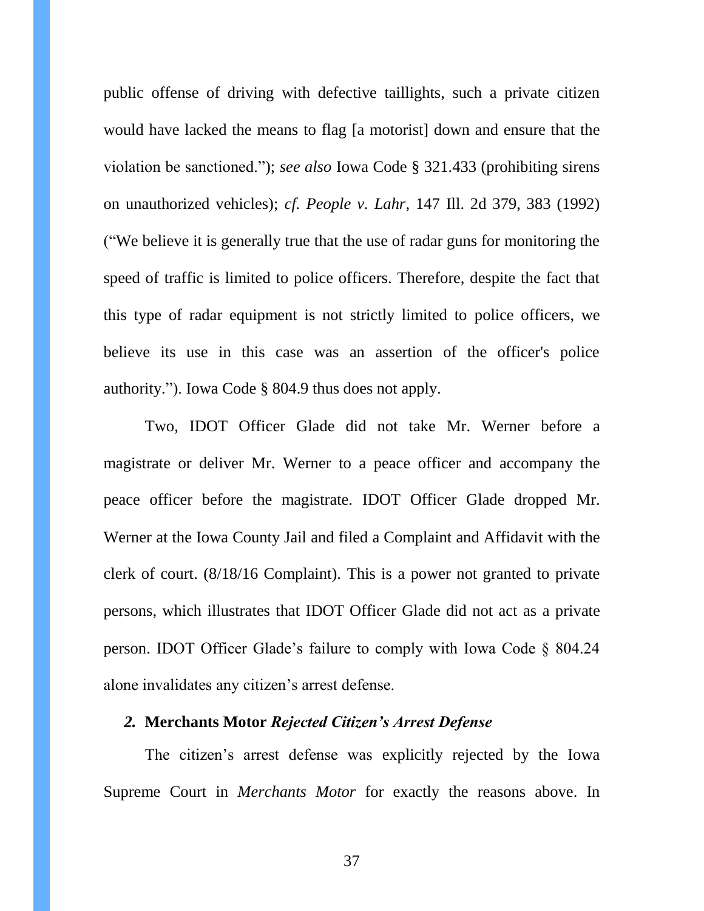public offense of driving with defective taillights, such a private citizen would have lacked the means to flag [a motorist] down and ensure that the violation be sanctioned."); *see also* Iowa Code § 321.433 (prohibiting sirens on unauthorized vehicles); *cf. People v. Lahr*, 147 Ill. 2d 379, 383 (1992) ("We believe it is generally true that the use of radar guns for monitoring the speed of traffic is limited to police officers. Therefore, despite the fact that this type of radar equipment is not strictly limited to police officers, we believe its use in this case was an assertion of the officer's police authority."). Iowa Code § 804.9 thus does not apply.

Two, IDOT Officer Glade did not take Mr. Werner before a magistrate or deliver Mr. Werner to a peace officer and accompany the peace officer before the magistrate. IDOT Officer Glade dropped Mr. Werner at the Iowa County Jail and filed a Complaint and Affidavit with the clerk of court. (8/18/16 Complaint). This is a power not granted to private persons, which illustrates that IDOT Officer Glade did not act as a private person. IDOT Officer Glade's failure to comply with Iowa Code § 804.24 alone invalidates any citizen's arrest defense.

### *2.* **Merchants Motor** *Rejected Citizen's Arrest Defense*

The citizen's arrest defense was explicitly rejected by the Iowa Supreme Court in *Merchants Motor* for exactly the reasons above. In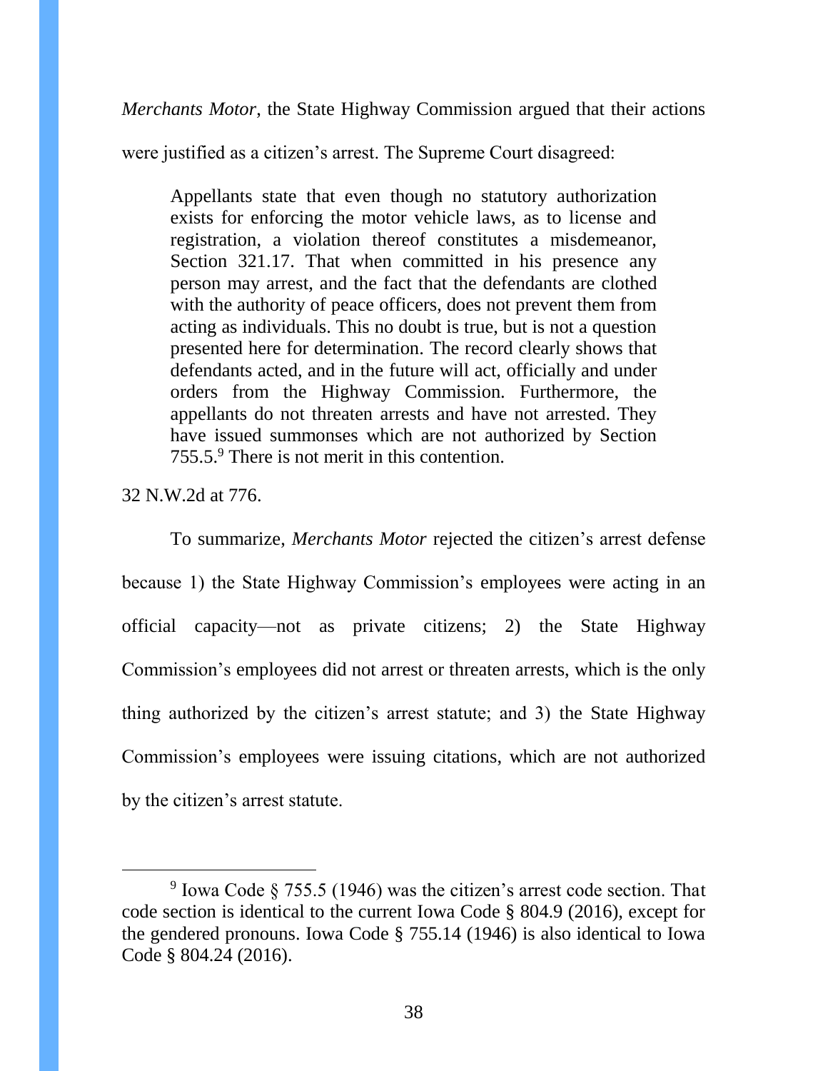*Merchants Motor*, the State Highway Commission argued that their actions were justified as a citizen's arrest. The Supreme Court disagreed:

> Appellants state that even though no statutory authorization exists for enforcing the motor vehicle laws, as to license and registration, a violation thereof constitutes a misdemeanor, Section 321.17. That when committed in his presence any person may arrest, and the fact that the defendants are clothed with the authority of peace officers, does not prevent them from acting as individuals. This no doubt is true, but is not a question presented here for determination. The record clearly shows that defendants acted, and in the future will act, officially and under orders from the Highway Commission. Furthermore, the appellants do not threaten arrests and have not arrested. They have issued summonses which are not authorized by Section 755.5.[9] There is not merit in this contention.

32 N.W.2d at 776.

To summarize, *Merchants Motor* rejected the citizen's arrest defense because 1) the State Highway Commission's employees were acting in an official capacity—not as private citizens; 2) the State Highway Commission's employees did not arrest or threaten arrests, which is the only thing authorized by the citizen's arrest statute; and 3) the State Highway Commission's employees were issuing citations, which are not authorized by the citizen's arrest statute.

---

[9] Iowa Code § 755.5 (1946) was the citizen's arrest code section. That code section is identical to the current Iowa Code § 804.9 (2016), except for the gendered pronouns. Iowa Code § 755.14 (1946) is also identical to Iowa Code § 804.24 (2016).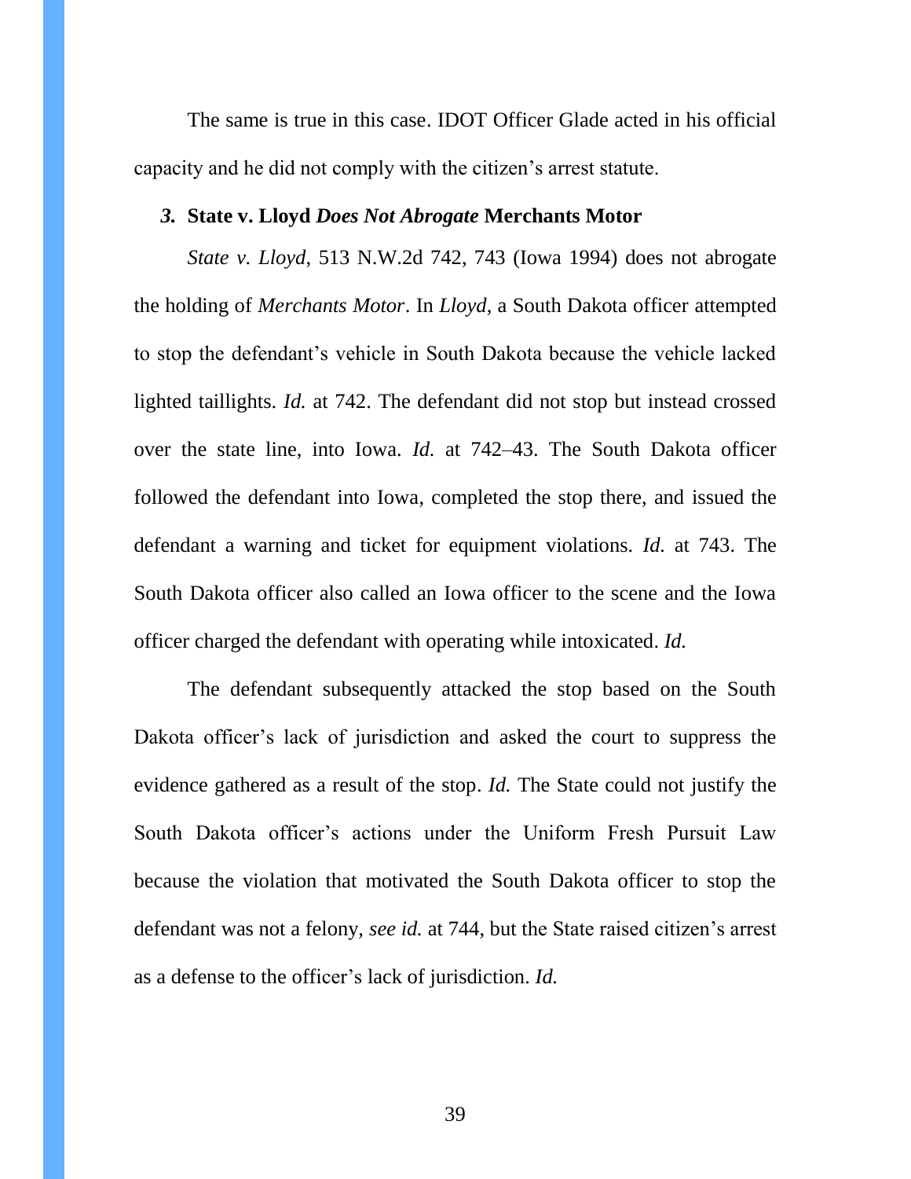The same is true in this case. IDOT Officer Glade acted in his official capacity and he did not comply with the citizen's arrest statute.

### *3.* **State v. Lloyd** ***Does Not Abrogate*** **Merchants Motor**

*State v. Lloyd*, 513 N.W.2d 742, 743 (Iowa 1994) does not abrogate the holding of *Merchants Motor*. In *Lloyd*, a South Dakota officer attempted to stop the defendant's vehicle in South Dakota because the vehicle lacked lighted taillights. *Id.* at 742. The defendant did not stop but instead crossed over the state line, into Iowa. *Id.* at 742–43. The South Dakota officer followed the defendant into Iowa, completed the stop there, and issued the defendant a warning and ticket for equipment violations. *Id.* at 743. The South Dakota officer also called an Iowa officer to the scene and the Iowa officer charged the defendant with operating while intoxicated. *Id.*

The defendant subsequently attacked the stop based on the South Dakota officer's lack of jurisdiction and asked the court to suppress the evidence gathered as a result of the stop. *Id.* The State could not justify the South Dakota officer's actions under the Uniform Fresh Pursuit Law because the violation that motivated the South Dakota officer to stop the defendant was not a felony, *see id.* at 744, but the State raised citizen's arrest as a defense to the officer's lack of jurisdiction. *Id.*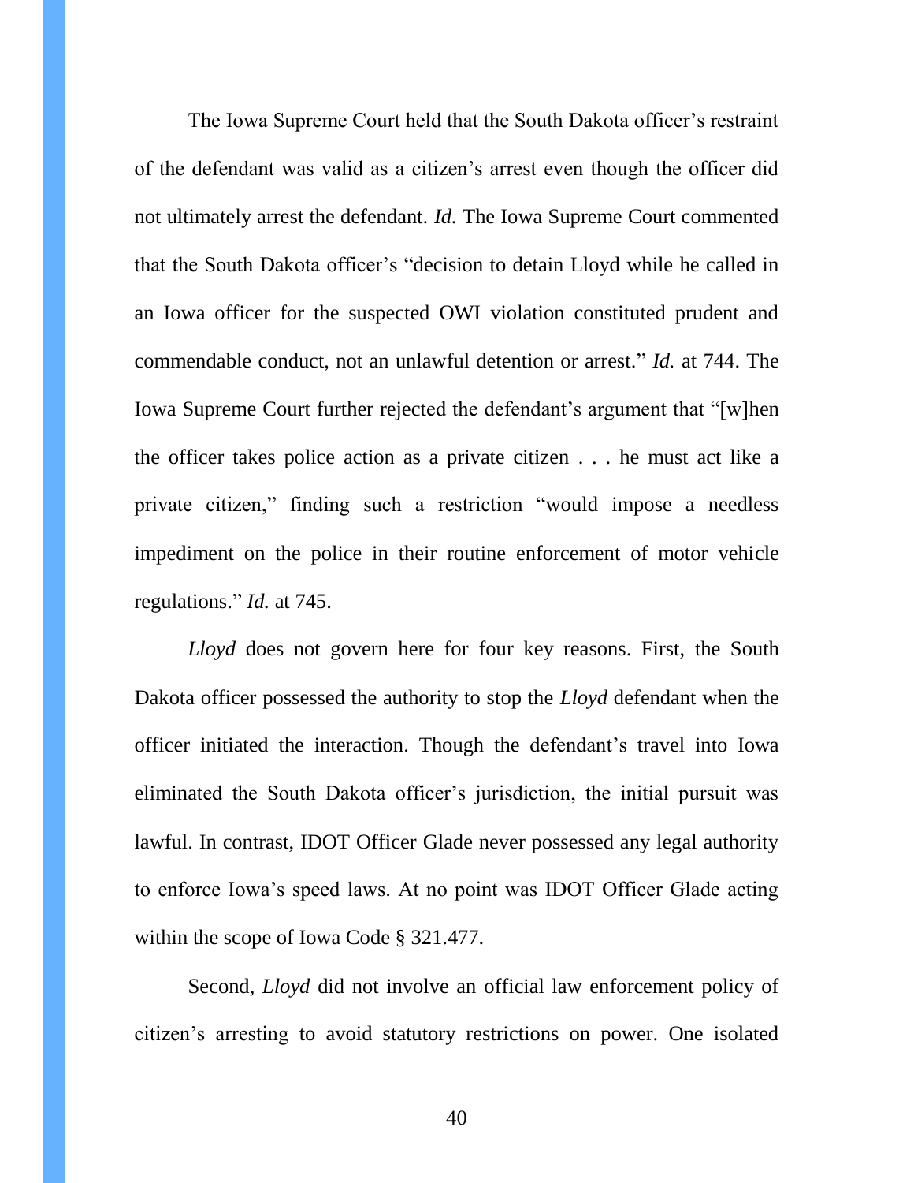The Iowa Supreme Court held that the South Dakota officer's restraint of the defendant was valid as a citizen's arrest even though the officer did not ultimately arrest the defendant. *Id.* The Iowa Supreme Court commented that the South Dakota officer's "decision to detain Lloyd while he called in an Iowa officer for the suspected OWI violation constituted prudent and commendable conduct, not an unlawful detention or arrest." *Id.* at 744. The Iowa Supreme Court further rejected the defendant's argument that "[w]hen the officer takes police action as a private citizen . . . he must act like a private citizen," finding such a restriction "would impose a needless impediment on the police in their routine enforcement of motor vehicle regulations." *Id.* at 745.

*Lloyd* does not govern here for four key reasons. First, the South Dakota officer possessed the authority to stop the *Lloyd* defendant when the officer initiated the interaction. Though the defendant's travel into Iowa eliminated the South Dakota officer's jurisdiction, the initial pursuit was lawful. In contrast, IDOT Officer Glade never possessed any legal authority to enforce Iowa's speed laws. At no point was IDOT Officer Glade acting within the scope of Iowa Code § 321.477.

Second, *Lloyd* did not involve an official law enforcement policy of citizen's arresting to avoid statutory restrictions on power. One isolated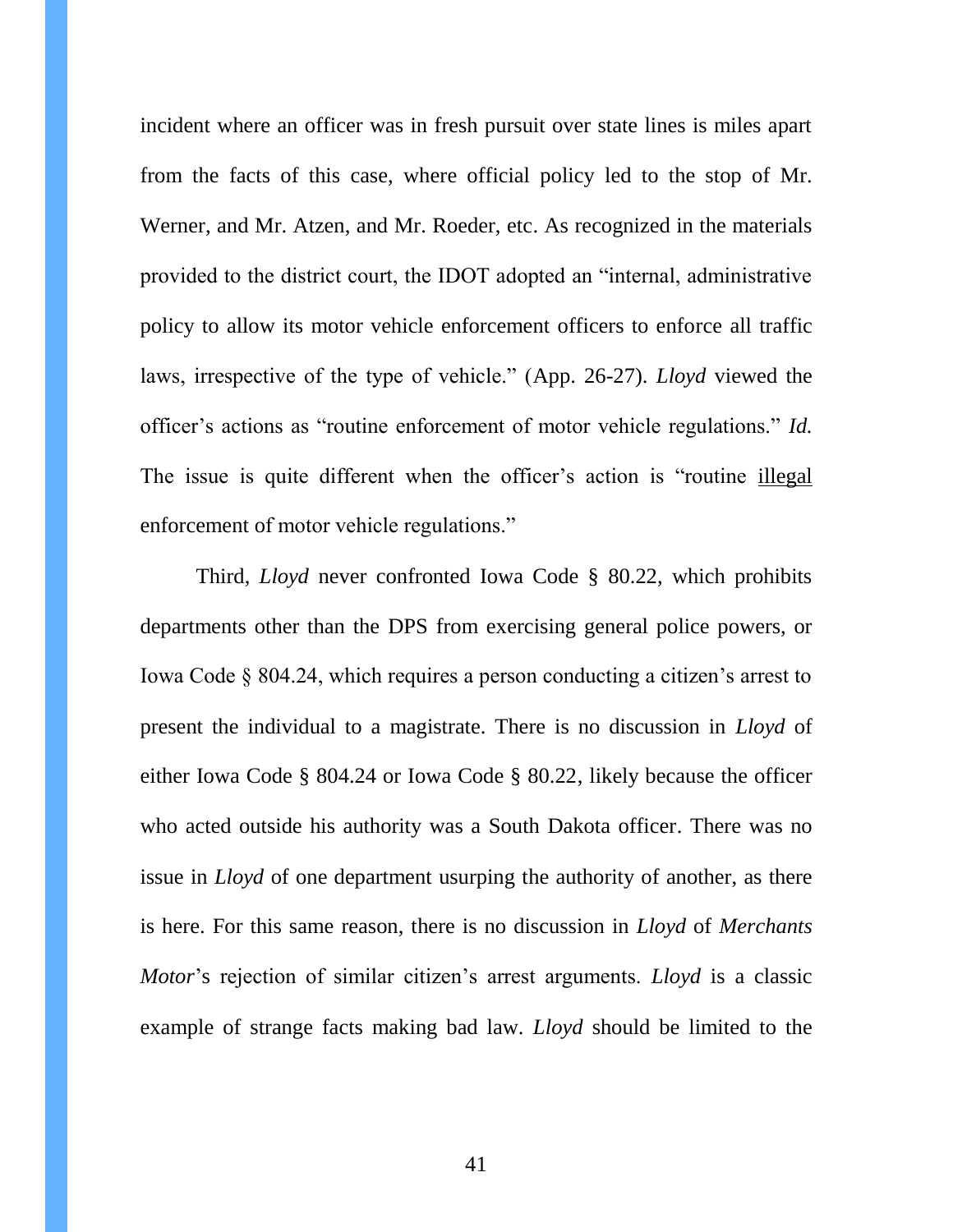incident where an officer was in fresh pursuit over state lines is miles apart from the facts of this case, where official policy led to the stop of Mr. Werner, and Mr. Atzen, and Mr. Roeder, etc. As recognized in the materials provided to the district court, the IDOT adopted an "internal, administrative policy to allow its motor vehicle enforcement officers to enforce all traffic laws, irrespective of the type of vehicle." (App. 26-27). *Lloyd* viewed the officer's actions as "routine enforcement of motor vehicle regulations." *Id.* The issue is quite different when the officer's action is "routine <u>illegal</u> enforcement of motor vehicle regulations."

Third, *Lloyd* never confronted Iowa Code § 80.22, which prohibits departments other than the DPS from exercising general police powers, or Iowa Code § 804.24, which requires a person conducting a citizen's arrest to present the individual to a magistrate. There is no discussion in *Lloyd* of either Iowa Code § 804.24 or Iowa Code § 80.22, likely because the officer who acted outside his authority was a South Dakota officer. There was no issue in *Lloyd* of one department usurping the authority of another, as there is here. For this same reason, there is no discussion in *Lloyd* of *Merchants Motor*'s rejection of similar citizen's arrest arguments. *Lloyd* is a classic example of strange facts making bad law. *Lloyd* should be limited to the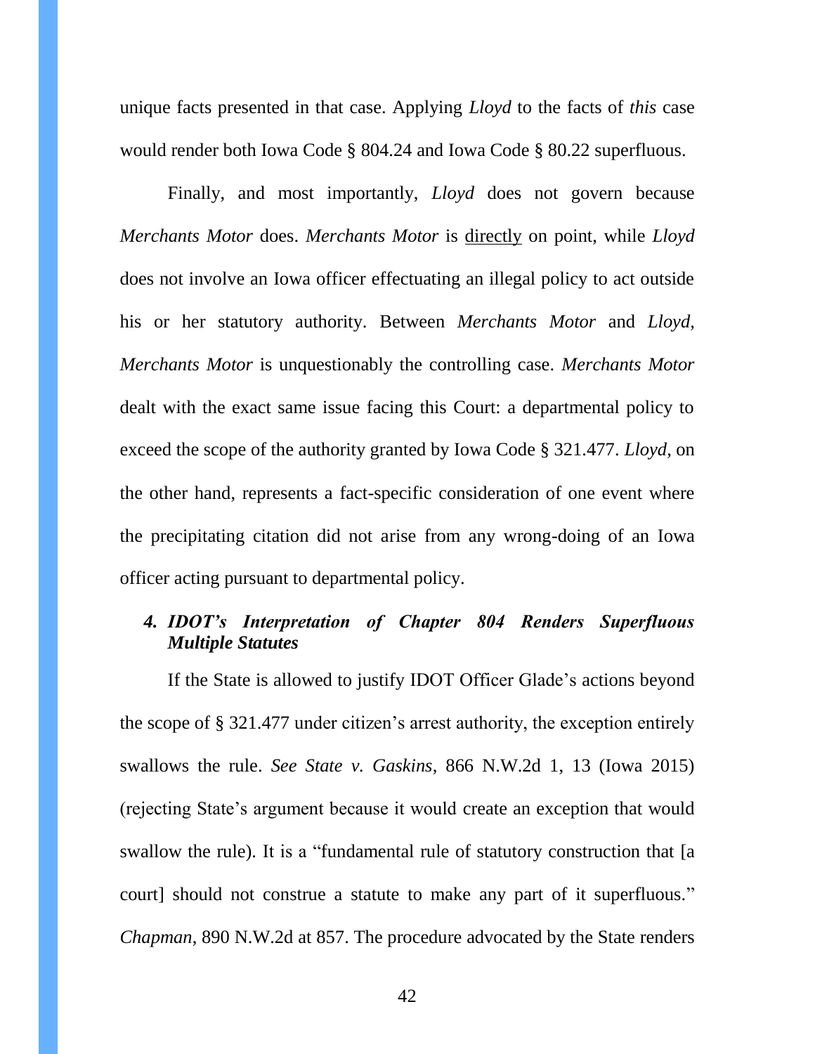unique facts presented in that case. Applying *Lloyd* to the facts of *this* case would render both Iowa Code § 804.24 and Iowa Code § 80.22 superfluous.

Finally, and most importantly, *Lloyd* does not govern because *Merchants Motor* does. *Merchants Motor* is directly on point, while *Lloyd* does not involve an Iowa officer effectuating an illegal policy to act outside his or her statutory authority. Between *Merchants Motor* and *Lloyd*, *Merchants Motor* is unquestionably the controlling case. *Merchants Motor* dealt with the exact same issue facing this Court: a departmental policy to exceed the scope of the authority granted by Iowa Code § 321.477. *Lloyd*, on the other hand, represents a fact-specific consideration of one event where the precipitating citation did not arise from any wrong-doing of an Iowa officer acting pursuant to departmental policy.

#### *4. IDOT's Interpretation of Chapter 804 Renders Superfluous Multiple Statutes*

If the State is allowed to justify IDOT Officer Glade's actions beyond the scope of § 321.477 under citizen's arrest authority, the exception entirely swallows the rule. *See State v. Gaskins*, 866 N.W.2d 1, 13 (Iowa 2015) (rejecting State's argument because it would create an exception that would swallow the rule). It is a "fundamental rule of statutory construction that [a court] should not construe a statute to make any part of it superfluous." *Chapman*, 890 N.W.2d at 857. The procedure advocated by the State renders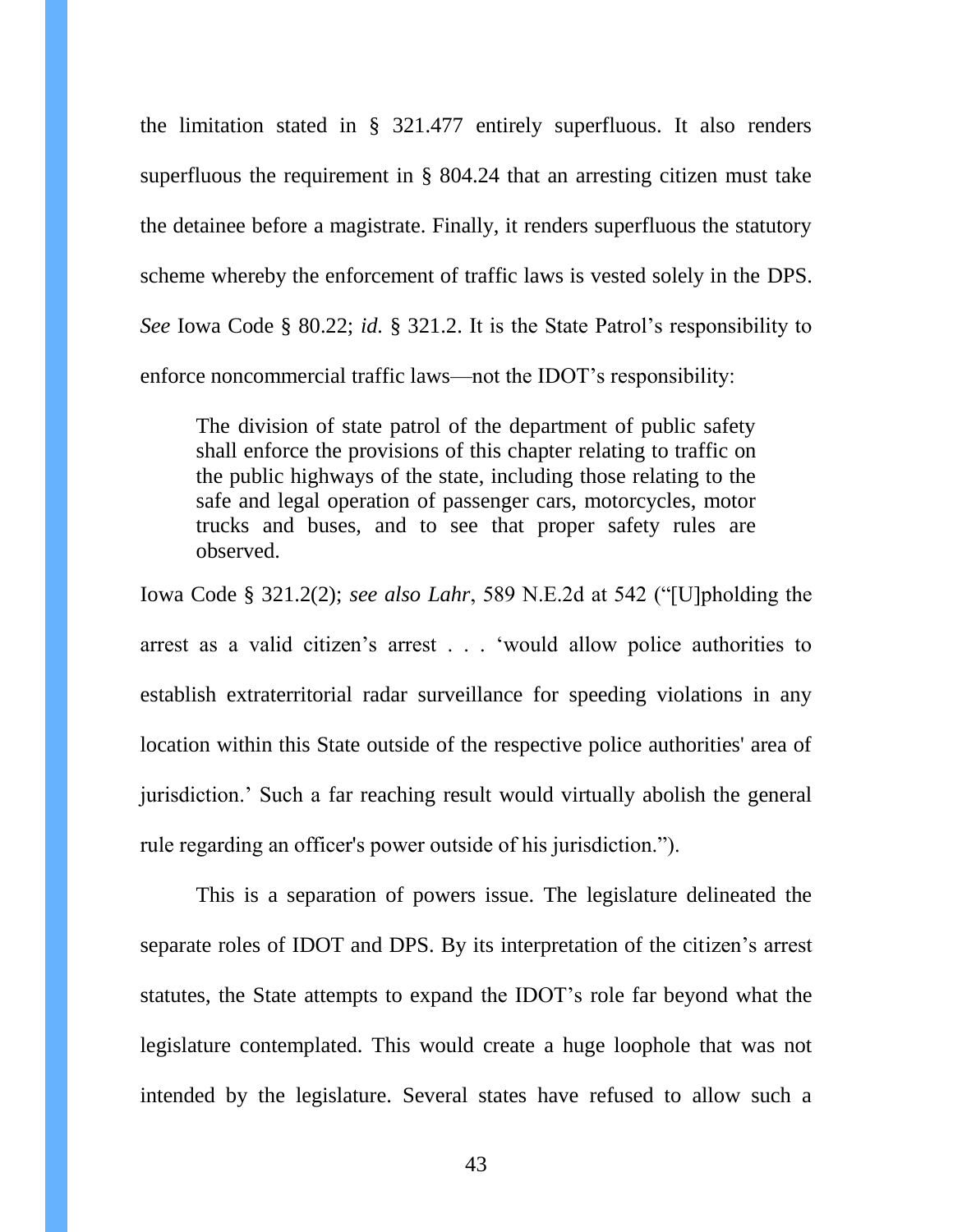the limitation stated in § 321.477 entirely superfluous. It also renders superfluous the requirement in § 804.24 that an arresting citizen must take the detainee before a magistrate. Finally, it renders superfluous the statutory scheme whereby the enforcement of traffic laws is vested solely in the DPS. *See* Iowa Code § 80.22; *id.* § 321.2. It is the State Patrol's responsibility to enforce noncommercial traffic laws—not the IDOT's responsibility:

> The division of state patrol of the department of public safety shall enforce the provisions of this chapter relating to traffic on the public highways of the state, including those relating to the safe and legal operation of passenger cars, motorcycles, motor trucks and buses, and to see that proper safety rules are observed.

Iowa Code § 321.2(2); *see also Lahr*, 589 N.E.2d at 542 ("[U]pholding the arrest as a valid citizen's arrest . . . 'would allow police authorities to establish extraterritorial radar surveillance for speeding violations in any location within this State outside of the respective police authorities' area of jurisdiction.' Such a far reaching result would virtually abolish the general rule regarding an officer's power outside of his jurisdiction.").

This is a separation of powers issue. The legislature delineated the separate roles of IDOT and DPS. By its interpretation of the citizen's arrest statutes, the State attempts to expand the IDOT's role far beyond what the legislature contemplated. This would create a huge loophole that was not intended by the legislature. Several states have refused to allow such a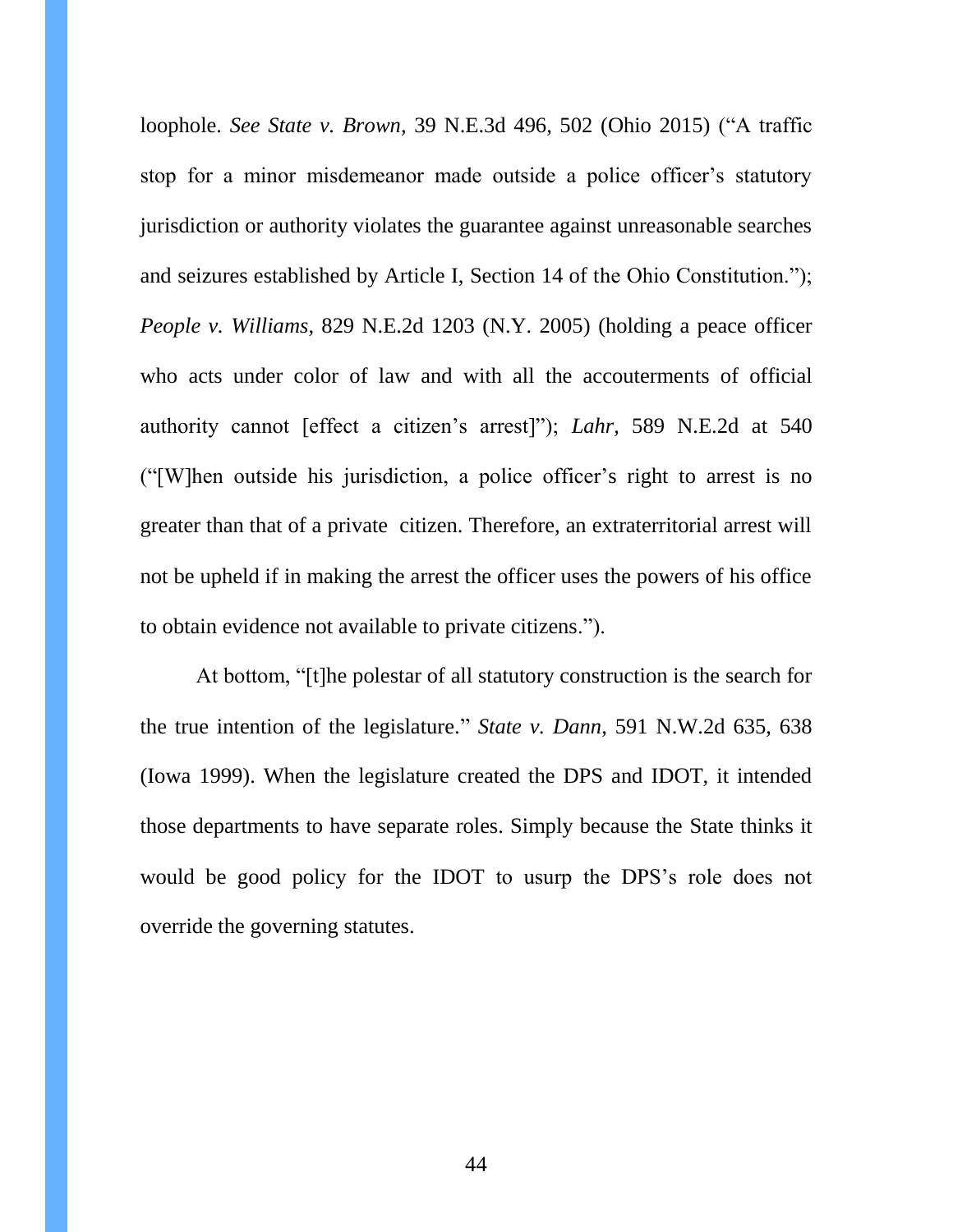loophole. *See State v. Brown*, 39 N.E.3d 496, 502 (Ohio 2015) ("A traffic stop for a minor misdemeanor made outside a police officer's statutory jurisdiction or authority violates the guarantee against unreasonable searches and seizures established by Article I, Section 14 of the Ohio Constitution."); *People v. Williams*, 829 N.E.2d 1203 (N.Y. 2005) (holding a peace officer who acts under color of law and with all the accouterments of official authority cannot [effect a citizen's arrest]"); *Lahr*, 589 N.E.2d at 540 ("[W]hen outside his jurisdiction, a police officer's right to arrest is no greater than that of a private citizen. Therefore, an extraterritorial arrest will not be upheld if in making the arrest the officer uses the powers of his office to obtain evidence not available to private citizens.").

At bottom, "[t]he polestar of all statutory construction is the search for the true intention of the legislature." *State v. Dann*, 591 N.W.2d 635, 638 (Iowa 1999). When the legislature created the DPS and IDOT, it intended those departments to have separate roles. Simply because the State thinks it would be good policy for the IDOT to usurp the DPS's role does not override the governing statutes.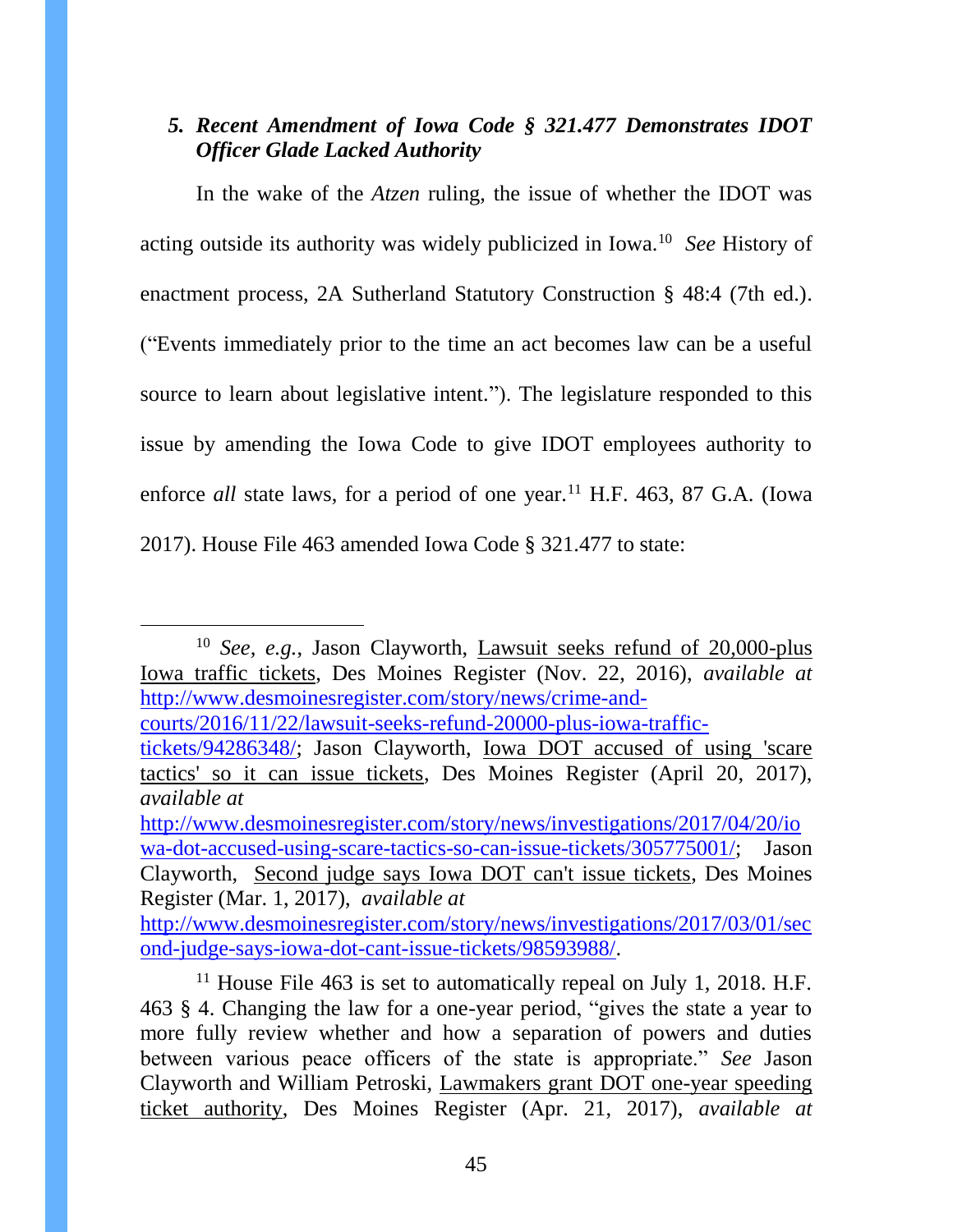### *5. Recent Amendment of Iowa Code § 321.477 Demonstrates IDOT Officer Glade Lacked Authority*

In the wake of the *Atzen* ruling, the issue of whether the IDOT was acting outside its authority was widely publicized in Iowa.[10] *See* History of enactment process, 2A Sutherland Statutory Construction § 48:4 (7th ed.). ("Events immediately prior to the time an act becomes law can be a useful source to learn about legislative intent."). The legislature responded to this issue by amending the Iowa Code to give IDOT employees authority to enforce *all* state laws, for a period of one year.[11] H.F. 463, 87 G.A. (Iowa 2017). House File 463 amended Iowa Code § 321.477 to state:

---

[10] *See, e.g.*, Jason Clayworth, Lawsuit seeks refund of 20,000-plus Iowa traffic tickets, Des Moines Register (Nov. 22, 2016), *available at* http://www.desmoinesregister.com/story/news/crime-and-courts/2016/11/22/lawsuit-seeks-refund-20000-plus-iowa-traffic-tickets/94286348/; Jason Clayworth, Iowa DOT accused of using 'scare tactics' so it can issue tickets, Des Moines Register (April 20, 2017), *available at* http://www.desmoinesregister.com/story/news/investigations/2017/04/20/iowa-dot-accused-using-scare-tactics-so-can-issue-tickets/305775001/; Jason Clayworth, Second judge says Iowa DOT can't issue tickets, Des Moines Register (Mar. 1, 2017), *available at* http://www.desmoinesregister.com/story/news/investigations/2017/03/01/second-judge-says-iowa-dot-cant-issue-tickets/98593988/.

[11] House File 463 is set to automatically repeal on July 1, 2018. H.F. 463 § 4. Changing the law for a one-year period, "gives the state a year to more fully review whether and how a separation of powers and duties between various peace officers of the state is appropriate." *See* Jason Clayworth and William Petroski, Lawmakers grant DOT one-year speeding ticket authority, Des Moines Register (Apr. 21, 2017), *available at*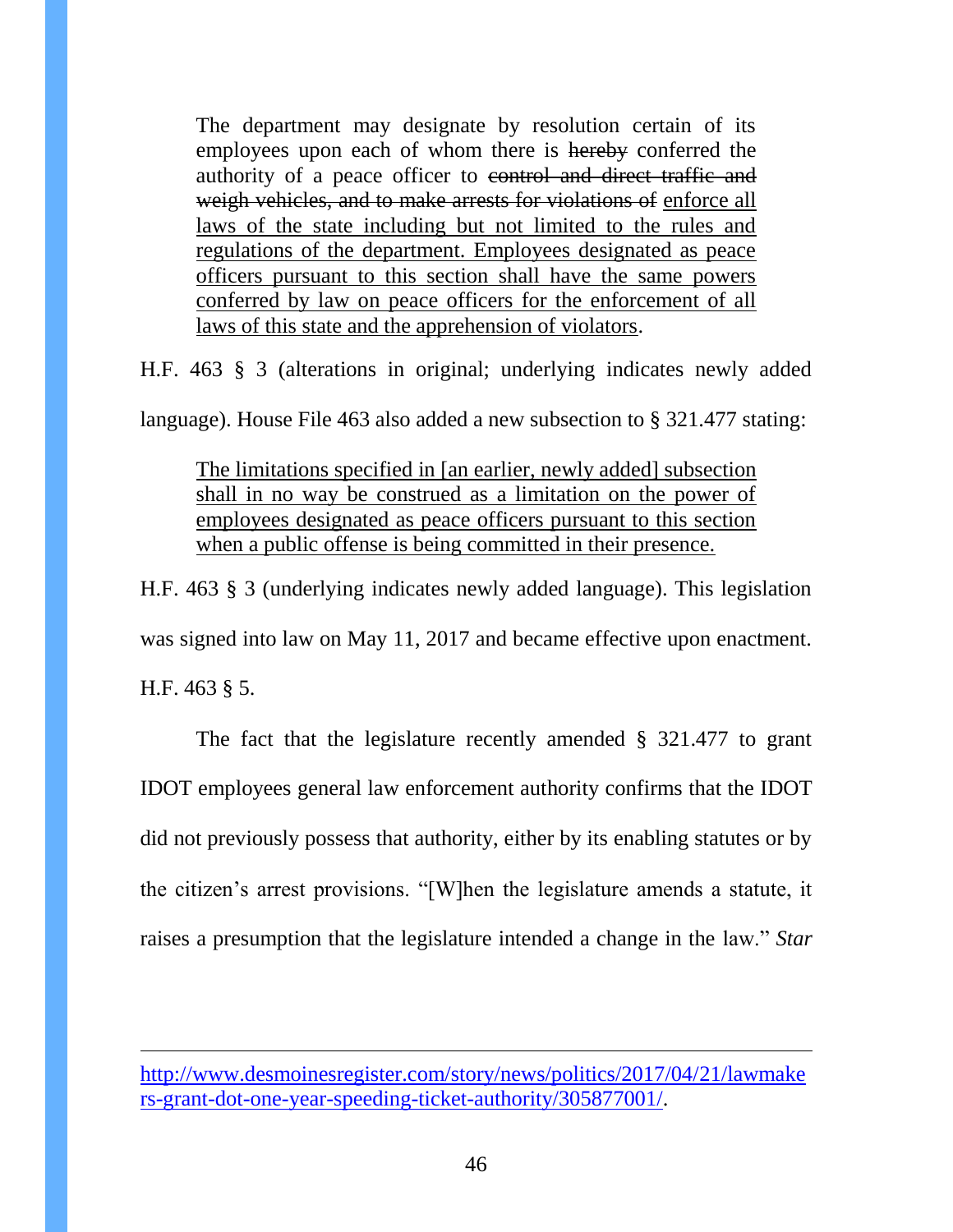> The department may designate by resolution certain of its employees upon each of whom there is ~~hereby~~ conferred the authority of a peace officer to ~~control and direct traffic and weigh vehicles, and to make arrests for violations of~~ <u>enforce all laws of the state including but not limited to the rules and regulations of the department. Employees designated as peace officers pursuant to this section shall have the same powers conferred by law on peace officers for the enforcement of all laws of this state and the apprehension of violators</u>.

H.F. 463 § 3 (alterations in original; underlying indicates newly added language). House File 463 also added a new subsection to § 321.477 stating:

> <u>The limitations specified in [an earlier, newly added] subsection shall in no way be construed as a limitation on the power of employees designated as peace officers pursuant to this section when a public offense is being committed in their presence.</u>

H.F. 463 § 3 (underlying indicates newly added language). This legislation was signed into law on May 11, 2017 and became effective upon enactment. H.F. 463 § 5.

The fact that the legislature recently amended § 321.477 to grant IDOT employees general law enforcement authority confirms that the IDOT did not previously possess that authority, either by its enabling statutes or by the citizen's arrest provisions. "[W]hen the legislature amends a statute, it raises a presumption that the legislature intended a change in the law." *Star*

---

http://www.desmoinesregister.com/story/news/politics/2017/04/21/lawmakers-grant-dot-one-year-speeding-ticket-authority/305877001/.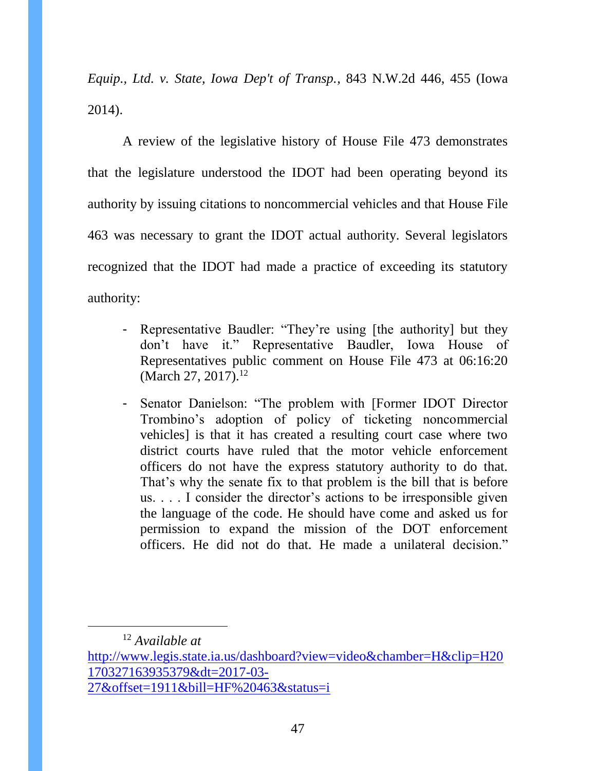*Equip., Ltd. v. State, Iowa Dep't of Transp.*, 843 N.W.2d 446, 455 (Iowa 2014).

A review of the legislative history of House File 473 demonstrates that the legislature understood the IDOT had been operating beyond its authority by issuing citations to noncommercial vehicles and that House File 463 was necessary to grant the IDOT actual authority. Several legislators recognized that the IDOT had made a practice of exceeding its statutory authority:

- Representative Baudler: "They're using [the authority] but they don't have it." Representative Baudler, Iowa House of Representatives public comment on House File 473 at 06:16:20 (March 27, 2017).[12]

- Senator Danielson: "The problem with [Former IDOT Director Trombino's adoption of policy of ticketing noncommercial vehicles] is that it has created a resulting court case where two district courts have ruled that the motor vehicle enforcement officers do not have the express statutory authority to do that. That's why the senate fix to that problem is the bill that is before us. . . . I consider the director's actions to be irresponsible given the language of the code. He should have come and asked us for permission to expand the mission of the DOT enforcement officers. He did not do that. He made a unilateral decision."

---

[12] *Available at* http://www.legis.state.ia.us/dashboard?view=video&chamber=H&clip=H20170327163935379&dt=2017-03-27&offset=1911&bill=HF%20463&status=i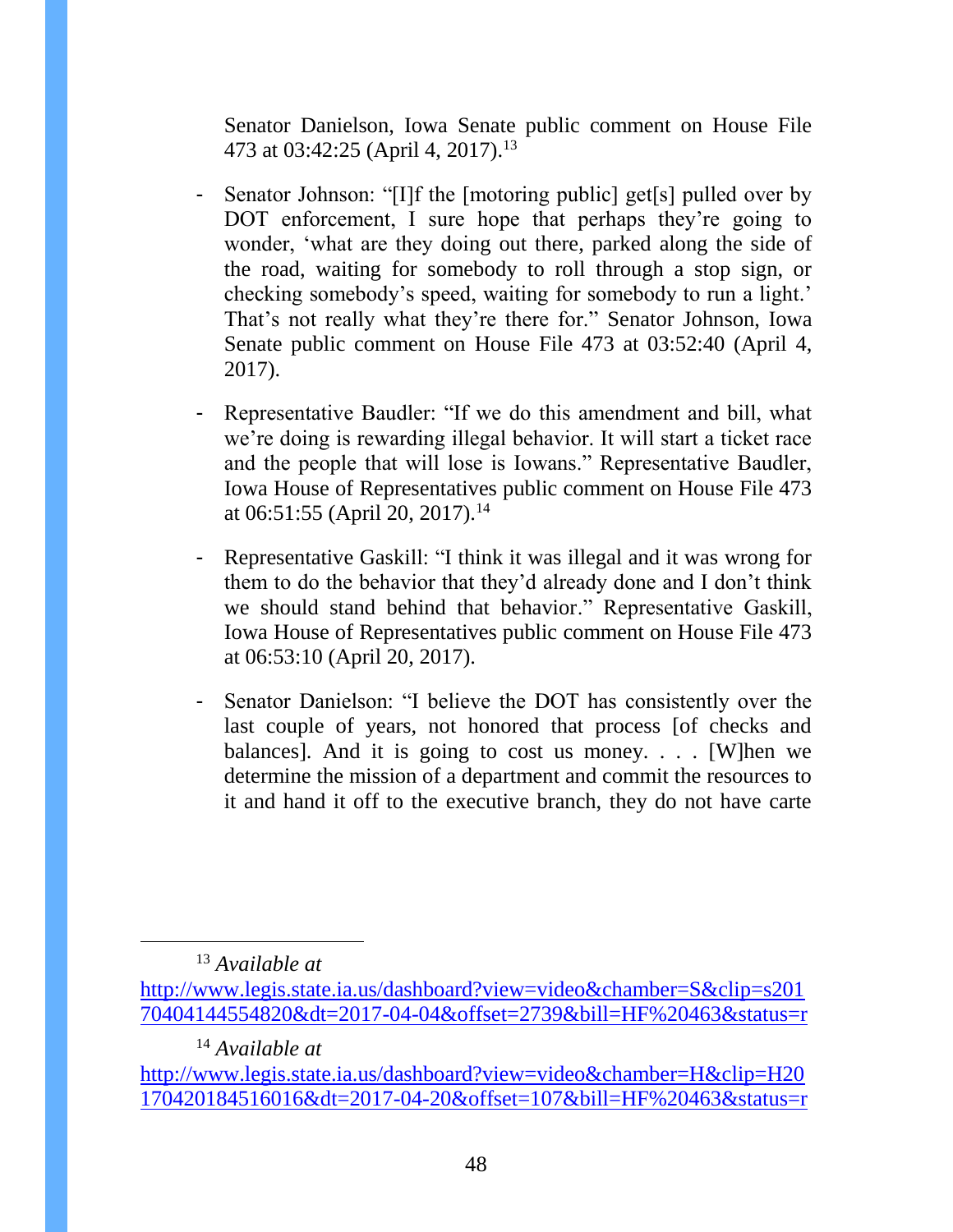Senator Danielson, Iowa Senate public comment on House File 473 at 03:42:25 (April 4, 2017).[13]

- Senator Johnson: "[I]f the [motoring public] get[s] pulled over by DOT enforcement, I sure hope that perhaps they're going to wonder, 'what are they doing out there, parked along the side of the road, waiting for somebody to roll through a stop sign, or checking somebody's speed, waiting for somebody to run a light.' That's not really what they're there for." Senator Johnson, Iowa Senate public comment on House File 473 at 03:52:40 (April 4, 2017).

- Representative Baudler: "If we do this amendment and bill, what we're doing is rewarding illegal behavior. It will start a ticket race and the people that will lose is Iowans." Representative Baudler, Iowa House of Representatives public comment on House File 473 at 06:51:55 (April 20, 2017).[14]

- Representative Gaskill: "I think it was illegal and it was wrong for them to do the behavior that they'd already done and I don't think we should stand behind that behavior." Representative Gaskill, Iowa House of Representatives public comment on House File 473 at 06:53:10 (April 20, 2017).

- Senator Danielson: "I believe the DOT has consistently over the last couple of years, not honored that process [of checks and balances]. And it is going to cost us money. . . . [W]hen we determine the mission of a department and commit the resources to it and hand it off to the executive branch, they do not have carte

---

[13] *Available at* http://www.legis.state.ia.us/dashboard?view=video&chamber=S&clip=s20170404144554820&dt=2017-04-04&offset=2739&bill=HF%20463&status=r

[14] *Available at* http://www.legis.state.ia.us/dashboard?view=video&chamber=H&clip=H20170420184516016&dt=2017-04-20&offset=107&bill=HF%20463&status=r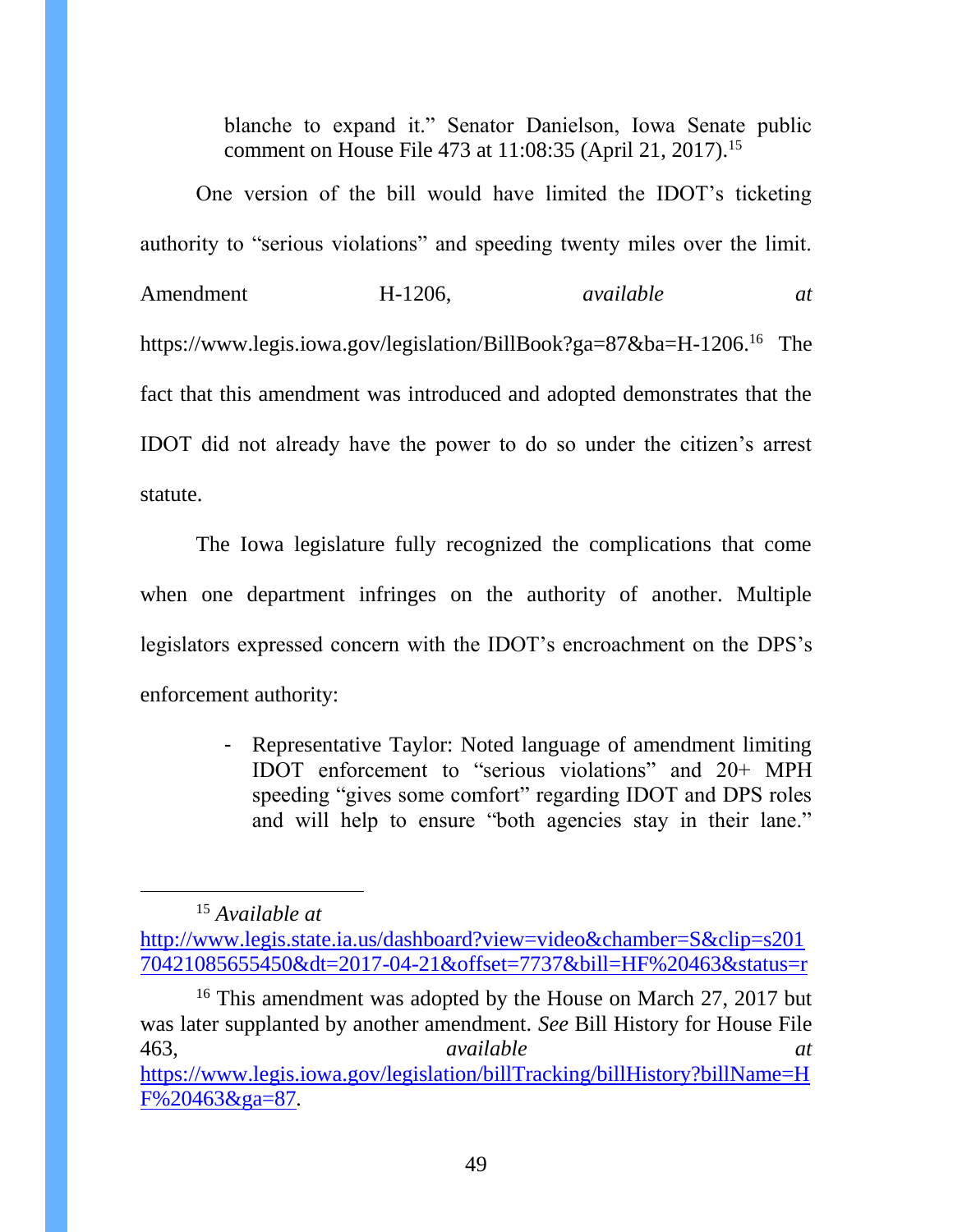> blanche to expand it." Senator Danielson, Iowa Senate public comment on House File 473 at 11:08:35 (April 21, 2017).[15]

One version of the bill would have limited the IDOT's ticketing authority to "serious violations" and speeding twenty miles over the limit. Amendment H-1206, *available at* https://www.legis.iowa.gov/legislation/BillBook?ga=87&ba=H-1206.[16] The fact that this amendment was introduced and adopted demonstrates that the IDOT did not already have the power to do so under the citizen's arrest statute.

The Iowa legislature fully recognized the complications that come when one department infringes on the authority of another. Multiple legislators expressed concern with the IDOT's encroachment on the DPS's enforcement authority:

> - Representative Taylor: Noted language of amendment limiting IDOT enforcement to "serious violations" and 20+ MPH speeding "gives some comfort" regarding IDOT and DPS roles and will help to ensure "both agencies stay in their lane."

---

[15] *Available at* http://www.legis.state.ia.us/dashboard?view=video&chamber=S&clip=s20170421085655450&dt=2017-04-21&offset=7737&bill=HF%20463&status=r

[16] This amendment was adopted by the House on March 27, 2017 but was later supplanted by another amendment. *See* Bill History for House File 463, *available at* https://www.legis.iowa.gov/legislation/billTracking/billHistory?billName=HF%20463&ga=87.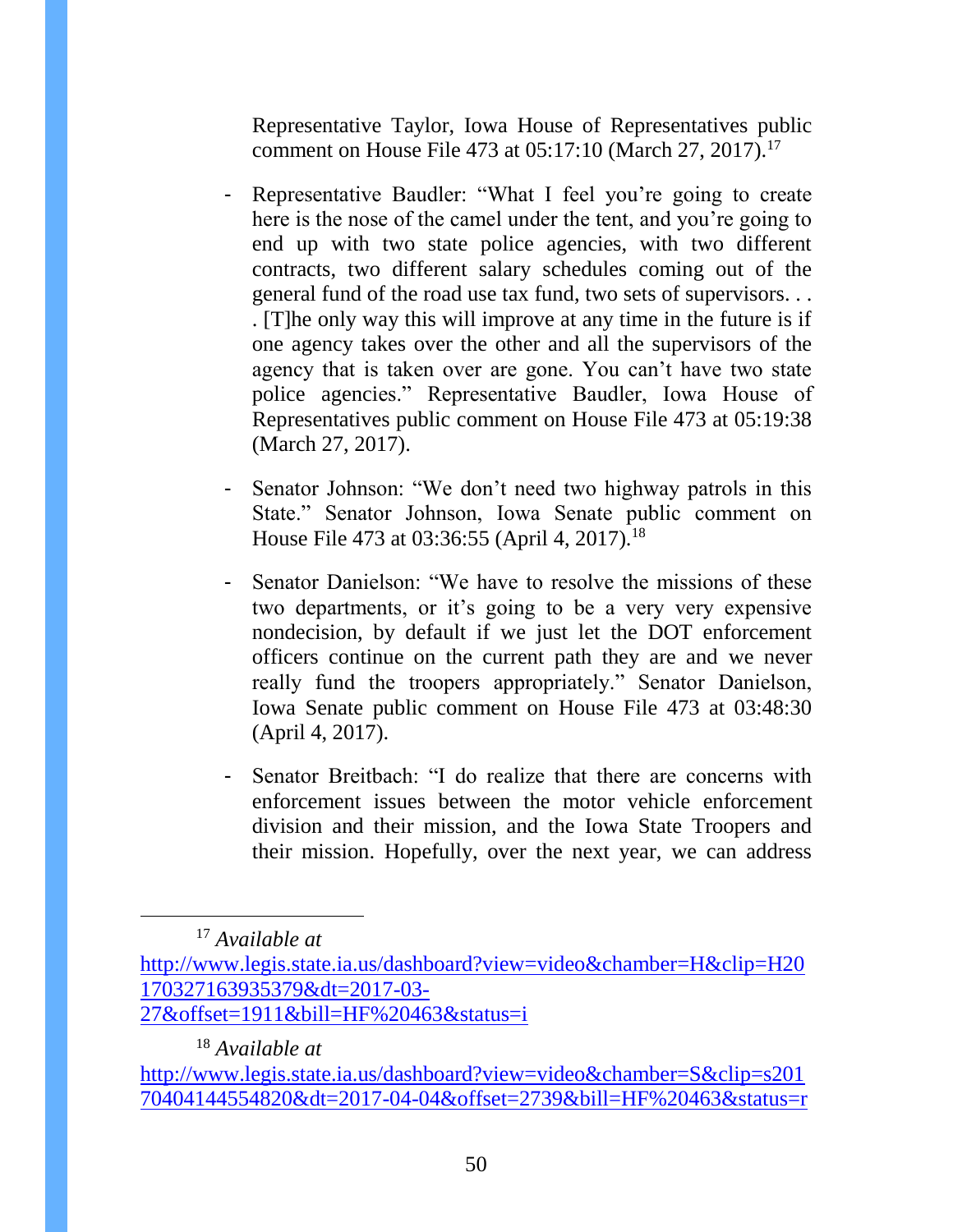Representative Taylor, Iowa House of Representatives public comment on House File 473 at 05:17:10 (March 27, 2017).[17]

- Representative Baudler: "What I feel you're going to create here is the nose of the camel under the tent, and you're going to end up with two state police agencies, with two different contracts, two different salary schedules coming out of the general fund of the road use tax fund, two sets of supervisors. . . . [T]he only way this will improve at any time in the future is if one agency takes over the other and all the supervisors of the agency that is taken over are gone. You can't have two state police agencies." Representative Baudler, Iowa House of Representatives public comment on House File 473 at 05:19:38 (March 27, 2017).

- Senator Johnson: "We don't need two highway patrols in this State." Senator Johnson, Iowa Senate public comment on House File 473 at 03:36:55 (April 4, 2017).[18]

- Senator Danielson: "We have to resolve the missions of these two departments, or it's going to be a very very expensive nondecision, by default if we just let the DOT enforcement officers continue on the current path they are and we never really fund the troopers appropriately." Senator Danielson, Iowa Senate public comment on House File 473 at 03:48:30 (April 4, 2017).

- Senator Breitbach: "I do realize that there are concerns with enforcement issues between the motor vehicle enforcement division and their mission, and the Iowa State Troopers and their mission. Hopefully, over the next year, we can address

---

[17] *Available at* http://www.legis.state.ia.us/dashboard?view=video&chamber=H&clip=H20170327163935379&dt=2017-03-27&offset=1911&bill=HF%20463&status=i

[18] *Available at* http://www.legis.state.ia.us/dashboard?view=video&chamber=S&clip=s20170404144554820&dt=2017-04-04&offset=2739&bill=HF%20463&status=r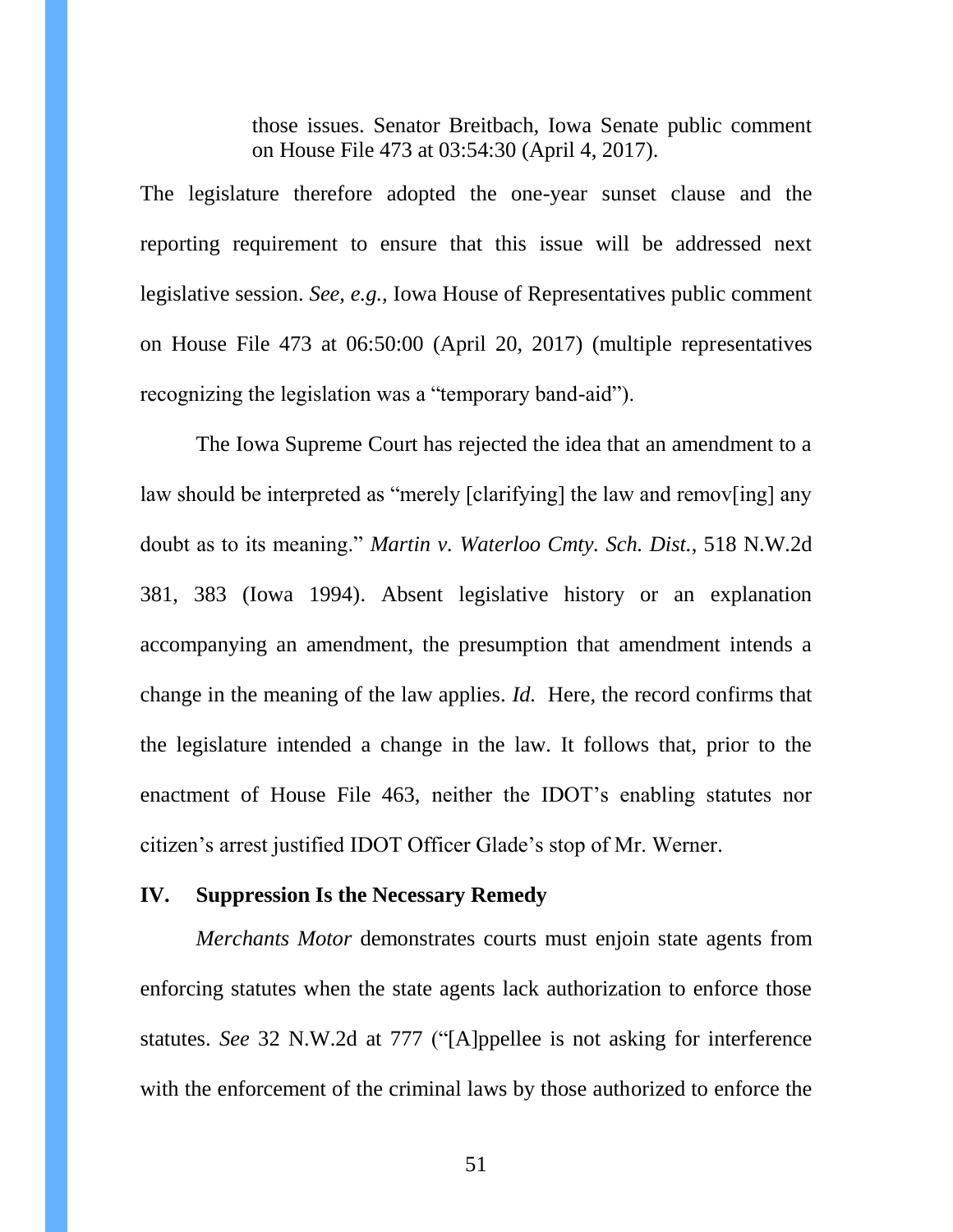> those issues. Senator Breitbach, Iowa Senate public comment on House File 473 at 03:54:30 (April 4, 2017).

The legislature therefore adopted the one-year sunset clause and the reporting requirement to ensure that this issue will be addressed next legislative session. *See, e.g.*, Iowa House of Representatives public comment on House File 473 at 06:50:00 (April 20, 2017) (multiple representatives recognizing the legislation was a "temporary band-aid").

The Iowa Supreme Court has rejected the idea that an amendment to a law should be interpreted as "merely [clarifying] the law and remov[ing] any doubt as to its meaning." *Martin v. Waterloo Cmty. Sch. Dist.*, 518 N.W.2d 381, 383 (Iowa 1994). Absent legislative history or an explanation accompanying an amendment, the presumption that amendment intends a change in the meaning of the law applies. *Id.* Here, the record confirms that the legislature intended a change in the law. It follows that, prior to the enactment of House File 463, neither the IDOT's enabling statutes nor citizen's arrest justified IDOT Officer Glade's stop of Mr. Werner.

## IV. Suppression Is the Necessary Remedy

*Merchants Motor* demonstrates courts must enjoin state agents from enforcing statutes when the state agents lack authorization to enforce those statutes. *See* 32 N.W.2d at 777 ("[A]ppellee is not asking for interference with the enforcement of the criminal laws by those authorized to enforce the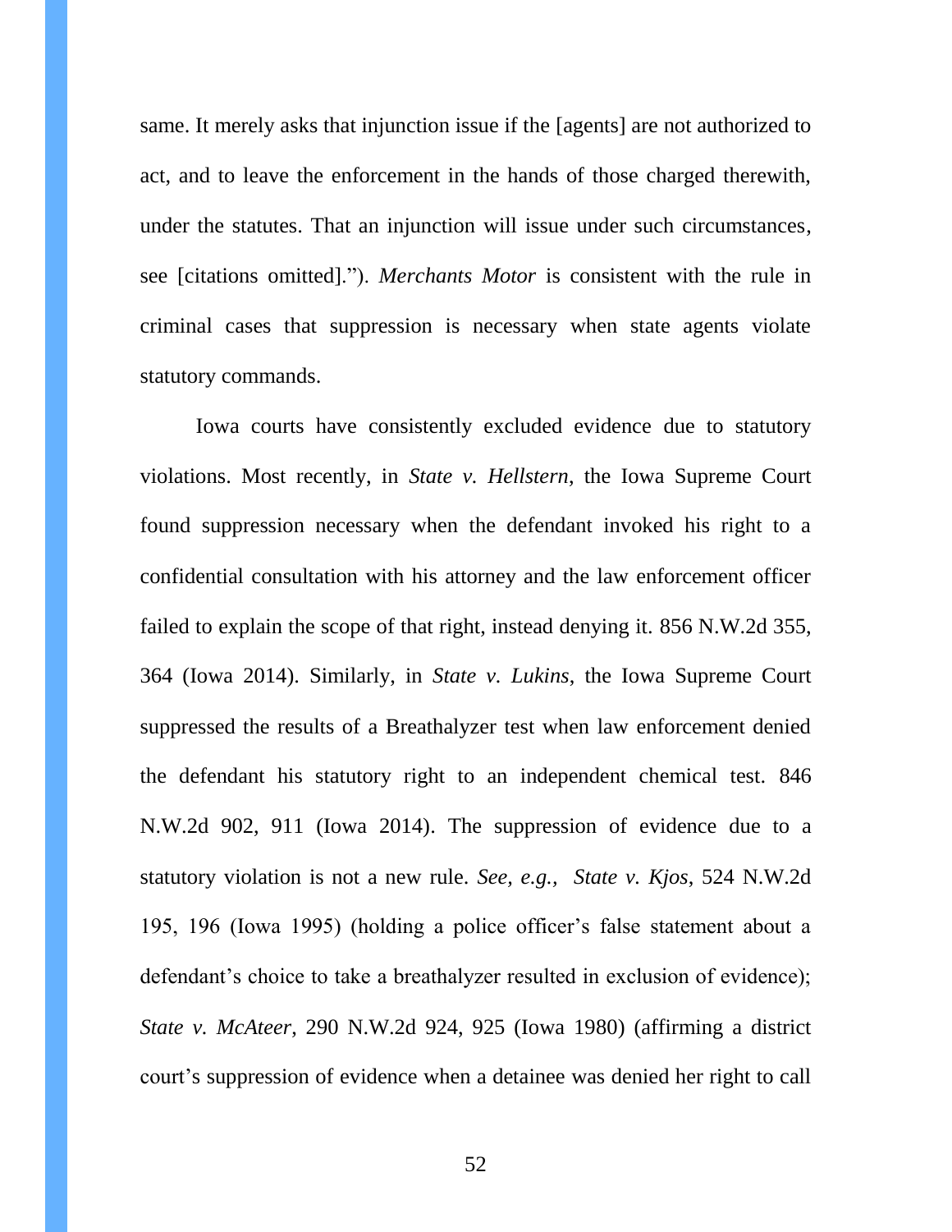same. It merely asks that injunction issue if the [agents] are not authorized to act, and to leave the enforcement in the hands of those charged therewith, under the statutes. That an injunction will issue under such circumstances, see [citations omitted]."). *Merchants Motor* is consistent with the rule in criminal cases that suppression is necessary when state agents violate statutory commands.

Iowa courts have consistently excluded evidence due to statutory violations. Most recently, in *State v. Hellstern*, the Iowa Supreme Court found suppression necessary when the defendant invoked his right to a confidential consultation with his attorney and the law enforcement officer failed to explain the scope of that right, instead denying it. 856 N.W.2d 355, 364 (Iowa 2014). Similarly, in *State v. Lukins*, the Iowa Supreme Court suppressed the results of a Breathalyzer test when law enforcement denied the defendant his statutory right to an independent chemical test. 846 N.W.2d 902, 911 (Iowa 2014). The suppression of evidence due to a statutory violation is not a new rule. *See, e.g., State v. Kjos*, 524 N.W.2d 195, 196 (Iowa 1995) (holding a police officer's false statement about a defendant's choice to take a breathalyzer resulted in exclusion of evidence); *State v. McAteer*, 290 N.W.2d 924, 925 (Iowa 1980) (affirming a district court's suppression of evidence when a detainee was denied her right to call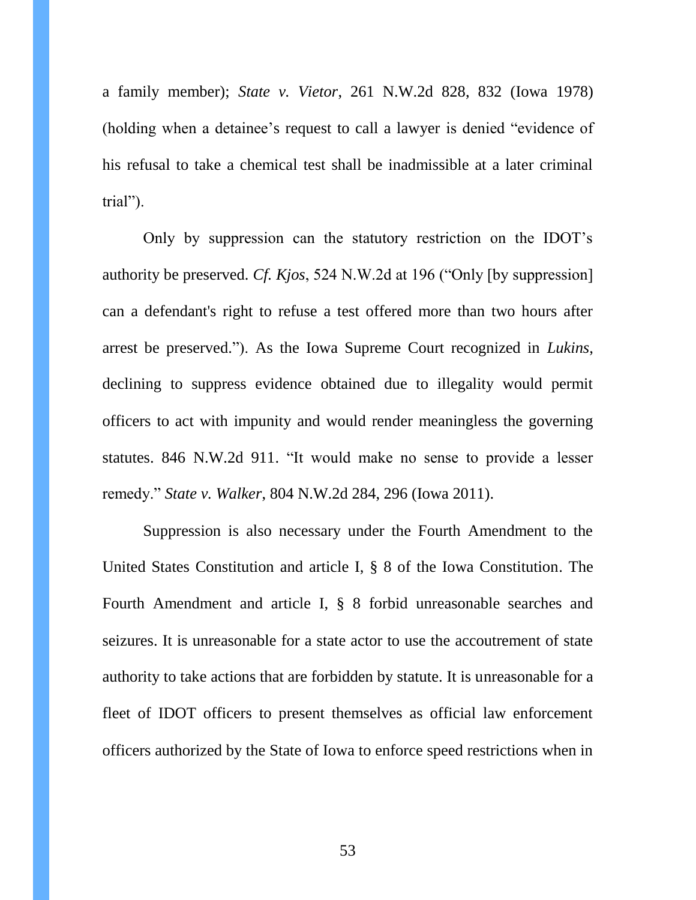a family member); *State v. Vietor*, 261 N.W.2d 828, 832 (Iowa 1978) (holding when a detainee's request to call a lawyer is denied "evidence of his refusal to take a chemical test shall be inadmissible at a later criminal trial").

Only by suppression can the statutory restriction on the IDOT's authority be preserved. *Cf. Kjos*, 524 N.W.2d at 196 ("Only [by suppression] can a defendant's right to refuse a test offered more than two hours after arrest be preserved."). As the Iowa Supreme Court recognized in *Lukins*, declining to suppress evidence obtained due to illegality would permit officers to act with impunity and would render meaningless the governing statutes. 846 N.W.2d 911. "It would make no sense to provide a lesser remedy." *State v. Walker*, 804 N.W.2d 284, 296 (Iowa 2011).

Suppression is also necessary under the Fourth Amendment to the United States Constitution and article I, § 8 of the Iowa Constitution. The Fourth Amendment and article I, § 8 forbid unreasonable searches and seizures. It is unreasonable for a state actor to use the accoutrement of state authority to take actions that are forbidden by statute. It is unreasonable for a fleet of IDOT officers to present themselves as official law enforcement officers authorized by the State of Iowa to enforce speed restrictions when in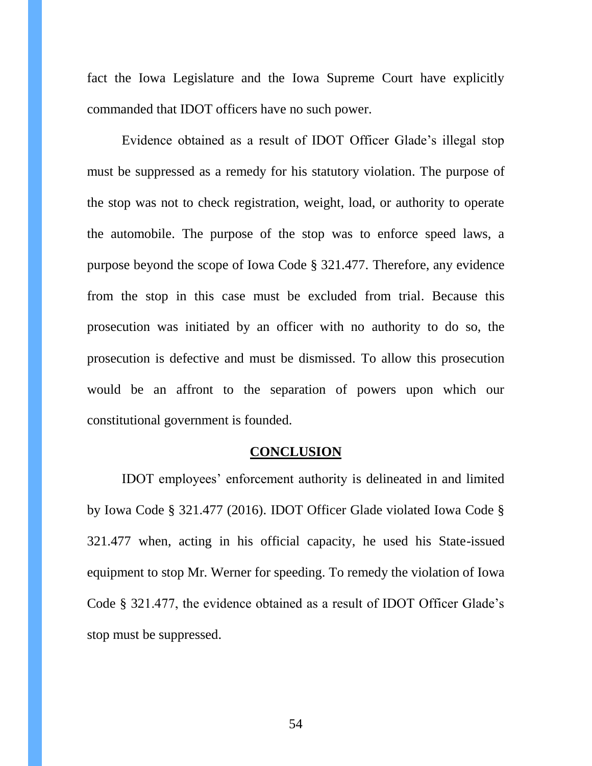fact the Iowa Legislature and the Iowa Supreme Court have explicitly commanded that IDOT officers have no such power.

Evidence obtained as a result of IDOT Officer Glade's illegal stop must be suppressed as a remedy for his statutory violation. The purpose of the stop was not to check registration, weight, load, or authority to operate the automobile. The purpose of the stop was to enforce speed laws, a purpose beyond the scope of Iowa Code § 321.477. Therefore, any evidence from the stop in this case must be excluded from trial. Because this prosecution was initiated by an officer with no authority to do so, the prosecution is defective and must be dismissed. To allow this prosecution would be an affront to the separation of powers upon which our constitutional government is founded.

## CONCLUSION

IDOT employees' enforcement authority is delineated in and limited by Iowa Code § 321.477 (2016). IDOT Officer Glade violated Iowa Code § 321.477 when, acting in his official capacity, he used his State-issued equipment to stop Mr. Werner for speeding. To remedy the violation of Iowa Code § 321.477, the evidence obtained as a result of IDOT Officer Glade's stop must be suppressed.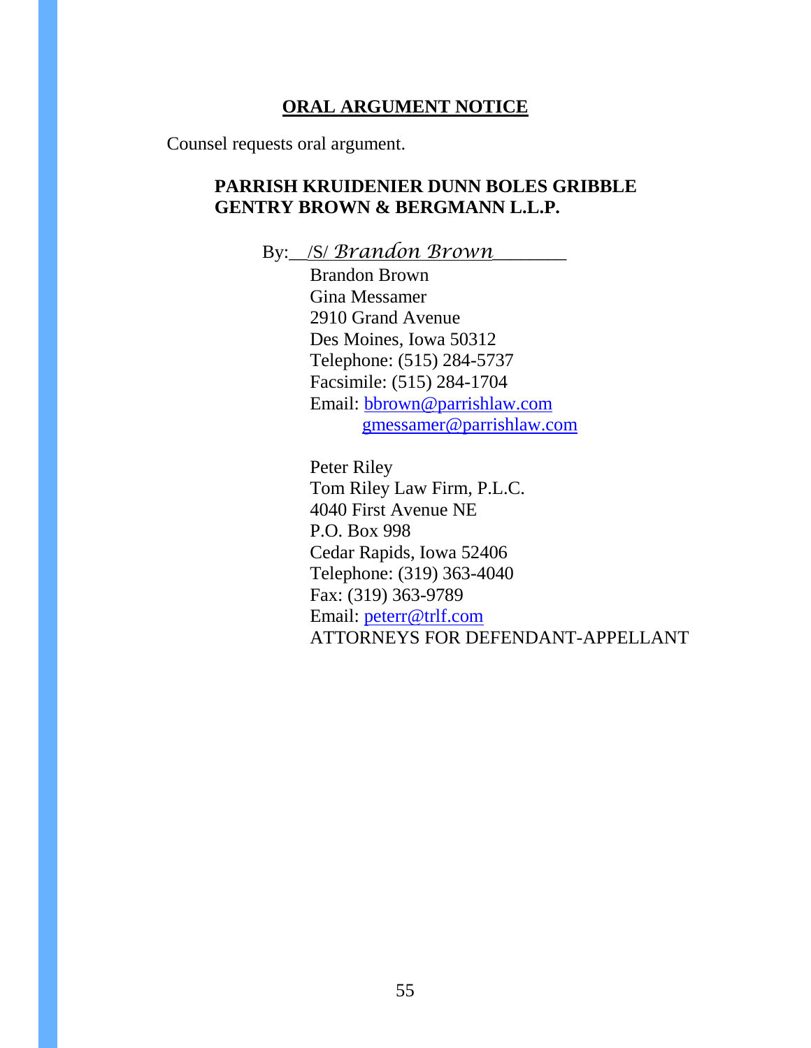## ORAL ARGUMENT NOTICE

Counsel requests oral argument.

**PARRISH KRUIDENIER DUNN BOLES GRIBBLE GENTRY BROWN & BERGMANN L.L.P.**

By:\_\_/S/ *Brandon Brown*\_\_\_\_\_\_\_\_

Brandon Brown
Gina Messamer
2910 Grand Avenue
Des Moines, Iowa 50312
Telephone: (515) 284-5737
Facsimile: (515) 284-1704
Email: bbrown@parrishlaw.com
gmessamer@parrishlaw.com

Peter Riley
Tom Riley Law Firm, P.L.C.
4040 First Avenue NE
P.O. Box 998
Cedar Rapids, Iowa 52406
Telephone: (319) 363-4040
Fax: (319) 363-9789
Email: peterr@trlf.com
ATTORNEYS FOR DEFENDANT-APPELLANT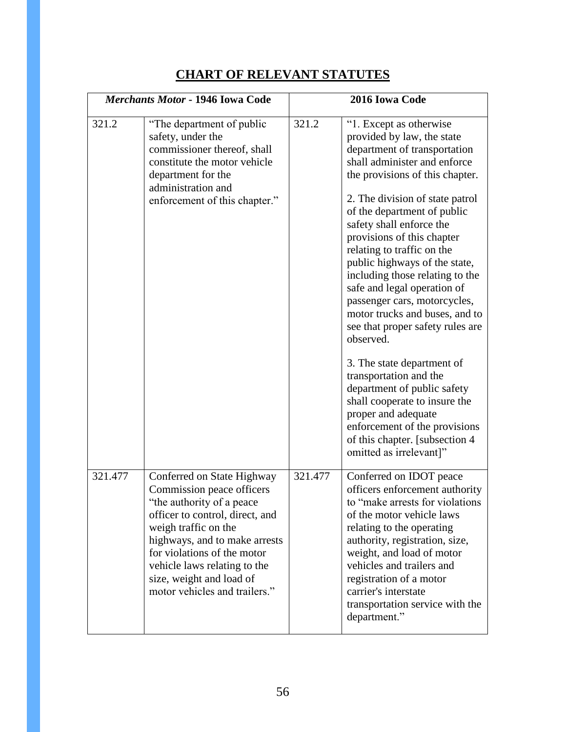## CHART OF RELEVANT STATUTES

| *Merchants Motor* - 1946 Iowa Code | | 2016 Iowa Code | |
|---|---|---|---|
| 321.2 | "The department of public safety, under the commissioner thereof, shall constitute the motor vehicle department for the administration and enforcement of this chapter." | 321.2 | "1. Except as otherwise provided by law, the state department of transportation shall administer and enforce the provisions of this chapter.<br><br>2. The division of state patrol of the department of public safety shall enforce the provisions of this chapter relating to traffic on the public highways of the state, including those relating to the safe and legal operation of passenger cars, motorcycles, motor trucks and buses, and to see that proper safety rules are observed.<br><br>3. The state department of transportation and the department of public safety shall cooperate to insure the proper and adequate enforcement of the provisions of this chapter. [subsection 4 omitted as irrelevant]" |
| 321.477 | Conferred on State Highway Commission peace officers "the authority of a peace officer to control, direct, and weigh traffic on the highways, and to make arrests for violations of the motor vehicle laws relating to the size, weight and load of motor vehicles and trailers." | 321.477 | Conferred on IDOT peace officers enforcement authority to "make arrests for violations of the motor vehicle laws relating to the operating authority, registration, size, weight, and load of motor vehicles and trailers and registration of a motor carrier's interstate transportation service with the department." |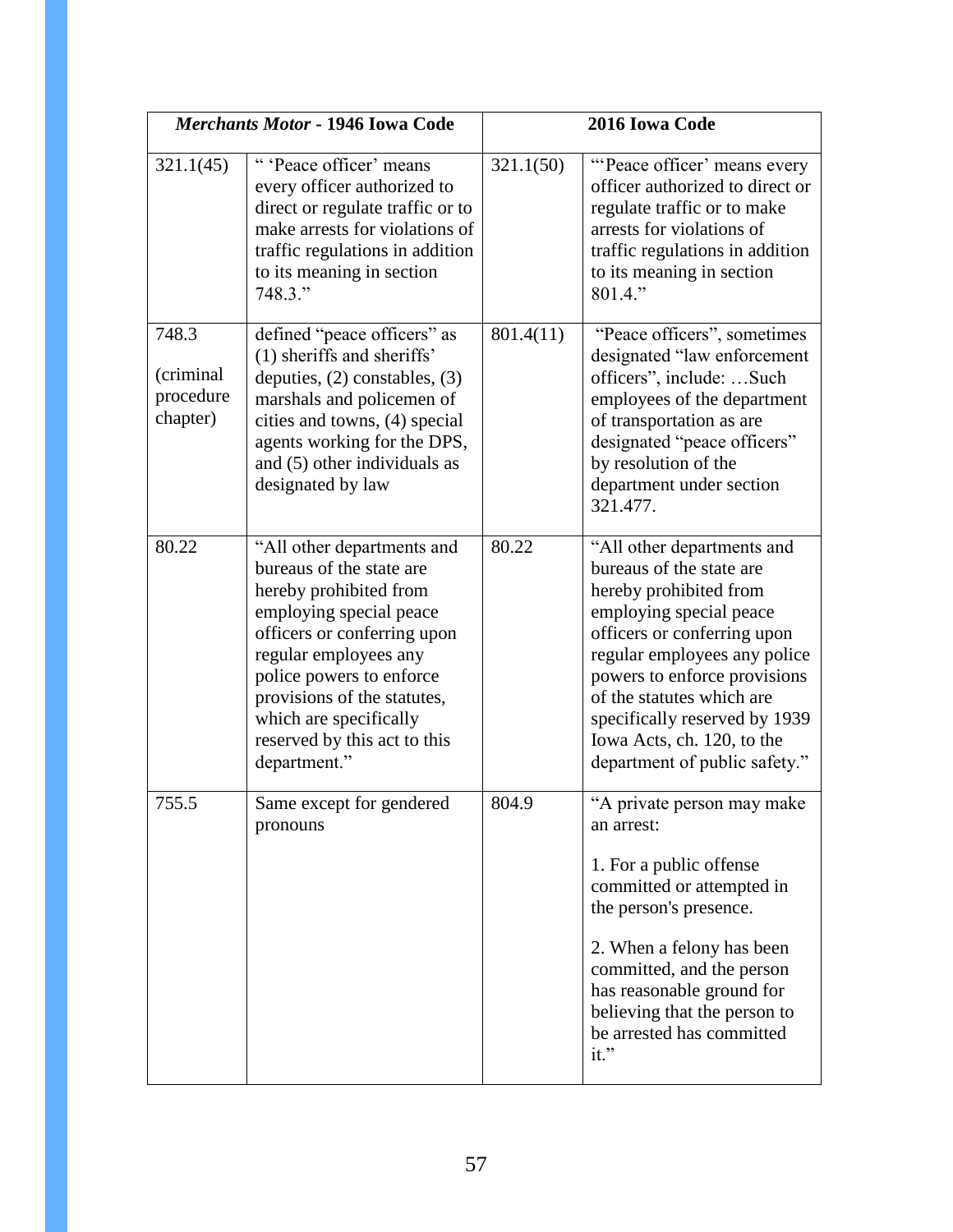| *Merchants Motor* - 1946 Iowa Code | | 2016 Iowa Code | |
|---|---|---|---|
| 321.1(45) | " 'Peace officer' means every officer authorized to direct or regulate traffic or to make arrests for violations of traffic regulations in addition to its meaning in section 748.3." | 321.1(50) | "'Peace officer' means every officer authorized to direct or regulate traffic or to make arrests for violations of traffic regulations in addition to its meaning in section 801.4." |
| 748.3 (criminal procedure chapter) | defined "peace officers" as (1) sheriffs and sheriffs' deputies, (2) constables, (3) marshals and policemen of cities and towns, (4) special agents working for the DPS, and (5) other individuals as designated by law | 801.4(11) | "Peace officers", sometimes designated "law enforcement officers", include: …Such employees of the department of transportation as are designated "peace officers" by resolution of the department under section 321.477. |
| 80.22 | "All other departments and bureaus of the state are hereby prohibited from employing special peace officers or conferring upon regular employees any police powers to enforce provisions of the statutes, which are specifically reserved by this act to this department." | 80.22 | "All other departments and bureaus of the state are hereby prohibited from employing special peace officers or conferring upon regular employees any police powers to enforce provisions of the statutes which are specifically reserved by 1939 Iowa Acts, ch. 120, to the department of public safety." |
| 755.5 | Same except for gendered pronouns | 804.9 | "A private person may make an arrest:<br><br>1. For a public offense committed or attempted in the person's presence.<br><br>2. When a felony has been committed, and the person has reasonable ground for believing that the person to be arrested has committed it." |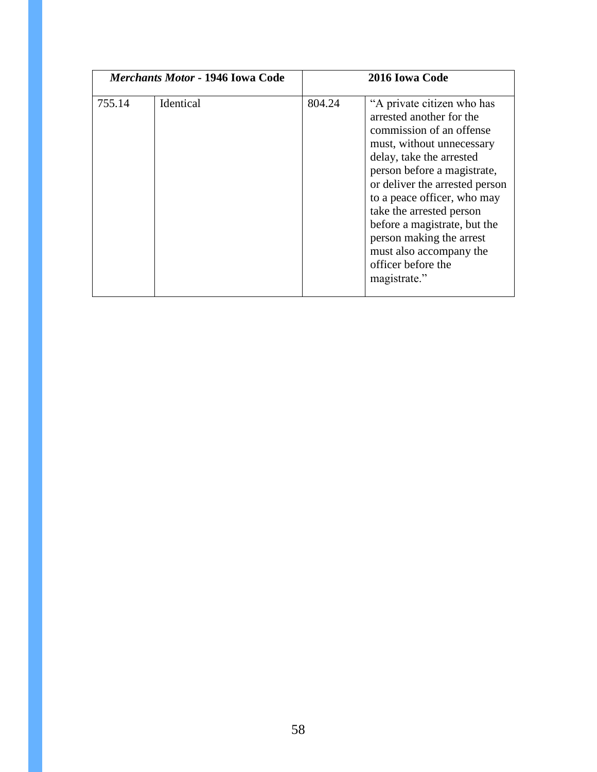| *Merchants Motor* - 1946 Iowa Code | | 2016 Iowa Code | |
|---|---|---|---|
| 755.14 | Identical | 804.24 | "A private citizen who has arrested another for the commission of an offense must, without unnecessary delay, take the arrested person before a magistrate, or deliver the arrested person to a peace officer, who may take the arrested person before a magistrate, but the person making the arrest must also accompany the officer before the magistrate." |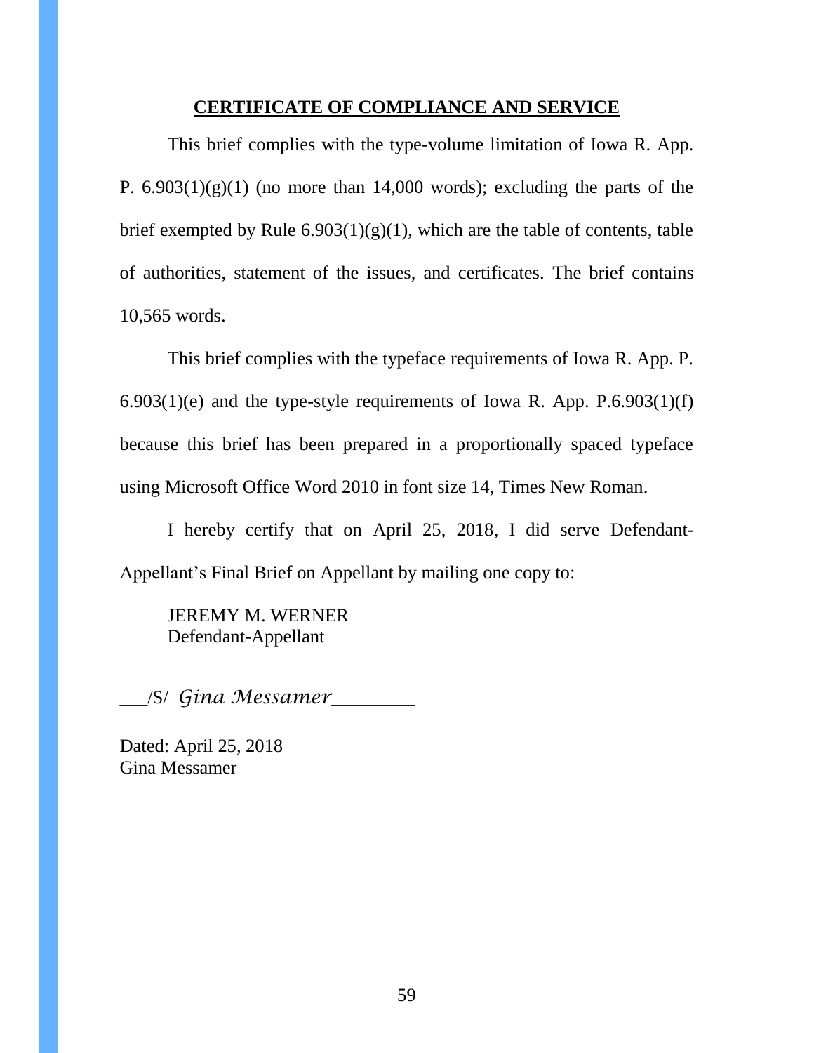**CERTIFICATE OF COMPLIANCE AND SERVICE**

This brief complies with the type-volume limitation of Iowa R. App. P. 6.903(1)(g)(1) (no more than 14,000 words); excluding the parts of the brief exempted by Rule 6.903(1)(g)(1), which are the table of contents, table of authorities, statement of the issues, and certificates. The brief contains 10,565 words.

This brief complies with the typeface requirements of Iowa R. App. P. 6.903(1)(e) and the type-style requirements of Iowa R. App. P.6.903(1)(f) because this brief has been prepared in a proportionally spaced typeface using Microsoft Office Word 2010 in font size 14, Times New Roman.

I hereby certify that on April 25, 2018, I did serve Defendant-Appellant's Final Brief on Appellant by mailing one copy to:

JEREMY M. WERNER
Defendant-Appellant

___/S/ *Gina Messamer*________

Dated: April 25, 2018
Gina Messamer